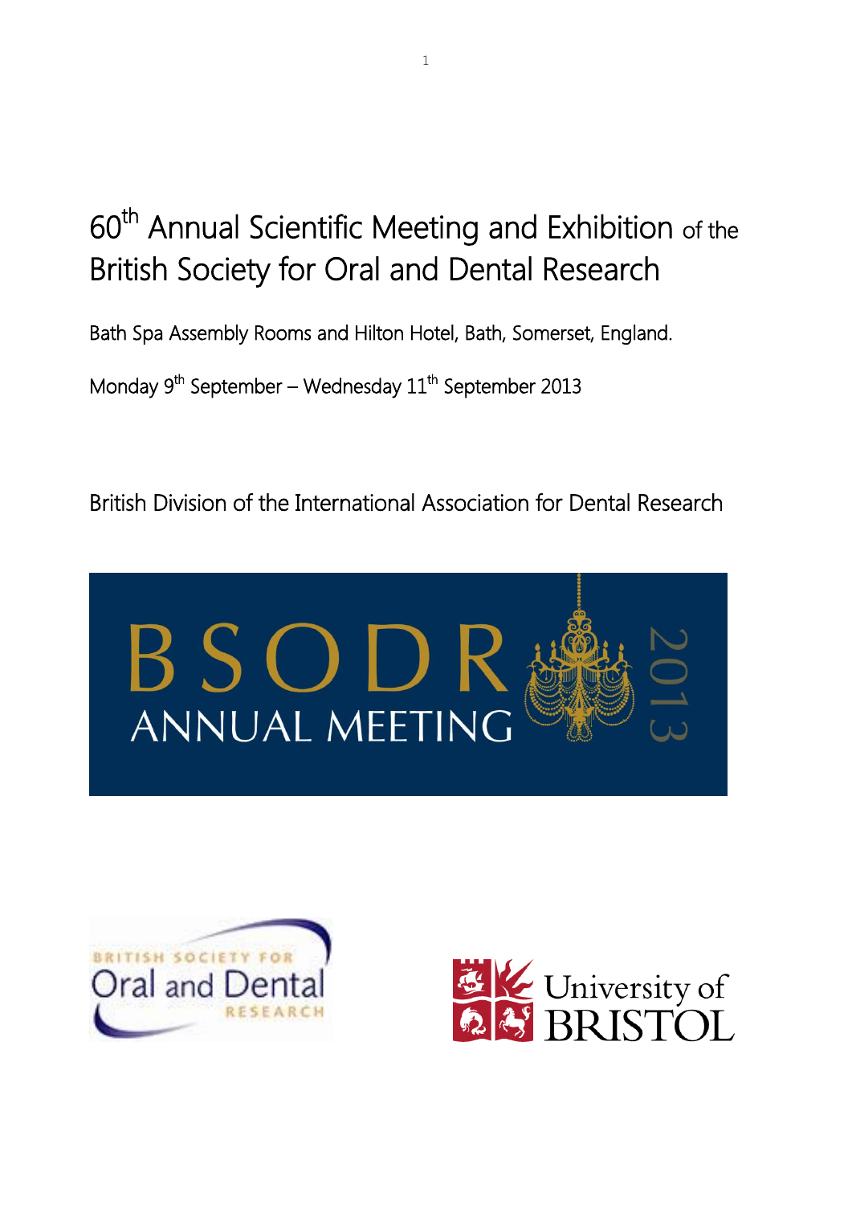# 60th Annual Scientific Meeting and Exhibition of the British Society for Oral and Dental Research

Bath Spa Assembly Rooms and Hilton Hotel, Bath, Somerset, England.

Monday 9th September – Wednesday 11th September 2013

British Division of the International Association for Dental Research

BSODR ANNUAL MEETING 2013

BRITISH SOCIETY FOR Oral and Dental RESEARCH

University of BRISTOL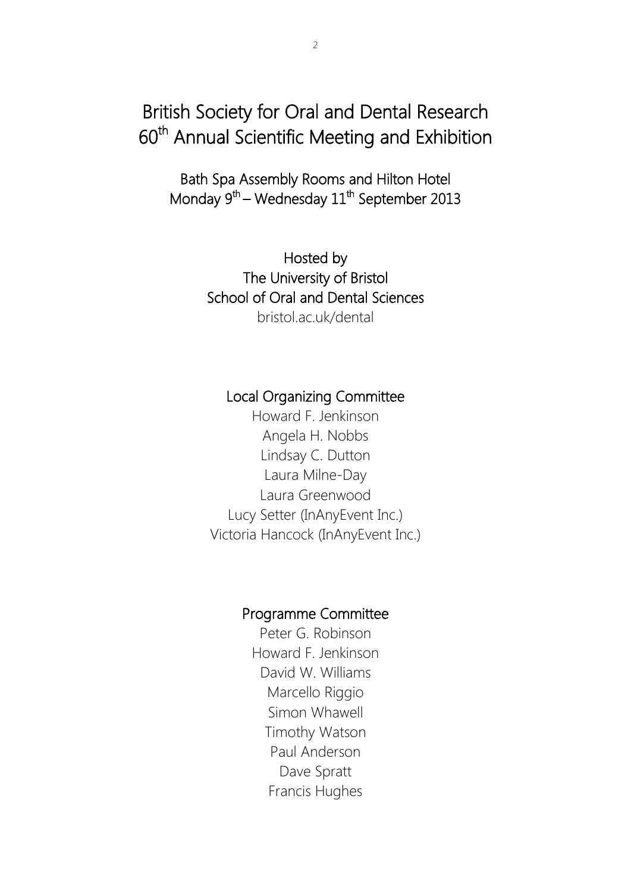# British Society for Oral and Dental Research 60th Annual Scientific Meeting and Exhibition

Bath Spa Assembly Rooms and Hilton Hotel
Monday 9th – Wednesday 11th September 2013

Hosted by
The University of Bristol
School of Oral and Dental Sciences
bristol.ac.uk/dental

## Local Organizing Committee

Howard F. Jenkinson
Angela H. Nobbs
Lindsay C. Dutton
Laura Milne-Day
Laura Greenwood
Lucy Setter (InAnyEvent Inc.)
Victoria Hancock (InAnyEvent Inc.)

## Programme Committee

Peter G. Robinson
Howard F. Jenkinson
David W. Williams
Marcello Riggio
Simon Whawell
Timothy Watson
Paul Anderson
Dave Spratt
Francis Hughes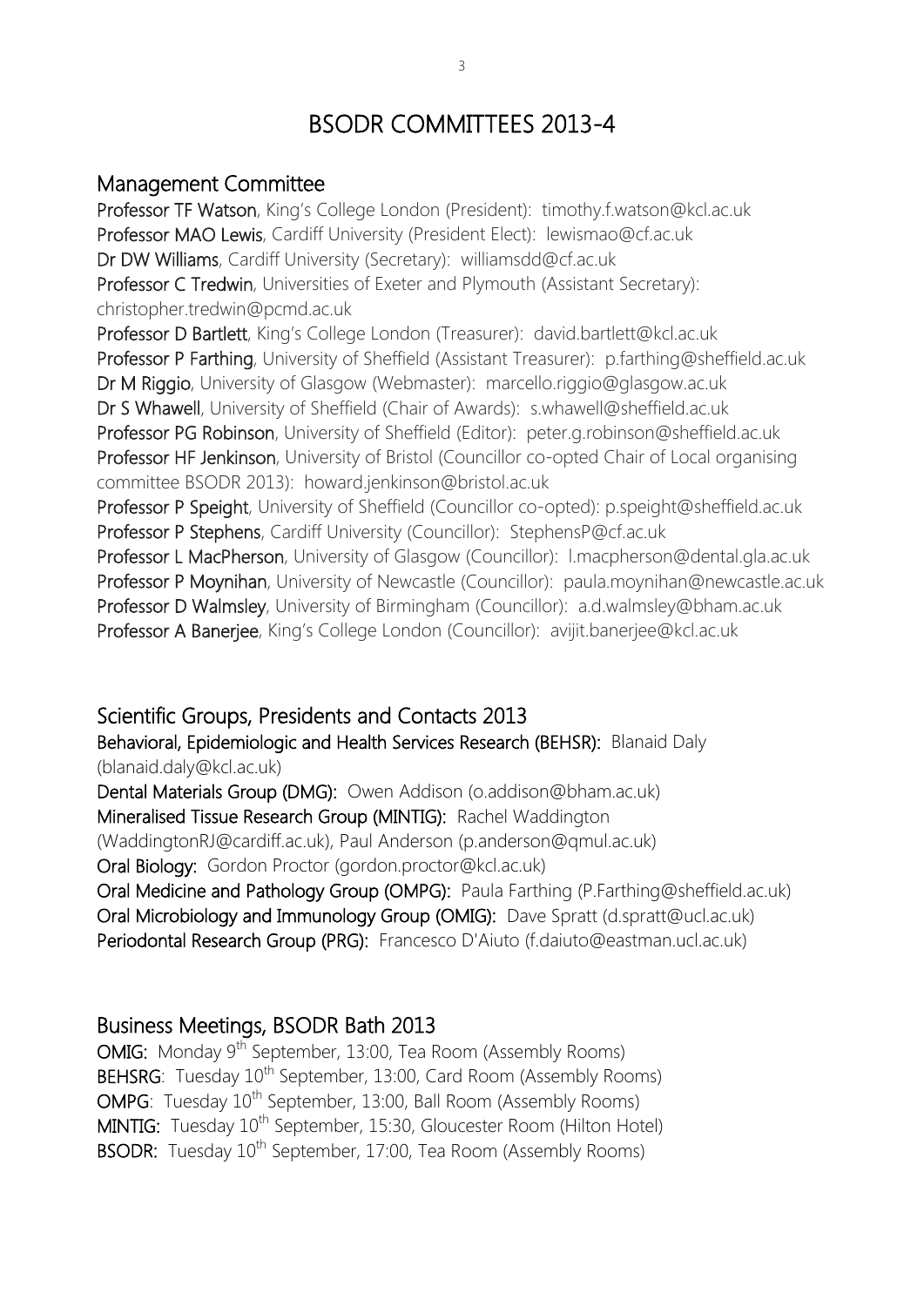# BSODR COMMITTEES 2013-4

## Management Committee

**Professor TF Watson**, King's College London (President): timothy.f.watson@kcl.ac.uk
**Professor MAO Lewis**, Cardiff University (President Elect): lewismao@cf.ac.uk
**Dr DW Williams**, Cardiff University (Secretary): williamsdd@cf.ac.uk
**Professor C Tredwin**, Universities of Exeter and Plymouth (Assistant Secretary): christopher.tredwin@pcmd.ac.uk
**Professor D Bartlett**, King's College London (Treasurer): david.bartlett@kcl.ac.uk
**Professor P Farthing**, University of Sheffield (Assistant Treasurer): p.farthing@sheffield.ac.uk
**Dr M Riggio**, University of Glasgow (Webmaster): marcello.riggio@glasgow.ac.uk
**Dr S Whawell**, University of Sheffield (Chair of Awards): s.whawell@sheffield.ac.uk
**Professor PG Robinson**, University of Sheffield (Editor): peter.g.robinson@sheffield.ac.uk
**Professor HF Jenkinson**, University of Bristol (Councillor co-opted Chair of Local organising committee BSODR 2013): howard.jenkinson@bristol.ac.uk
**Professor P Speight**, University of Sheffield (Councillor co-opted): p.speight@sheffield.ac.uk
**Professor P Stephens**, Cardiff University (Councillor): StephensP@cf.ac.uk
**Professor L MacPherson**, University of Glasgow (Councillor): l.macpherson@dental.gla.ac.uk
**Professor P Moynihan**, University of Newcastle (Councillor): paula.moynihan@newcastle.ac.uk
**Professor D Walmsley**, University of Birmingham (Councillor): a.d.walmsley@bham.ac.uk
**Professor A Banerjee**, King's College London (Councillor): avijit.banerjee@kcl.ac.uk

## Scientific Groups, Presidents and Contacts 2013

**Behavioral, Epidemiologic and Health Services Research (BEHSR):** Blanaid Daly (blanaid.daly@kcl.ac.uk)
**Dental Materials Group (DMG):** Owen Addison (o.addison@bham.ac.uk)
**Mineralised Tissue Research Group (MINTIG):** Rachel Waddington (WaddingtonRJ@cardiff.ac.uk), Paul Anderson (p.anderson@qmul.ac.uk)
**Oral Biology:** Gordon Proctor (gordon.proctor@kcl.ac.uk)
**Oral Medicine and Pathology Group (OMPG):** Paula Farthing (P.Farthing@sheffield.ac.uk)
**Oral Microbiology and Immunology Group (OMIG):** Dave Spratt (d.spratt@ucl.ac.uk)
**Periodontal Research Group (PRG):** Francesco D'Aiuto (f.daiuto@eastman.ucl.ac.uk)

## Business Meetings, BSODR Bath 2013

**OMIG:** Monday 9th September, 13:00, Tea Room (Assembly Rooms)
**BEHSRG**: Tuesday 10th September, 13:00, Card Room (Assembly Rooms)
**OMPG**: Tuesday 10th September, 13:00, Ball Room (Assembly Rooms)
**MINTIG:** Tuesday 10th September, 15:30, Gloucester Room (Hilton Hotel)
**BSODR:** Tuesday 10th September, 17:00, Tea Room (Assembly Rooms)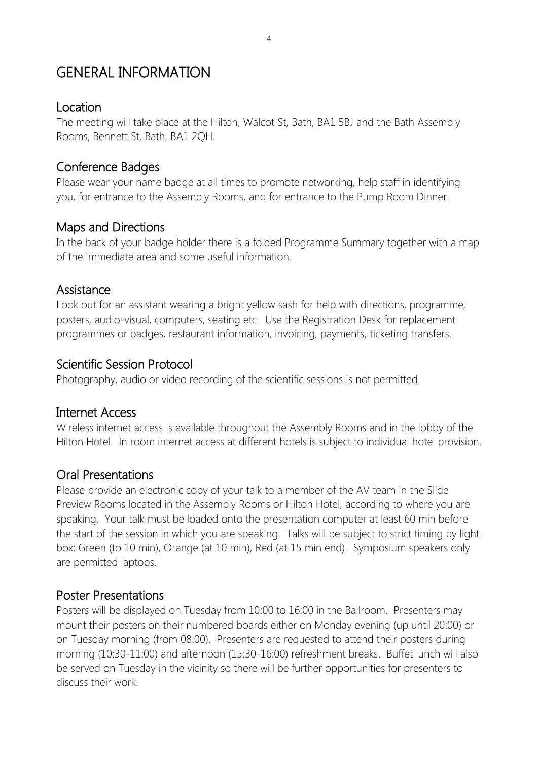# GENERAL INFORMATION

## Location

The meeting will take place at the Hilton, Walcot St, Bath, BA1 5BJ and the Bath Assembly Rooms, Bennett St, Bath, BA1 2QH.

## Conference Badges

Please wear your name badge at all times to promote networking, help staff in identifying you, for entrance to the Assembly Rooms, and for entrance to the Pump Room Dinner.

## Maps and Directions

In the back of your badge holder there is a folded Programme Summary together with a map of the immediate area and some useful information.

## Assistance

Look out for an assistant wearing a bright yellow sash for help with directions, programme, posters, audio-visual, computers, seating etc. Use the Registration Desk for replacement programmes or badges, restaurant information, invoicing, payments, ticketing transfers.

## Scientific Session Protocol

Photography, audio or video recording of the scientific sessions is not permitted.

## Internet Access

Wireless internet access is available throughout the Assembly Rooms and in the lobby of the Hilton Hotel. In room internet access at different hotels is subject to individual hotel provision.

## Oral Presentations

Please provide an electronic copy of your talk to a member of the AV team in the Slide Preview Rooms located in the Assembly Rooms or Hilton Hotel, according to where you are speaking. Your talk must be loaded onto the presentation computer at least 60 min before the start of the session in which you are speaking. Talks will be subject to strict timing by light box: Green (to 10 min), Orange (at 10 min), Red (at 15 min end). Symposium speakers only are permitted laptops.

## Poster Presentations

Posters will be displayed on Tuesday from 10:00 to 16:00 in the Ballroom. Presenters may mount their posters on their numbered boards either on Monday evening (up until 20:00) or on Tuesday morning (from 08:00). Presenters are requested to attend their posters during morning (10:30-11:00) and afternoon (15:30-16:00) refreshment breaks. Buffet lunch will also be served on Tuesday in the vicinity so there will be further opportunities for presenters to discuss their work.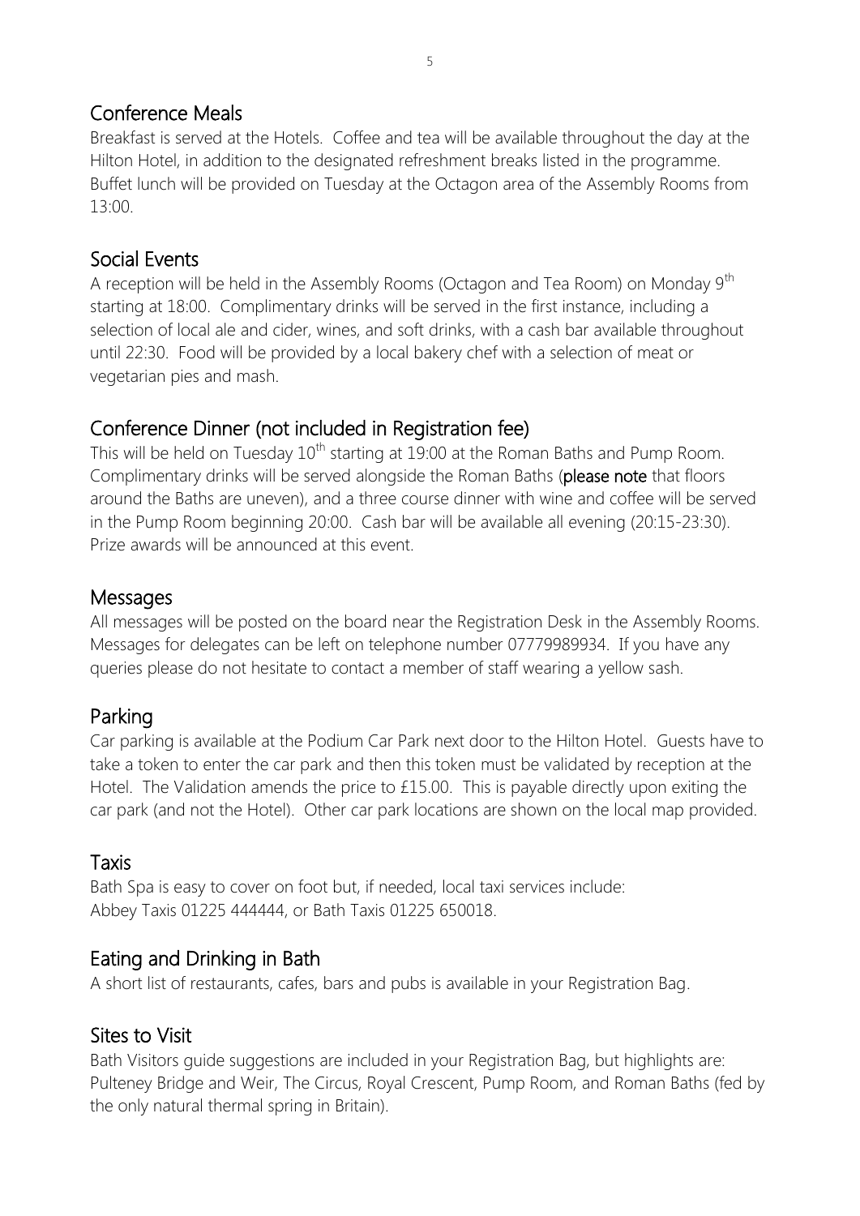## Conference Meals

Breakfast is served at the Hotels. Coffee and tea will be available throughout the day at the Hilton Hotel, in addition to the designated refreshment breaks listed in the programme. Buffet lunch will be provided on Tuesday at the Octagon area of the Assembly Rooms from 13:00.

## Social Events

A reception will be held in the Assembly Rooms (Octagon and Tea Room) on Monday 9th starting at 18:00. Complimentary drinks will be served in the first instance, including a selection of local ale and cider, wines, and soft drinks, with a cash bar available throughout until 22:30. Food will be provided by a local bakery chef with a selection of meat or vegetarian pies and mash.

## Conference Dinner (not included in Registration fee)

This will be held on Tuesday 10th starting at 19:00 at the Roman Baths and Pump Room. Complimentary drinks will be served alongside the Roman Baths (**please note** that floors around the Baths are uneven), and a three course dinner with wine and coffee will be served in the Pump Room beginning 20:00. Cash bar will be available all evening (20:15-23:30). Prize awards will be announced at this event.

## Messages

All messages will be posted on the board near the Registration Desk in the Assembly Rooms. Messages for delegates can be left on telephone number 07779989934. If you have any queries please do not hesitate to contact a member of staff wearing a yellow sash.

## Parking

Car parking is available at the Podium Car Park next door to the Hilton Hotel. Guests have to take a token to enter the car park and then this token must be validated by reception at the Hotel. The Validation amends the price to £15.00. This is payable directly upon exiting the car park (and not the Hotel). Other car park locations are shown on the local map provided.

## Taxis

Bath Spa is easy to cover on foot but, if needed, local taxi services include:
Abbey Taxis 01225 444444, or Bath Taxis 01225 650018.

## Eating and Drinking in Bath

A short list of restaurants, cafes, bars and pubs is available in your Registration Bag.

## Sites to Visit

Bath Visitors guide suggestions are included in your Registration Bag, but highlights are: Pulteney Bridge and Weir, The Circus, Royal Crescent, Pump Room, and Roman Baths (fed by the only natural thermal spring in Britain).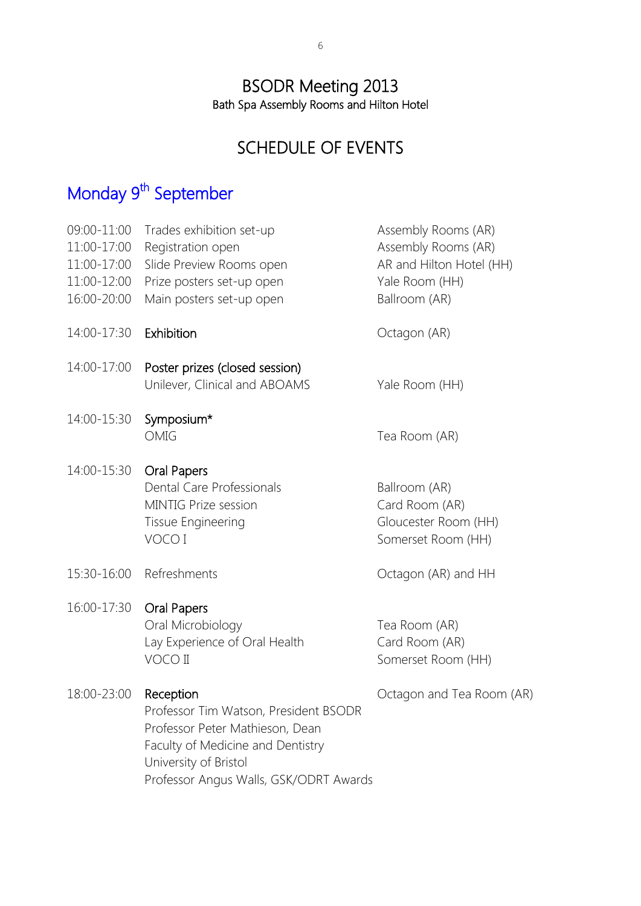# BSODR Meeting 2013

Bath Spa Assembly Rooms and Hilton Hotel

## SCHEDULE OF EVENTS

## Monday 9th September

| | | |
|---|---|---|
| 09:00-11:00 | Trades exhibition set-up | Assembly Rooms (AR) |
| 11:00-17:00 | Registration open | Assembly Rooms (AR) |
| 11:00-17:00 | Slide Preview Rooms open | AR and Hilton Hotel (HH) |
| 11:00-12:00 | Prize posters set-up open | Yale Room (HH) |
| 16:00-20:00 | Main posters set-up open | Ballroom (AR) |
| 14:00-17:30 | **Exhibition** | Octagon (AR) |
| 14:00-17:00 | **Poster prizes (closed session)** | |
| | Unilever, Clinical and ABOAMS | Yale Room (HH) |
| 14:00-15:30 | **Symposium*** | |
| | OMIG | Tea Room (AR) |
| 14:00-15:30 | **Oral Papers** | |
| | Dental Care Professionals | Ballroom (AR) |
| | MINTIG Prize session | Card Room (AR) |
| | Tissue Engineering | Gloucester Room (HH) |
| | VOCO I | Somerset Room (HH) |
| 15:30-16:00 | Refreshments | Octagon (AR) and HH |
| 16:00-17:30 | **Oral Papers** | |
| | Oral Microbiology | Tea Room (AR) |
| | Lay Experience of Oral Health | Card Room (AR) |
| | VOCO II | Somerset Room (HH) |
| 18:00-23:00 | **Reception** | Octagon and Tea Room (AR) |
| | Professor Tim Watson, President BSODR | |
| | Professor Peter Mathieson, Dean | |
| | Faculty of Medicine and Dentistry | |
| | University of Bristol | |
| | Professor Angus Walls, GSK/ODRT Awards | |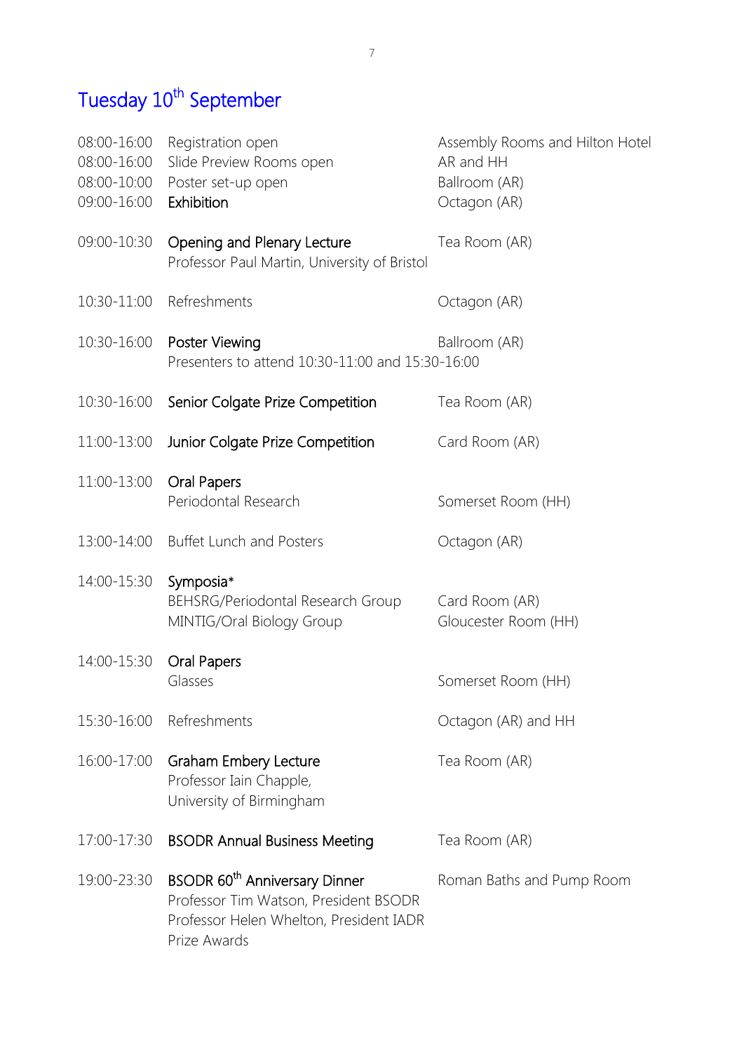# Tuesday 10$^{th}$ September

| | | |
|---|---|---|
| 08:00-16:00 | Registration open | Assembly Rooms and Hilton Hotel |
| 08:00-16:00 | Slide Preview Rooms open | AR and HH |
| 08:00-10:00 | Poster set-up open | Ballroom (AR) |
| 09:00-16:00 | Exhibition | Octagon (AR) |
| 09:00-10:30 | Opening and Plenary Lecture<br>Professor Paul Martin, University of Bristol | Tea Room (AR) |
| 10:30-11:00 | Refreshments | Octagon (AR) |
| 10:30-16:00 | Poster Viewing<br>Presenters to attend 10:30-11:00 and 15:30-16:00 | Ballroom (AR) |
| 10:30-16:00 | Senior Colgate Prize Competition | Tea Room (AR) |
| 11:00-13:00 | Junior Colgate Prize Competition | Card Room (AR) |
| 11:00-13:00 | Oral Papers<br>Periodontal Research | Somerset Room (HH) |
| 13:00-14:00 | Buffet Lunch and Posters | Octagon (AR) |
| 14:00-15:30 | Symposia*<br>BEHSRG/Periodontal Research Group<br>MINTIG/Oral Biology Group | <br>Card Room (AR)<br>Gloucester Room (HH) |
| 14:00-15:30 | Oral Papers<br>Glasses | Somerset Room (HH) |
| 15:30-16:00 | Refreshments | Octagon (AR) and HH |
| 16:00-17:00 | Graham Embery Lecture<br>Professor Iain Chapple,<br>University of Birmingham | Tea Room (AR) |
| 17:00-17:30 | BSODR Annual Business Meeting | Tea Room (AR) |
| 19:00-23:30 | BSODR 60$^{th}$ Anniversary Dinner<br>Professor Tim Watson, President BSODR<br>Professor Helen Whelton, President IADR<br>Prize Awards | Roman Baths and Pump Room |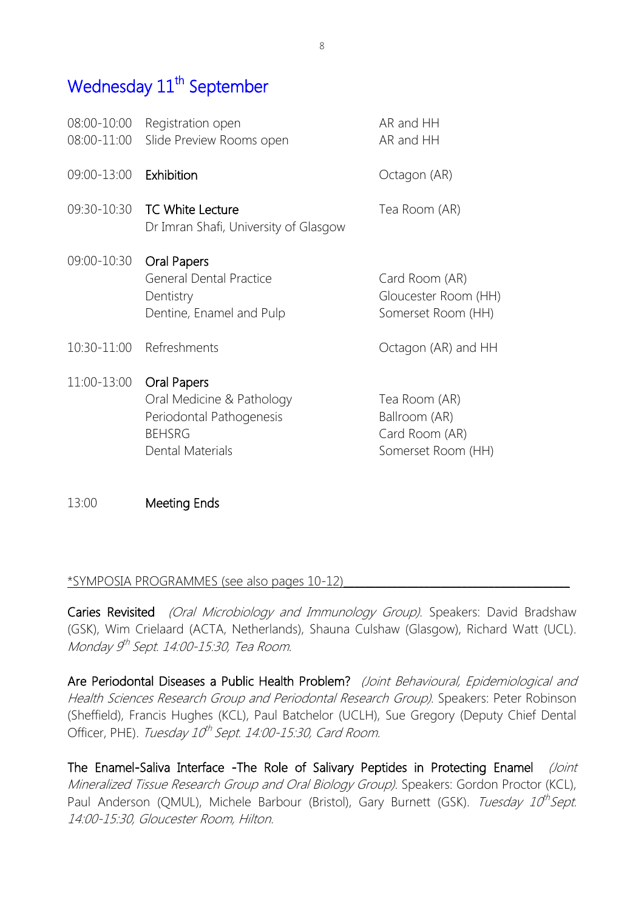## Wednesday 11th September

| | | |
|---|---|---|
| 08:00-10:00 | Registration open | AR and HH |
| 08:00-11:00 | Slide Preview Rooms open | AR and HH |
| 09:00-13:00 | **Exhibition** | Octagon (AR) |
| 09:30-10:30 | **TC White Lecture**<br>Dr Imran Shafi, University of Glasgow | Tea Room (AR) |
| 09:00-10:30 | **Oral Papers**<br>General Dental Practice<br>Dentistry<br>Dentine, Enamel and Pulp | <br>Card Room (AR)<br>Gloucester Room (HH)<br>Somerset Room (HH) |
| 10:30-11:00 | Refreshments | Octagon (AR) and HH |
| 11:00-13:00 | **Oral Papers**<br>Oral Medicine & Pathology<br>Periodontal Pathogenesis<br>BEHSRG<br>Dental Materials | <br>Tea Room (AR)<br>Ballroom (AR)<br>Card Room (AR)<br>Somerset Room (HH) |
| 13:00 | **Meeting Ends** | |

*SYMPOSIA PROGRAMMES (see also pages 10-12)

**Caries Revisited** *(Oral Microbiology and Immunology Group).* Speakers: David Bradshaw (GSK), Wim Crielaard (ACTA, Netherlands), Shauna Culshaw (Glasgow), Richard Watt (UCL). *Monday 9th Sept. 14:00-15:30, Tea Room.*

**Are Periodontal Diseases a Public Health Problem?** *(Joint Behavioural, Epidemiological and Health Sciences Research Group and Periodontal Research Group).* Speakers: Peter Robinson (Sheffield), Francis Hughes (KCL), Paul Batchelor (UCLH), Sue Gregory (Deputy Chief Dental Officer, PHE). *Tuesday 10th Sept. 14:00-15:30, Card Room.*

**The Enamel-Saliva Interface -The Role of Salivary Peptides in Protecting Enamel** *(Joint Mineralized Tissue Research Group and Oral Biology Group).* Speakers: Gordon Proctor (KCL), Paul Anderson (QMUL), Michele Barbour (Bristol), Gary Burnett (GSK). *Tuesday 10th Sept. 14:00-15:30, Gloucester Room, Hilton.*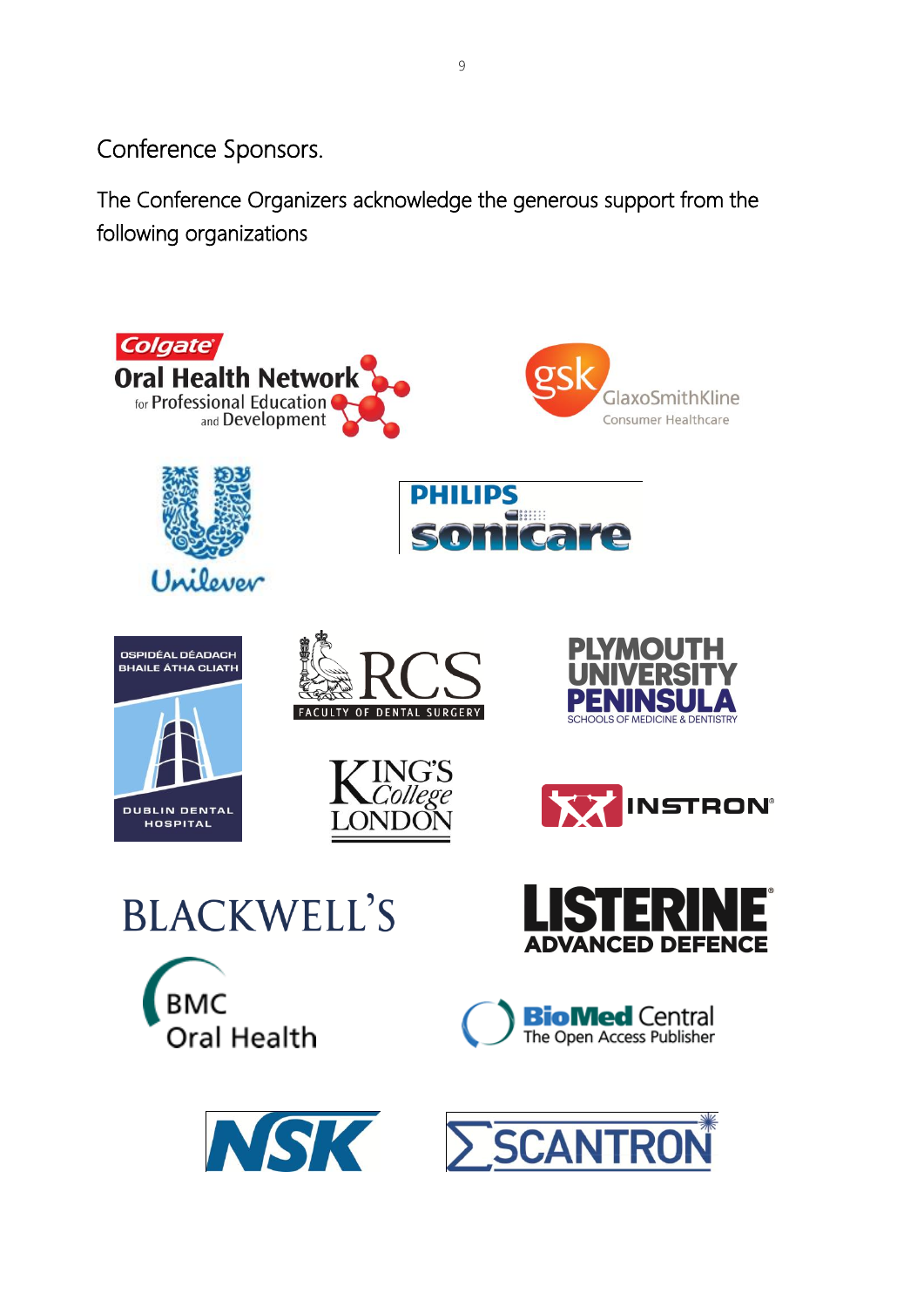Conference Sponsors.

The Conference Organizers acknowledge the generous support from the following organizations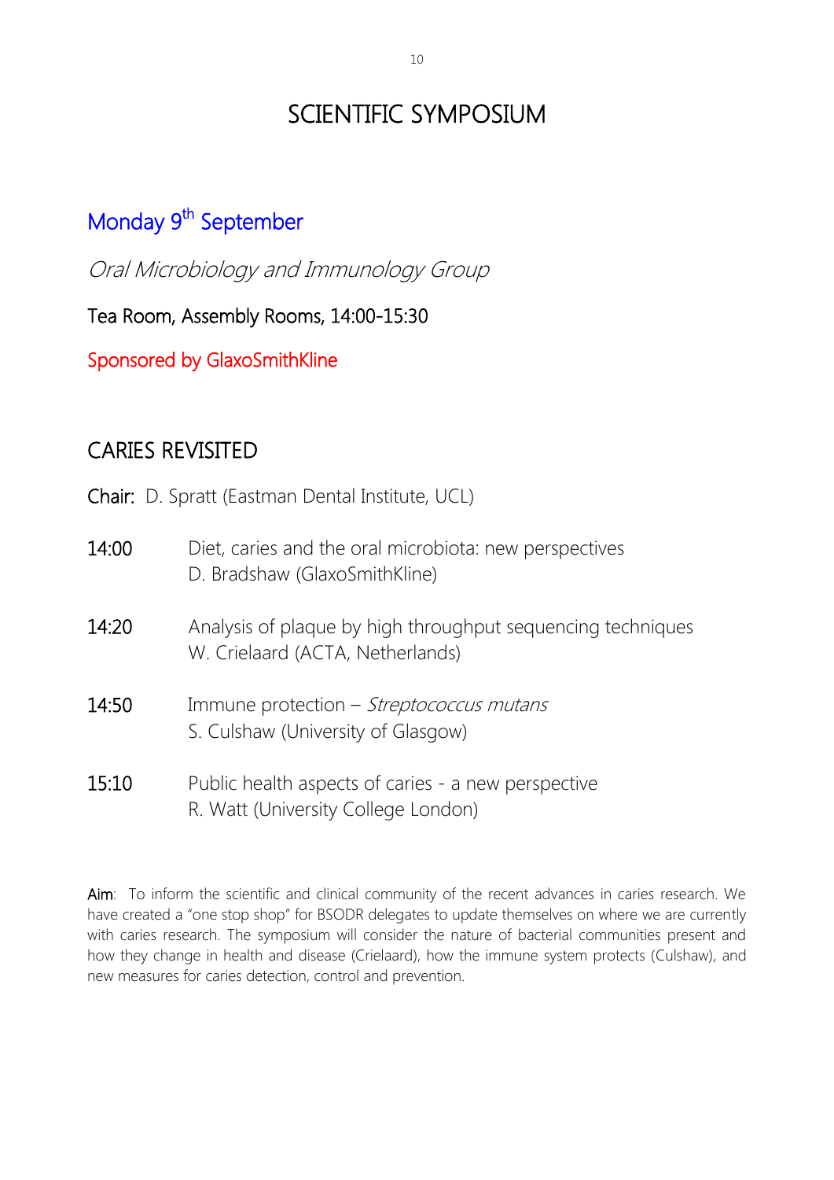# SCIENTIFIC SYMPOSIUM

## Monday 9th September

*Oral Microbiology and Immunology Group*

Tea Room, Assembly Rooms, 14:00-15:30

Sponsored by GlaxoSmithKline

## CARIES REVISITED

**Chair:** D. Spratt (Eastman Dental Institute, UCL)

**14:00** Diet, caries and the oral microbiota: new perspectives
D. Bradshaw (GlaxoSmithKline)

**14:20** Analysis of plaque by high throughput sequencing techniques
W. Crielaard (ACTA, Netherlands)

**14:50** Immune protection – *Streptococcus mutans*
S. Culshaw (University of Glasgow)

**15:10** Public health aspects of caries - a new perspective
R. Watt (University College London)

**Aim**: To inform the scientific and clinical community of the recent advances in caries research. We have created a "one stop shop" for BSODR delegates to update themselves on where we are currently with caries research. The symposium will consider the nature of bacterial communities present and how they change in health and disease (Crielaard), how the immune system protects (Culshaw), and new measures for caries detection, control and prevention.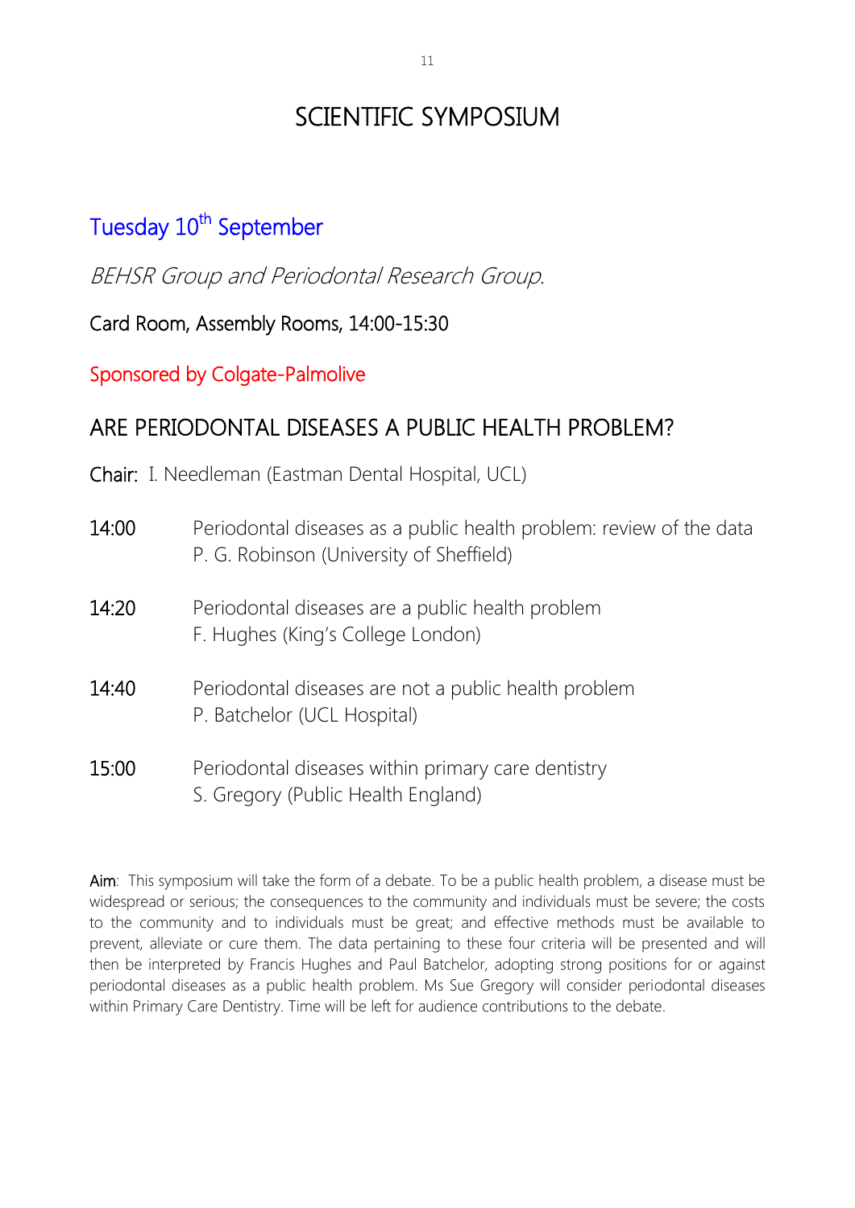# SCIENTIFIC SYMPOSIUM

## Tuesday 10th September

*BEHSR Group and Periodontal Research Group.*

Card Room, Assembly Rooms, 14:00-15:30

Sponsored by Colgate-Palmolive

## ARE PERIODONTAL DISEASES A PUBLIC HEALTH PROBLEM?

**Chair:** I. Needleman (Eastman Dental Hospital, UCL)

**14:00** Periodontal diseases as a public health problem: review of the data
P. G. Robinson (University of Sheffield)

**14:20** Periodontal diseases are a public health problem
F. Hughes (King's College London)

**14:40** Periodontal diseases are not a public health problem
P. Batchelor (UCL Hospital)

**15:00** Periodontal diseases within primary care dentistry
S. Gregory (Public Health England)

**Aim**: This symposium will take the form of a debate. To be a public health problem, a disease must be widespread or serious; the consequences to the community and individuals must be severe; the costs to the community and to individuals must be great; and effective methods must be available to prevent, alleviate or cure them. The data pertaining to these four criteria will be presented and will then be interpreted by Francis Hughes and Paul Batchelor, adopting strong positions for or against periodontal diseases as a public health problem. Ms Sue Gregory will consider periodontal diseases within Primary Care Dentistry. Time will be left for audience contributions to the debate.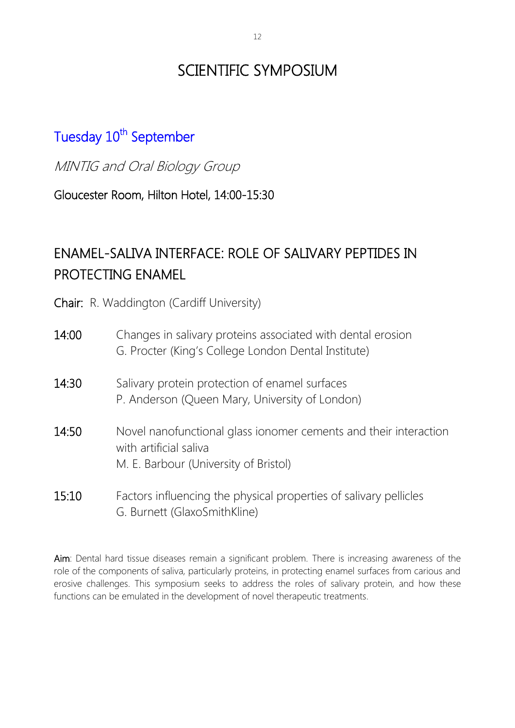# SCIENTIFIC SYMPOSIUM

## Tuesday 10th September

*MINTIG and Oral Biology Group*

Gloucester Room, Hilton Hotel, 14:00-15:30

## ENAMEL-SALIVA INTERFACE: ROLE OF SALIVARY PEPTIDES IN PROTECTING ENAMEL

**Chair:** R. Waddington (Cardiff University)

**14:00** Changes in salivary proteins associated with dental erosion
G. Procter (King's College London Dental Institute)

**14:30** Salivary protein protection of enamel surfaces
P. Anderson (Queen Mary, University of London)

**14:50** Novel nanofunctional glass ionomer cements and their interaction with artificial saliva
M. E. Barbour (University of Bristol)

**15:10** Factors influencing the physical properties of salivary pellicles
G. Burnett (GlaxoSmithKline)

**Aim**: Dental hard tissue diseases remain a significant problem. There is increasing awareness of the role of the components of saliva, particularly proteins, in protecting enamel surfaces from carious and erosive challenges. This symposium seeks to address the roles of salivary protein, and how these functions can be emulated in the development of novel therapeutic treatments.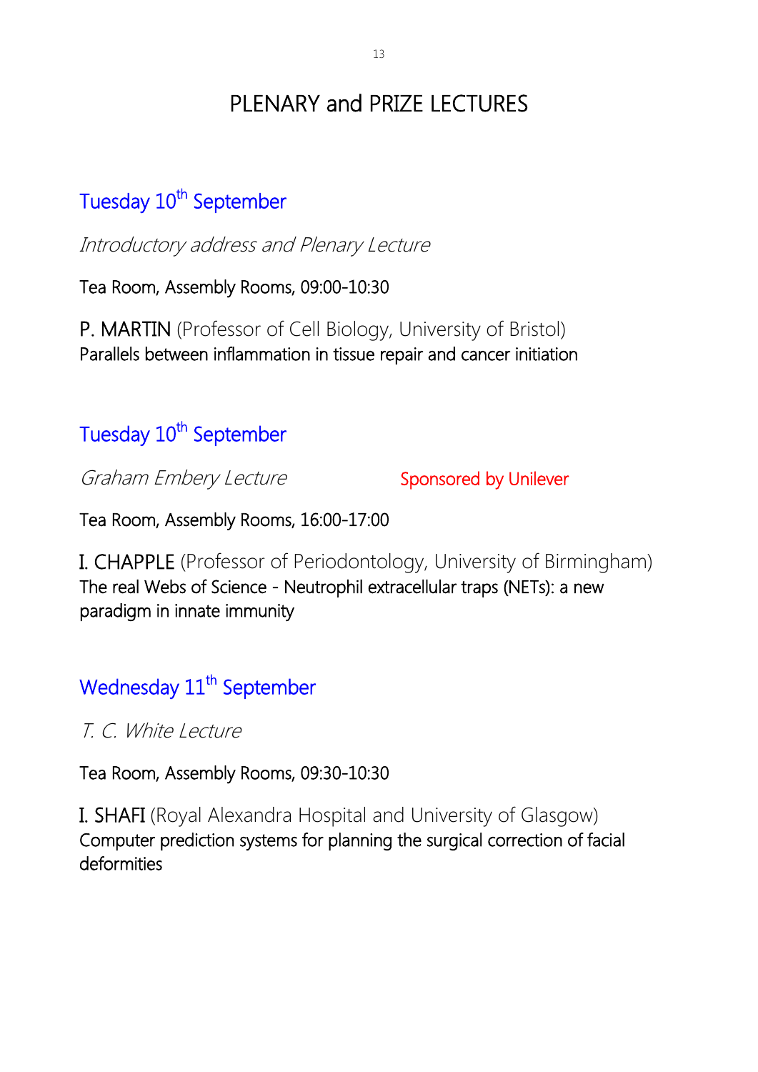# PLENARY and PRIZE LECTURES

## Tuesday 10th September

*Introductory address and Plenary Lecture*

Tea Room, Assembly Rooms, 09:00-10:30

P. MARTIN (Professor of Cell Biology, University of Bristol)
Parallels between inflammation in tissue repair and cancer initiation

## Tuesday 10th September

*Graham Embery Lecture* Sponsored by Unilever

Tea Room, Assembly Rooms, 16:00-17:00

I. CHAPPLE (Professor of Periodontology, University of Birmingham)
The real Webs of Science - Neutrophil extracellular traps (NETs): a new paradigm in innate immunity

## Wednesday 11th September

*T. C. White Lecture*

Tea Room, Assembly Rooms, 09:30-10:30

I. SHAFI (Royal Alexandra Hospital and University of Glasgow)
Computer prediction systems for planning the surgical correction of facial deformities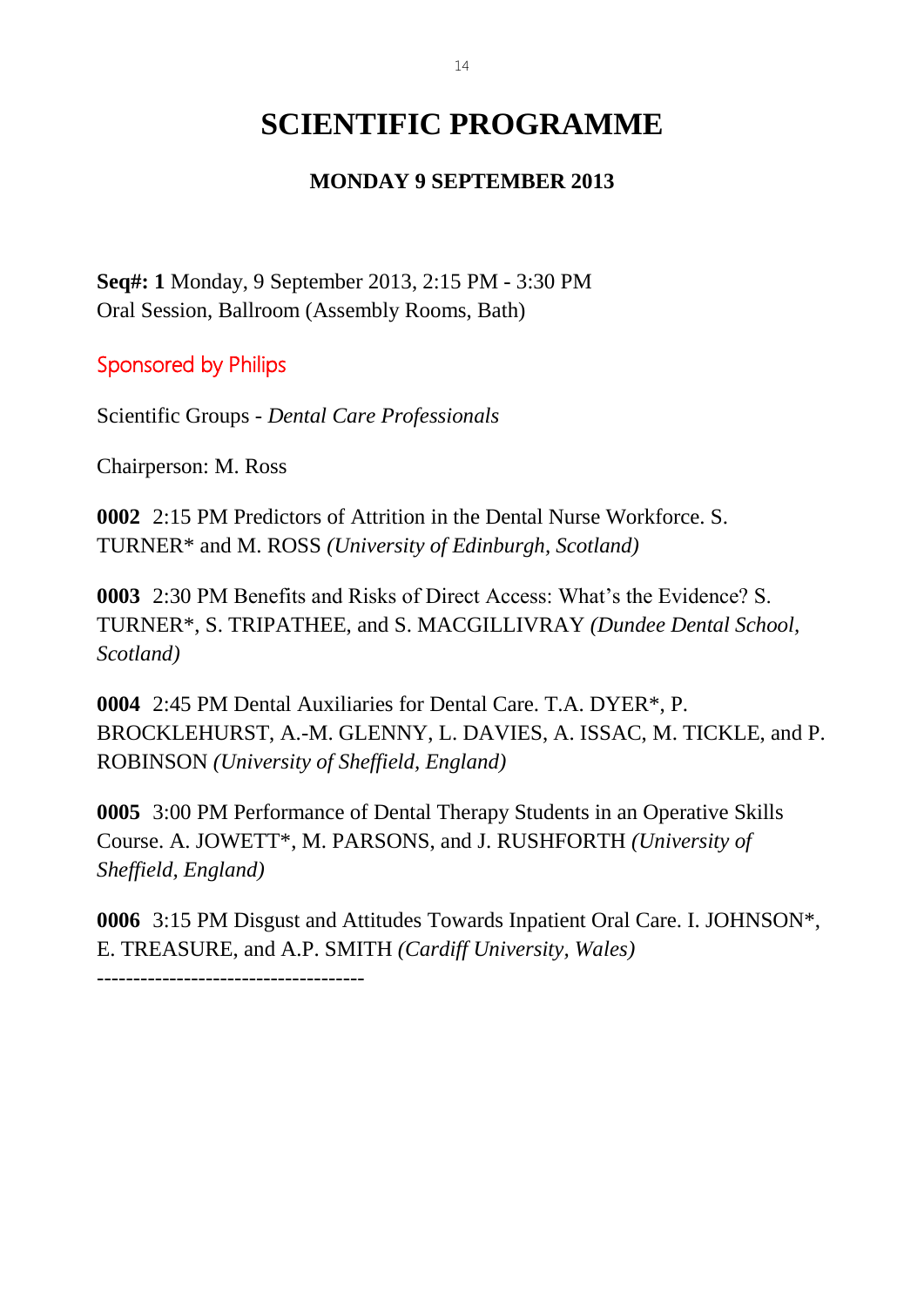# SCIENTIFIC PROGRAMME

## MONDAY 9 SEPTEMBER 2013

**Seq#: 1** Monday, 9 September 2013, 2:15 PM - 3:30 PM
Oral Session, Ballroom (Assembly Rooms, Bath)

Sponsored by Philips

Scientific Groups - *Dental Care Professionals*

Chairperson: M. Ross

**0002** 2:15 PM Predictors of Attrition in the Dental Nurse Workforce. S. TURNER* and M. ROSS *(University of Edinburgh, Scotland)*

**0003** 2:30 PM Benefits and Risks of Direct Access: What's the Evidence? S. TURNER*, S. TRIPATHEE, and S. MACGILLIVRAY *(Dundee Dental School, Scotland)*

**0004** 2:45 PM Dental Auxiliaries for Dental Care. T.A. DYER*, P. BROCKLEHURST, A.-M. GLENNY, L. DAVIES, A. ISSAC, M. TICKLE, and P. ROBINSON *(University of Sheffield, England)*

**0005** 3:00 PM Performance of Dental Therapy Students in an Operative Skills Course. A. JOWETT*, M. PARSONS, and J. RUSHFORTH *(University of Sheffield, England)*

**0006** 3:15 PM Disgust and Attitudes Towards Inpatient Oral Care. I. JOHNSON*, E. TREASURE, and A.P. SMITH *(Cardiff University, Wales)*

-------------------------------------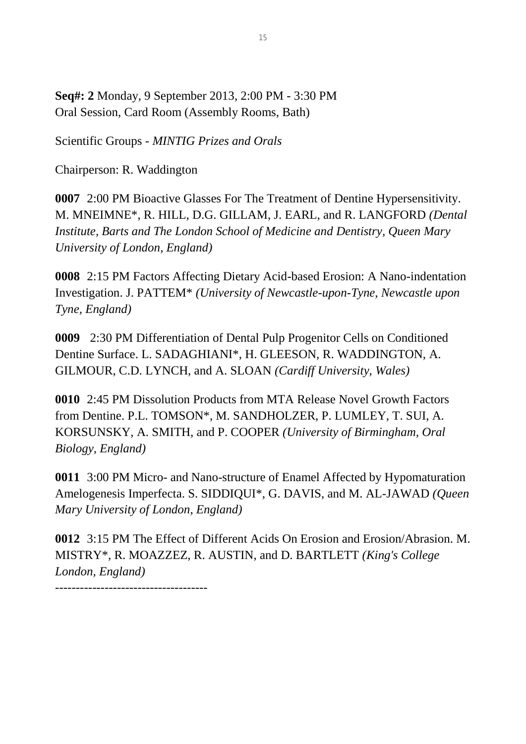**Seq#: 2** Monday, 9 September 2013, 2:00 PM - 3:30 PM
Oral Session, Card Room (Assembly Rooms, Bath)

Scientific Groups - *MINTIG Prizes and Orals*

Chairperson: R. Waddington

**0007** 2:00 PM Bioactive Glasses For The Treatment of Dentine Hypersensitivity. M. MNEIMNE*, R. HILL, D.G. GILLAM, J. EARL, and R. LANGFORD *(Dental Institute, Barts and The London School of Medicine and Dentistry, Queen Mary University of London, England)*

**0008** 2:15 PM Factors Affecting Dietary Acid-based Erosion: A Nano-indentation Investigation. J. PATTEM* *(University of Newcastle-upon-Tyne, Newcastle upon Tyne, England)*

**0009** 2:30 PM Differentiation of Dental Pulp Progenitor Cells on Conditioned Dentine Surface. L. SADAGHIANI*, H. GLEESON, R. WADDINGTON, A. GILMOUR, C.D. LYNCH, and A. SLOAN *(Cardiff University, Wales)*

**0010** 2:45 PM Dissolution Products from MTA Release Novel Growth Factors from Dentine. P.L. TOMSON*, M. SANDHOLZER, P. LUMLEY, T. SUI, A. KORSUNSKY, A. SMITH, and P. COOPER *(University of Birmingham, Oral Biology, England)*

**0011** 3:00 PM Micro- and Nano-structure of Enamel Affected by Hypomaturation Amelogenesis Imperfecta. S. SIDDIQUI*, G. DAVIS, and M. AL-JAWAD *(Queen Mary University of London, England)*

**0012** 3:15 PM The Effect of Different Acids On Erosion and Erosion/Abrasion. M. MISTRY*, R. MOAZZEZ, R. AUSTIN, and D. BARTLETT *(King's College London, England)*

------------------------------------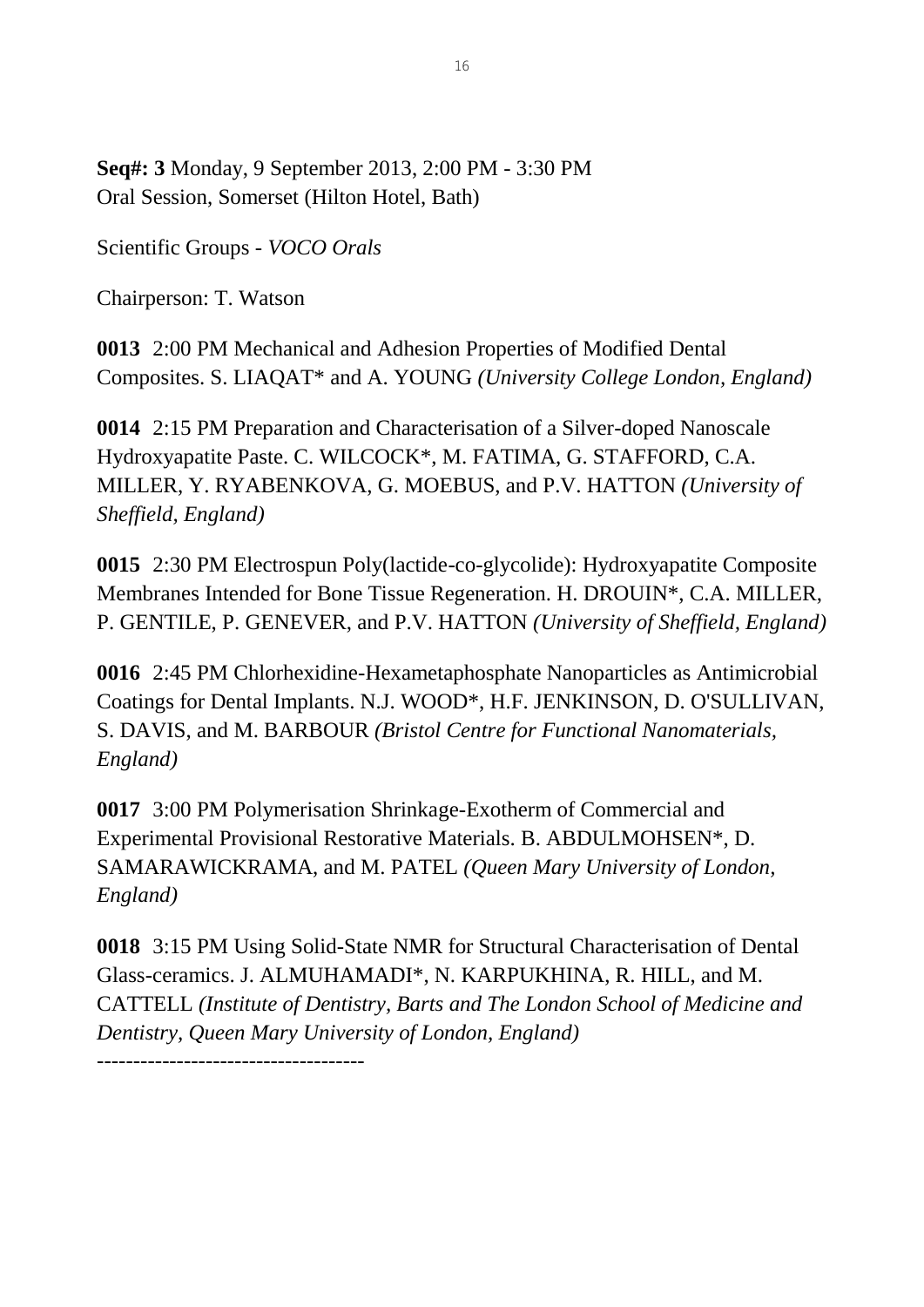**Seq#: 3** Monday, 9 September 2013, 2:00 PM - 3:30 PM
Oral Session, Somerset (Hilton Hotel, Bath)

Scientific Groups - *VOCO Orals*

Chairperson: T. Watson

**0013** 2:00 PM Mechanical and Adhesion Properties of Modified Dental Composites. S. LIAQAT* and A. YOUNG *(University College London, England)*

**0014** 2:15 PM Preparation and Characterisation of a Silver-doped Nanoscale Hydroxyapatite Paste. C. WILCOCK*, M. FATIMA, G. STAFFORD, C.A. MILLER, Y. RYABENKOVA, G. MOEBUS, and P.V. HATTON *(University of Sheffield, England)*

**0015** 2:30 PM Electrospun Poly(lactide-co-glycolide): Hydroxyapatite Composite Membranes Intended for Bone Tissue Regeneration. H. DROUIN*, C.A. MILLER, P. GENTILE, P. GENEVER, and P.V. HATTON *(University of Sheffield, England)*

**0016** 2:45 PM Chlorhexidine-Hexametaphosphate Nanoparticles as Antimicrobial Coatings for Dental Implants. N.J. WOOD*, H.F. JENKINSON, D. O'SULLIVAN, S. DAVIS, and M. BARBOUR *(Bristol Centre for Functional Nanomaterials, England)*

**0017** 3:00 PM Polymerisation Shrinkage-Exotherm of Commercial and Experimental Provisional Restorative Materials. B. ABDULMOHSEN*, D. SAMARAWICKRAMA, and M. PATEL *(Queen Mary University of London, England)*

**0018** 3:15 PM Using Solid-State NMR for Structural Characterisation of Dental Glass-ceramics. J. ALMUHAMADI*, N. KARPUKHINA, R. HILL, and M. CATTELL *(Institute of Dentistry, Barts and The London School of Medicine and Dentistry, Queen Mary University of London, England)*

------------------------------------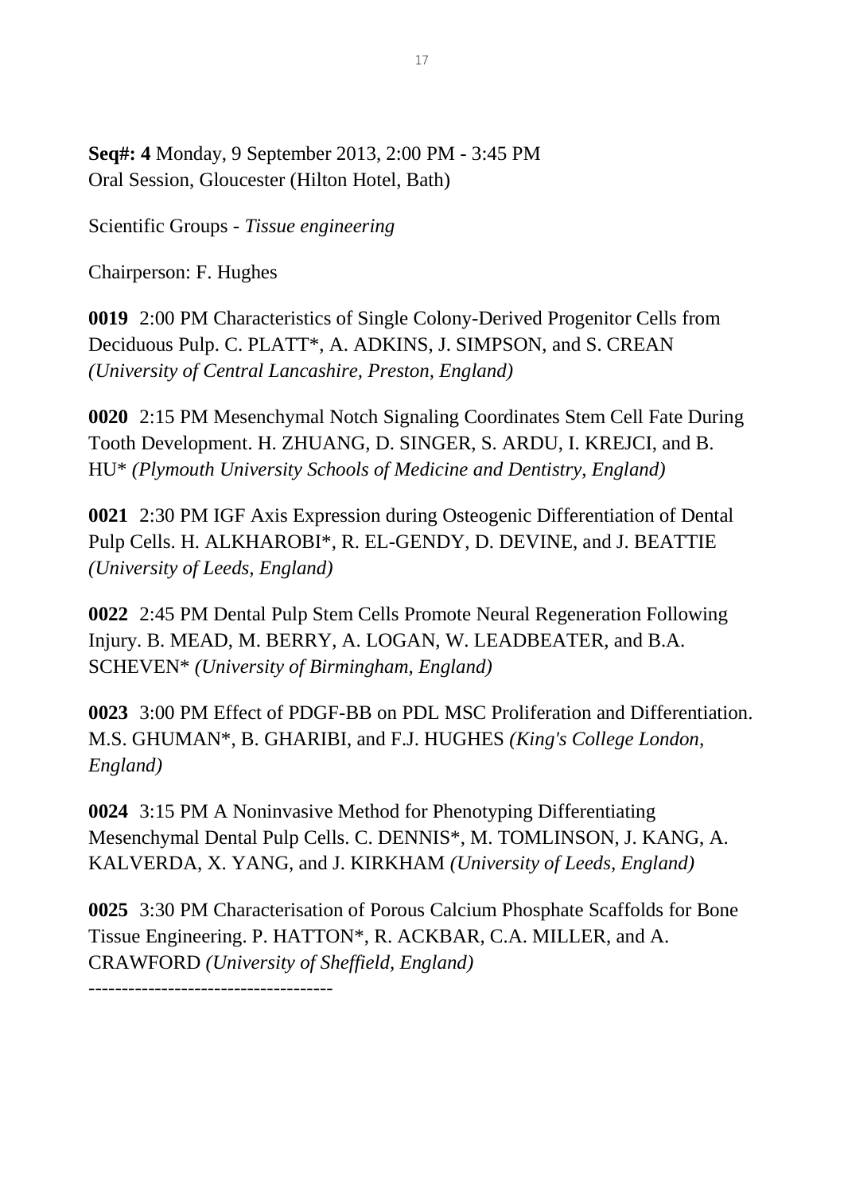**Seq#: 4** Monday, 9 September 2013, 2:00 PM - 3:45 PM
Oral Session, Gloucester (Hilton Hotel, Bath)

Scientific Groups - *Tissue engineering*

Chairperson: F. Hughes

**0019** 2:00 PM Characteristics of Single Colony-Derived Progenitor Cells from Deciduous Pulp. C. PLATT*, A. ADKINS, J. SIMPSON, and S. CREAN *(University of Central Lancashire, Preston, England)*

**0020** 2:15 PM Mesenchymal Notch Signaling Coordinates Stem Cell Fate During Tooth Development. H. ZHUANG, D. SINGER, S. ARDU, I. KREJCI, and B. HU* *(Plymouth University Schools of Medicine and Dentistry, England)*

**0021** 2:30 PM IGF Axis Expression during Osteogenic Differentiation of Dental Pulp Cells. H. ALKHAROBI*, R. EL-GENDY, D. DEVINE, and J. BEATTIE *(University of Leeds, England)*

**0022** 2:45 PM Dental Pulp Stem Cells Promote Neural Regeneration Following Injury. B. MEAD, M. BERRY, A. LOGAN, W. LEADBEATER, and B.A. SCHEVEN* *(University of Birmingham, England)*

**0023** 3:00 PM Effect of PDGF-BB on PDL MSC Proliferation and Differentiation. M.S. GHUMAN*, B. GHARIBI, and F.J. HUGHES *(King's College London, England)*

**0024** 3:15 PM A Noninvasive Method for Phenotyping Differentiating Mesenchymal Dental Pulp Cells. C. DENNIS*, M. TOMLINSON, J. KANG, A. KALVERDA, X. YANG, and J. KIRKHAM *(University of Leeds, England)*

**0025** 3:30 PM Characterisation of Porous Calcium Phosphate Scaffolds for Bone Tissue Engineering. P. HATTON*, R. ACKBAR, C.A. MILLER, and A. CRAWFORD *(University of Sheffield, England)*

------------------------------------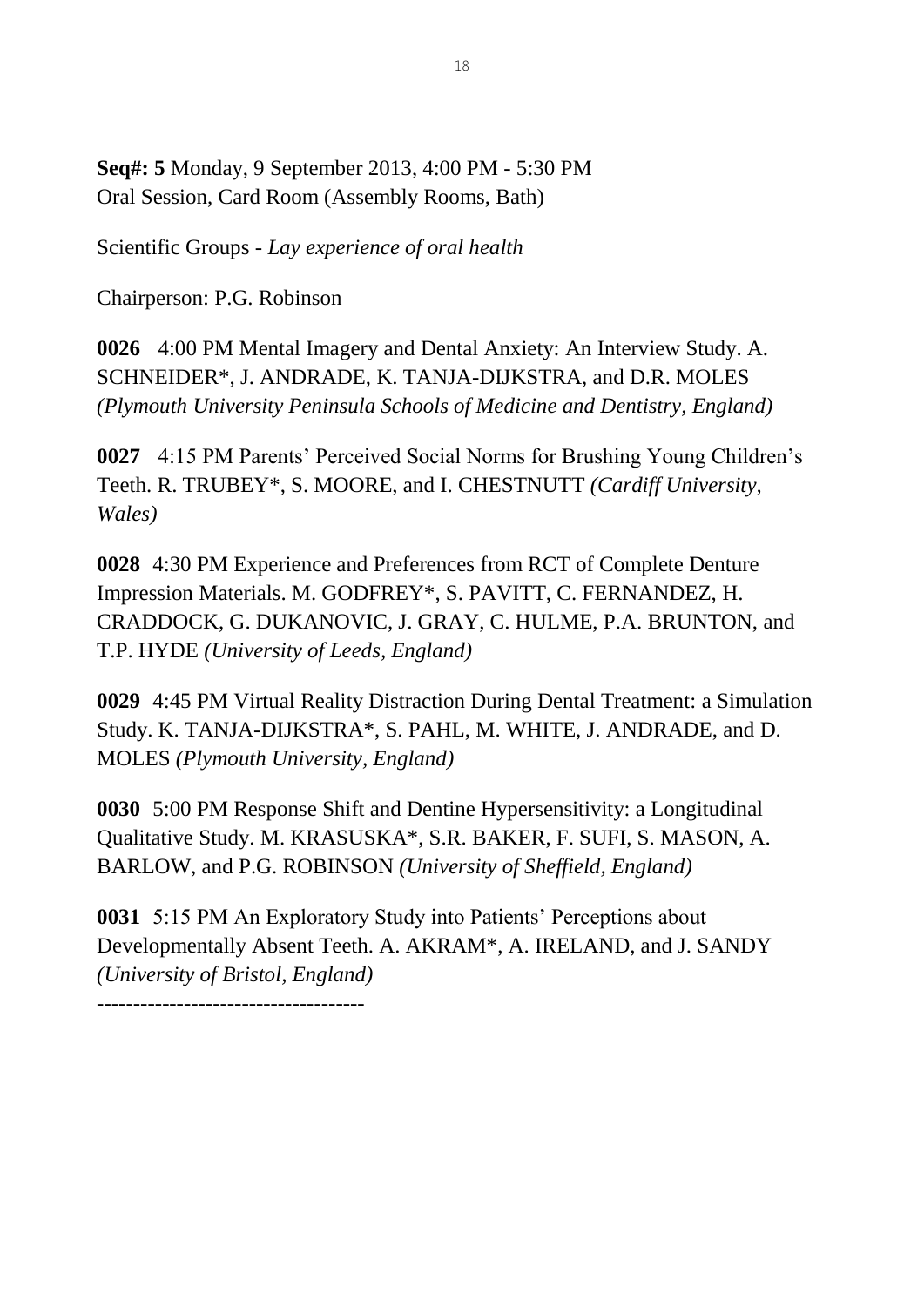**Seq#: 5** Monday, 9 September 2013, 4:00 PM - 5:30 PM
Oral Session, Card Room (Assembly Rooms, Bath)

Scientific Groups - *Lay experience of oral health*

Chairperson: P.G. Robinson

**0026** 4:00 PM Mental Imagery and Dental Anxiety: An Interview Study. A. SCHNEIDER*, J. ANDRADE, K. TANJA-DIJKSTRA, and D.R. MOLES *(Plymouth University Peninsula Schools of Medicine and Dentistry, England)*

**0027** 4:15 PM Parents' Perceived Social Norms for Brushing Young Children's Teeth. R. TRUBEY*, S. MOORE, and I. CHESTNUTT *(Cardiff University, Wales)*

**0028** 4:30 PM Experience and Preferences from RCT of Complete Denture Impression Materials. M. GODFREY*, S. PAVITT, C. FERNANDEZ, H. CRADDOCK, G. DUKANOVIC, J. GRAY, C. HULME, P.A. BRUNTON, and T.P. HYDE *(University of Leeds, England)*

**0029** 4:45 PM Virtual Reality Distraction During Dental Treatment: a Simulation Study. K. TANJA-DIJKSTRA*, S. PAHL, M. WHITE, J. ANDRADE, and D. MOLES *(Plymouth University, England)*

**0030** 5:00 PM Response Shift and Dentine Hypersensitivity: a Longitudinal Qualitative Study. M. KRASUSKA*, S.R. BAKER, F. SUFI, S. MASON, A. BARLOW, and P.G. ROBINSON *(University of Sheffield, England)*

**0031** 5:15 PM An Exploratory Study into Patients' Perceptions about Developmentally Absent Teeth. A. AKRAM*, A. IRELAND, and J. SANDY *(University of Bristol, England)*

-------------------------------------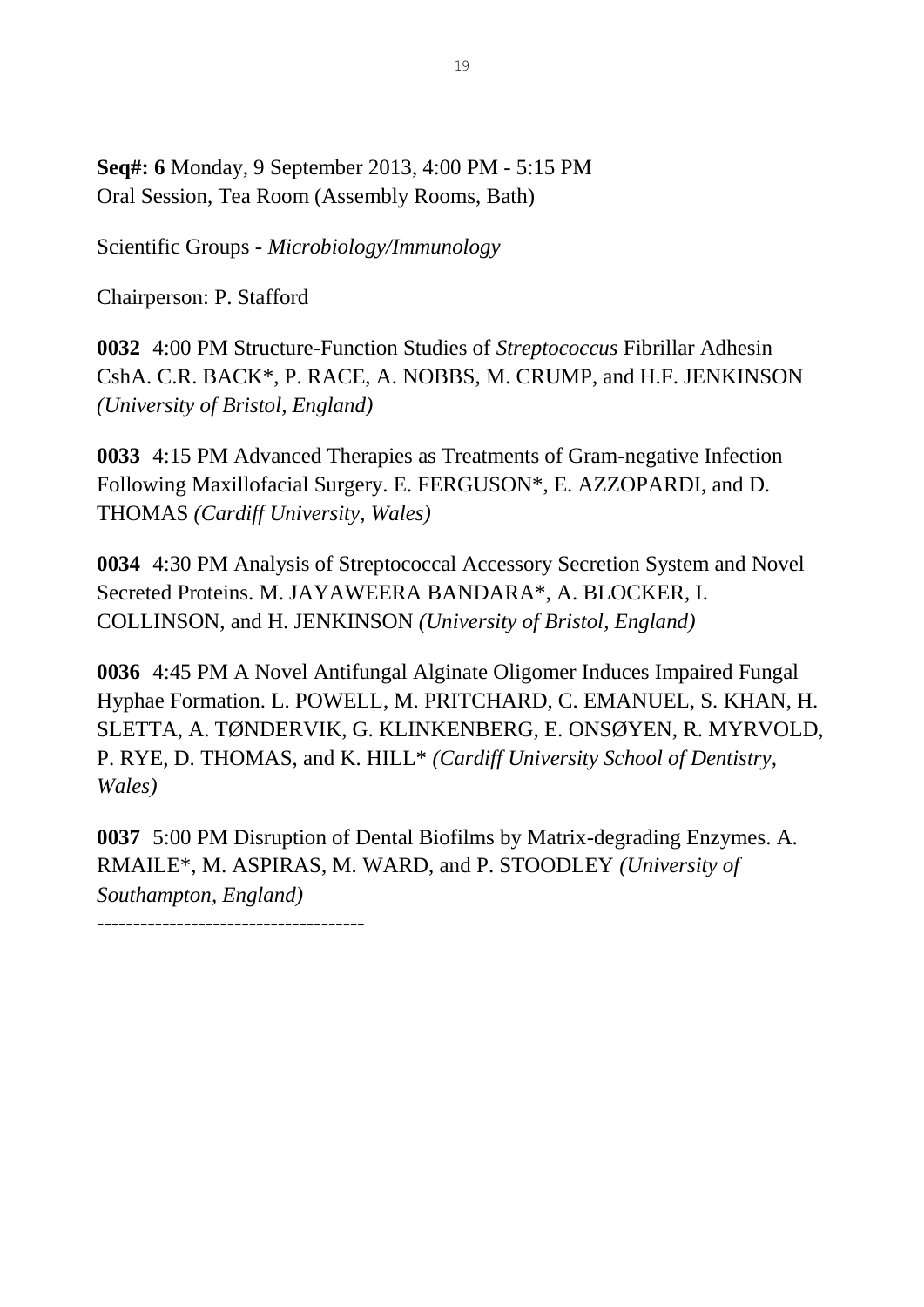**Seq#: 6** Monday, 9 September 2013, 4:00 PM - 5:15 PM
Oral Session, Tea Room (Assembly Rooms, Bath)

Scientific Groups - *Microbiology/Immunology*

Chairperson: P. Stafford

**0032** 4:00 PM Structure-Function Studies of *Streptococcus* Fibrillar Adhesin CshA. C.R. BACK*, P. RACE, A. NOBBS, M. CRUMP, and H.F. JENKINSON *(University of Bristol, England)*

**0033** 4:15 PM Advanced Therapies as Treatments of Gram-negative Infection Following Maxillofacial Surgery. E. FERGUSON*, E. AZZOPARDI, and D. THOMAS *(Cardiff University, Wales)*

**0034** 4:30 PM Analysis of Streptococcal Accessory Secretion System and Novel Secreted Proteins. M. JAYAWEERA BANDARA*, A. BLOCKER, I. COLLINSON, and H. JENKINSON *(University of Bristol, England)*

**0036** 4:45 PM A Novel Antifungal Alginate Oligomer Induces Impaired Fungal Hyphae Formation. L. POWELL, M. PRITCHARD, C. EMANUEL, S. KHAN, H. SLETTA, A. TØNDERVIK, G. KLINKENBERG, E. ONSØYEN, R. MYRVOLD, P. RYE, D. THOMAS, and K. HILL* *(Cardiff University School of Dentistry, Wales)*

**0037** 5:00 PM Disruption of Dental Biofilms by Matrix-degrading Enzymes. A. RMAILE*, M. ASPIRAS, M. WARD, and P. STOODLEY *(University of Southampton, England)*

------------------------------------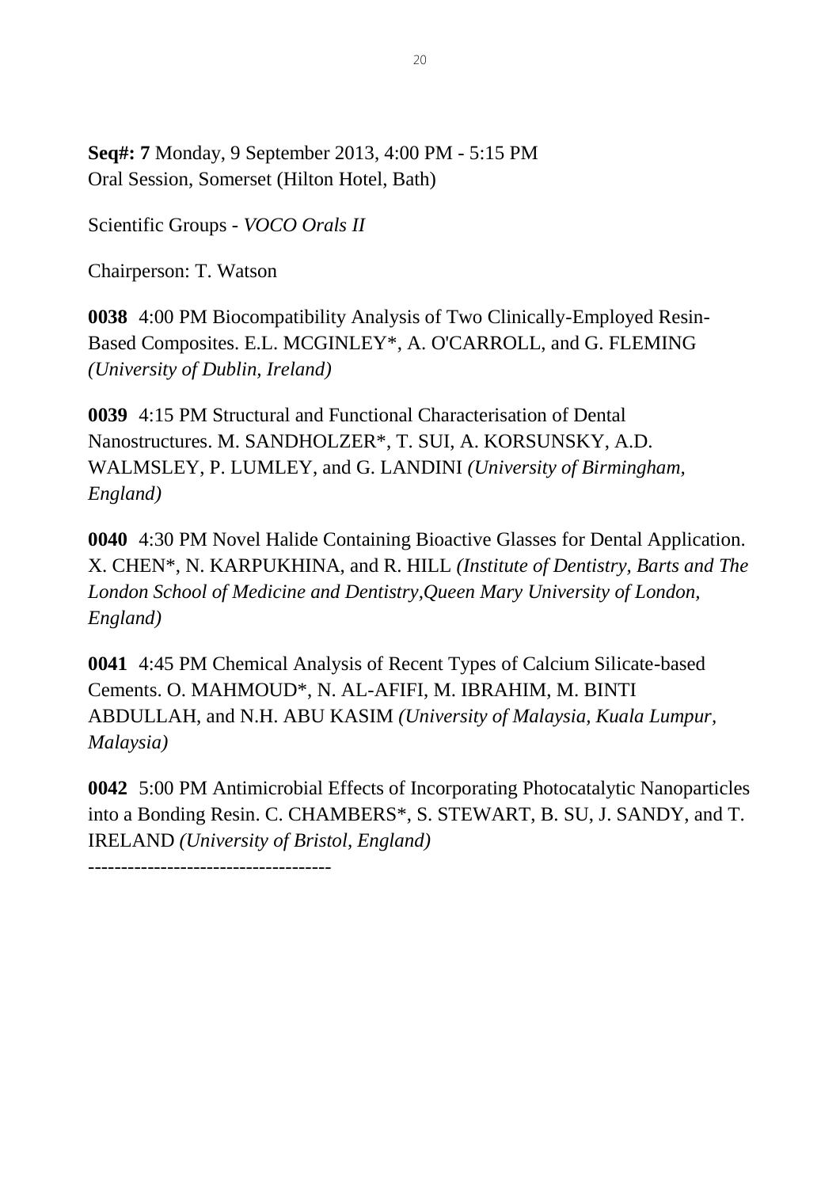**Seq#: 7** Monday, 9 September 2013, 4:00 PM - 5:15 PM
Oral Session, Somerset (Hilton Hotel, Bath)

Scientific Groups - *VOCO Orals II*

Chairperson: T. Watson

**0038** 4:00 PM Biocompatibility Analysis of Two Clinically-Employed Resin-Based Composites. E.L. MCGINLEY*, A. O'CARROLL, and G. FLEMING *(University of Dublin, Ireland)*

**0039** 4:15 PM Structural and Functional Characterisation of Dental Nanostructures. M. SANDHOLZER*, T. SUI, A. KORSUNSKY, A.D. WALMSLEY, P. LUMLEY, and G. LANDINI *(University of Birmingham, England)*

**0040** 4:30 PM Novel Halide Containing Bioactive Glasses for Dental Application. X. CHEN*, N. KARPUKHINA, and R. HILL *(Institute of Dentistry, Barts and The London School of Medicine and Dentistry,Queen Mary University of London, England)*

**0041** 4:45 PM Chemical Analysis of Recent Types of Calcium Silicate-based Cements. O. MAHMOUD*, N. AL-AFIFI, M. IBRAHIM, M. BINTI ABDULLAH, and N.H. ABU KASIM *(University of Malaysia, Kuala Lumpur, Malaysia)*

**0042** 5:00 PM Antimicrobial Effects of Incorporating Photocatalytic Nanoparticles into a Bonding Resin. C. CHAMBERS*, S. STEWART, B. SU, J. SANDY, and T. IRELAND *(University of Bristol, England)*

-------------------------------------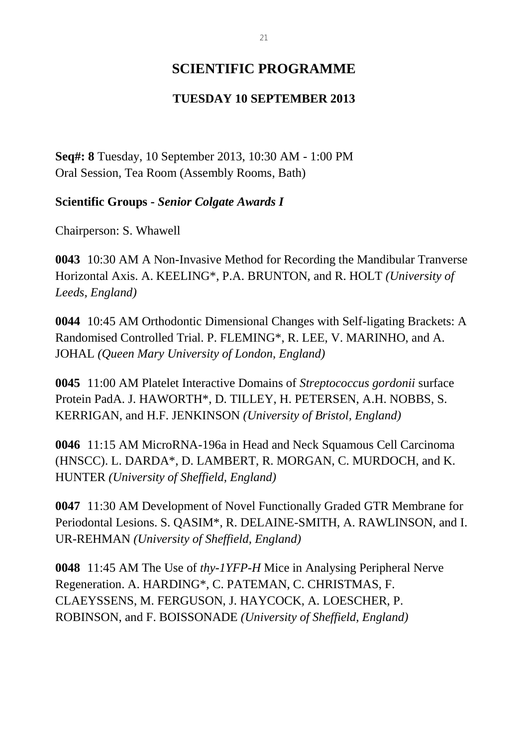# SCIENTIFIC PROGRAMME

## TUESDAY 10 SEPTEMBER 2013

**Seq#: 8** Tuesday, 10 September 2013, 10:30 AM - 1:00 PM
Oral Session, Tea Room (Assembly Rooms, Bath)

**Scientific Groups -** ***Senior Colgate Awards I***

Chairperson: S. Whawell

**0043** 10:30 AM A Non-Invasive Method for Recording the Mandibular Tranverse Horizontal Axis. A. KEELING*, P.A. BRUNTON, and R. HOLT *(University of Leeds, England)*

**0044** 10:45 AM Orthodontic Dimensional Changes with Self-ligating Brackets: A Randomised Controlled Trial. P. FLEMING*, R. LEE, V. MARINHO, and A. JOHAL *(Queen Mary University of London, England)*

**0045** 11:00 AM Platelet Interactive Domains of *Streptococcus gordonii* surface Protein PadA. J. HAWORTH*, D. TILLEY, H. PETERSEN, A.H. NOBBS, S. KERRIGAN, and H.F. JENKINSON *(University of Bristol, England)*

**0046** 11:15 AM MicroRNA-196a in Head and Neck Squamous Cell Carcinoma (HNSCC). L. DARDA*, D. LAMBERT, R. MORGAN, C. MURDOCH, and K. HUNTER *(University of Sheffield, England)*

**0047** 11:30 AM Development of Novel Functionally Graded GTR Membrane for Periodontal Lesions. S. QASIM*, R. DELAINE-SMITH, A. RAWLINSON, and I. UR-REHMAN *(University of Sheffield, England)*

**0048** 11:45 AM The Use of *thy-1YFP-H* Mice in Analysing Peripheral Nerve Regeneration. A. HARDING*, C. PATEMAN, C. CHRISTMAS, F. CLAEYSSENS, M. FERGUSON, J. HAYCOCK, A. LOESCHER, P. ROBINSON, and F. BOISSONADE *(University of Sheffield, England)*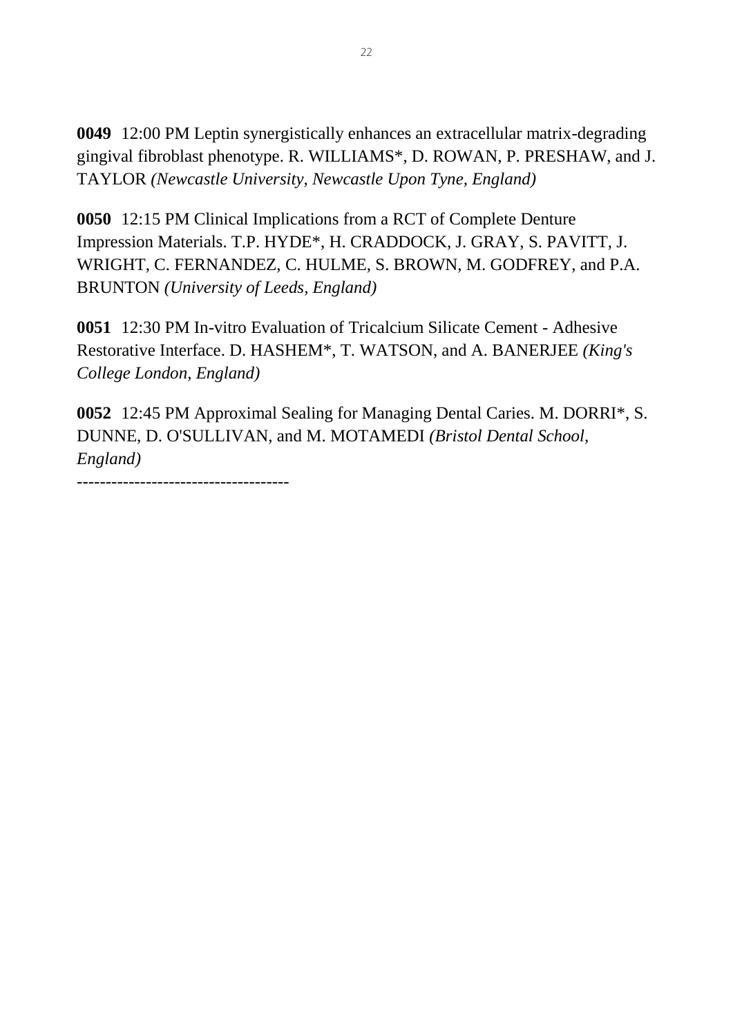**0049** 12:00 PM Leptin synergistically enhances an extracellular matrix-degrading gingival fibroblast phenotype. R. WILLIAMS*, D. ROWAN, P. PRESHAW, and J. TAYLOR *(Newcastle University, Newcastle Upon Tyne, England)*

**0050** 12:15 PM Clinical Implications from a RCT of Complete Denture Impression Materials. T.P. HYDE*, H. CRADDOCK, J. GRAY, S. PAVITT, J. WRIGHT, C. FERNANDEZ, C. HULME, S. BROWN, M. GODFREY, and P.A. BRUNTON *(University of Leeds, England)*

**0051** 12:30 PM In-vitro Evaluation of Tricalcium Silicate Cement - Adhesive Restorative Interface. D. HASHEM*, T. WATSON, and A. BANERJEE *(King's College London, England)*

**0052** 12:45 PM Approximal Sealing for Managing Dental Caries. M. DORRI*, S. DUNNE, D. O'SULLIVAN, and M. MOTAMEDI *(Bristol Dental School, England)*

------------------------------------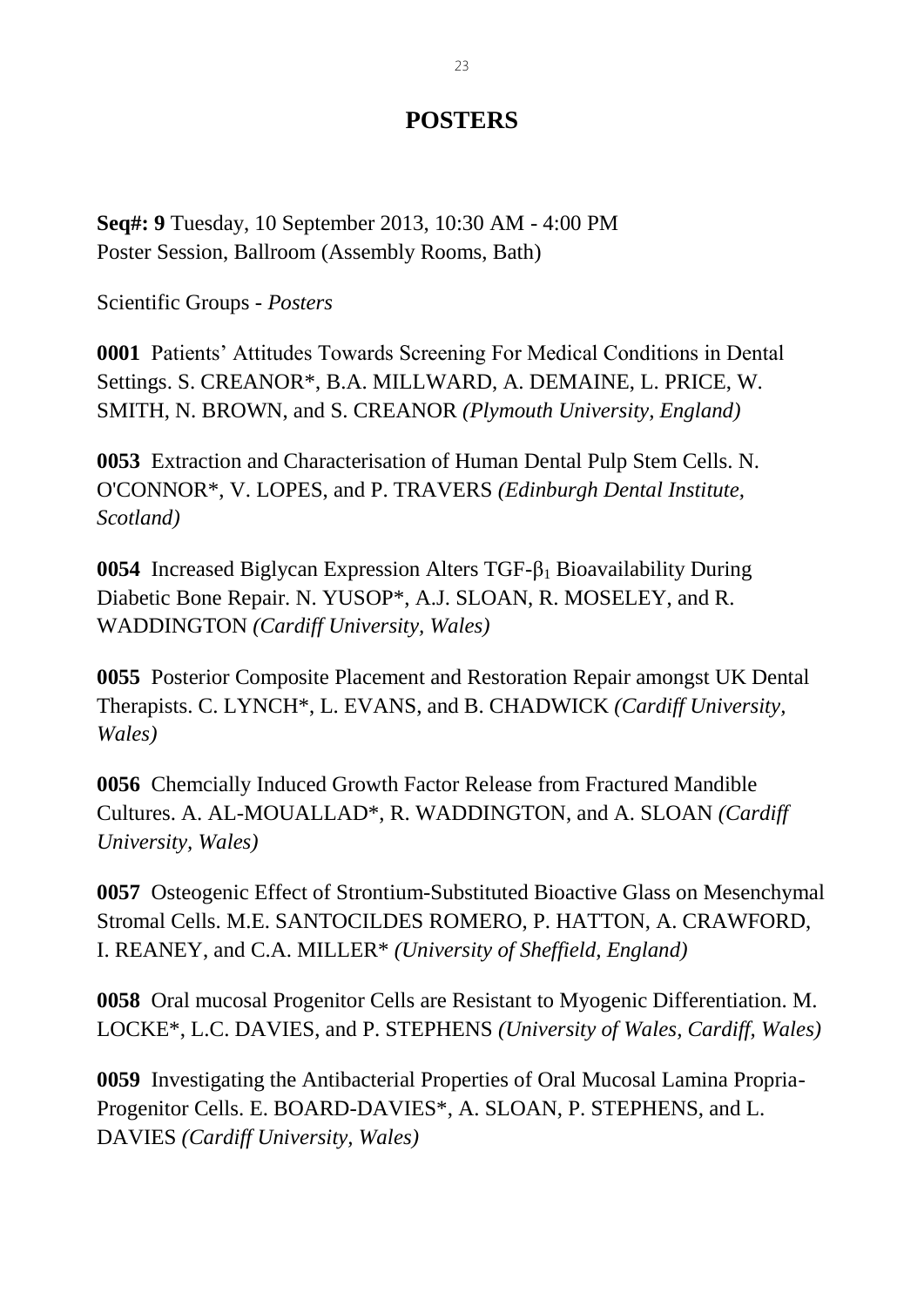# POSTERS

**Seq#: 9** Tuesday, 10 September 2013, 10:30 AM - 4:00 PM
Poster Session, Ballroom (Assembly Rooms, Bath)

Scientific Groups - *Posters*

**0001** Patients' Attitudes Towards Screening For Medical Conditions in Dental Settings. S. CREANOR*, B.A. MILLWARD, A. DEMAINE, L. PRICE, W. SMITH, N. BROWN, and S. CREANOR *(Plymouth University, England)*

**0053** Extraction and Characterisation of Human Dental Pulp Stem Cells. N. O'CONNOR*, V. LOPES, and P. TRAVERS *(Edinburgh Dental Institute, Scotland)*

**0054** Increased Biglycan Expression Alters TGF-$\beta_1$ Bioavailability During Diabetic Bone Repair. N. YUSOP*, A.J. SLOAN, R. MOSELEY, and R. WADDINGTON *(Cardiff University, Wales)*

**0055** Posterior Composite Placement and Restoration Repair amongst UK Dental Therapists. C. LYNCH*, L. EVANS, and B. CHADWICK *(Cardiff University, Wales)*

**0056** Chemcially Induced Growth Factor Release from Fractured Mandible Cultures. A. AL-MOUALLAD*, R. WADDINGTON, and A. SLOAN *(Cardiff University, Wales)*

**0057** Osteogenic Effect of Strontium-Substituted Bioactive Glass on Mesenchymal Stromal Cells. M.E. SANTOCILDES ROMERO, P. HATTON, A. CRAWFORD, I. REANEY, and C.A. MILLER* *(University of Sheffield, England)*

**0058** Oral mucosal Progenitor Cells are Resistant to Myogenic Differentiation. M. LOCKE*, L.C. DAVIES, and P. STEPHENS *(University of Wales, Cardiff, Wales)*

**0059** Investigating the Antibacterial Properties of Oral Mucosal Lamina Propria-Progenitor Cells. E. BOARD-DAVIES*, A. SLOAN, P. STEPHENS, and L. DAVIES *(Cardiff University, Wales)*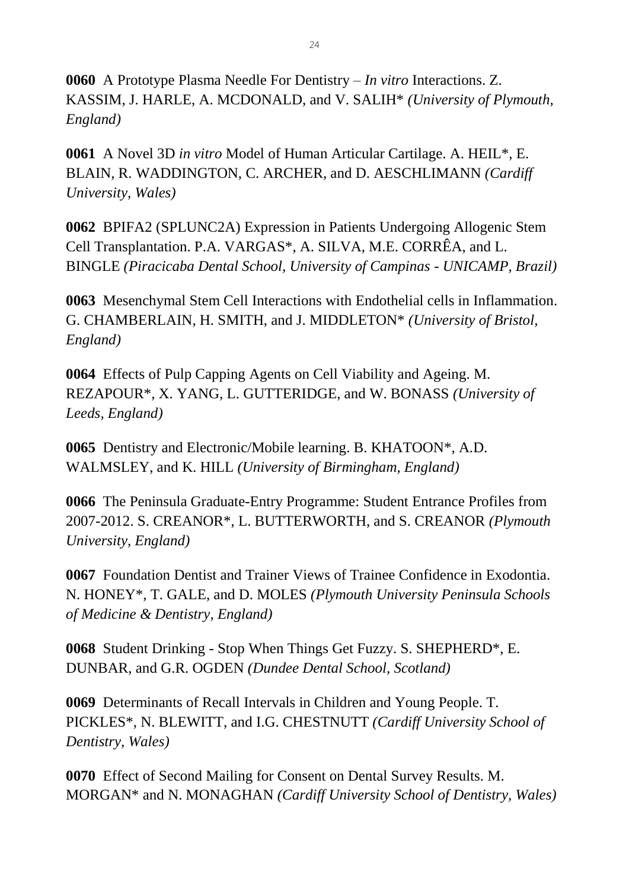**0060** A Prototype Plasma Needle For Dentistry – *In vitro* Interactions. Z. KASSIM, J. HARLE, A. MCDONALD, and V. SALIH* *(University of Plymouth, England)*

**0061** A Novel 3D *in vitro* Model of Human Articular Cartilage. A. HEIL*, E. BLAIN, R. WADDINGTON, C. ARCHER, and D. AESCHLIMANN *(Cardiff University, Wales)*

**0062** BPIFA2 (SPLUNC2A) Expression in Patients Undergoing Allogenic Stem Cell Transplantation. P.A. VARGAS*, A. SILVA, M.E. CORRÊA, and L. BINGLE *(Piracicaba Dental School, University of Campinas - UNICAMP, Brazil)*

**0063** Mesenchymal Stem Cell Interactions with Endothelial cells in Inflammation. G. CHAMBERLAIN, H. SMITH, and J. MIDDLETON* *(University of Bristol, England)*

**0064** Effects of Pulp Capping Agents on Cell Viability and Ageing. M. REZAPOUR*, X. YANG, L. GUTTERIDGE, and W. BONASS *(University of Leeds, England)*

**0065** Dentistry and Electronic/Mobile learning. B. KHATOON*, A.D. WALMSLEY, and K. HILL *(University of Birmingham, England)*

**0066** The Peninsula Graduate-Entry Programme: Student Entrance Profiles from 2007-2012. S. CREANOR*, L. BUTTERWORTH, and S. CREANOR *(Plymouth University, England)*

**0067** Foundation Dentist and Trainer Views of Trainee Confidence in Exodontia. N. HONEY*, T. GALE, and D. MOLES *(Plymouth University Peninsula Schools of Medicine & Dentistry, England)*

**0068** Student Drinking - Stop When Things Get Fuzzy. S. SHEPHERD*, E. DUNBAR, and G.R. OGDEN *(Dundee Dental School, Scotland)*

**0069** Determinants of Recall Intervals in Children and Young People. T. PICKLES*, N. BLEWITT, and I.G. CHESTNUTT *(Cardiff University School of Dentistry, Wales)*

**0070** Effect of Second Mailing for Consent on Dental Survey Results. M. MORGAN* and N. MONAGHAN *(Cardiff University School of Dentistry, Wales)*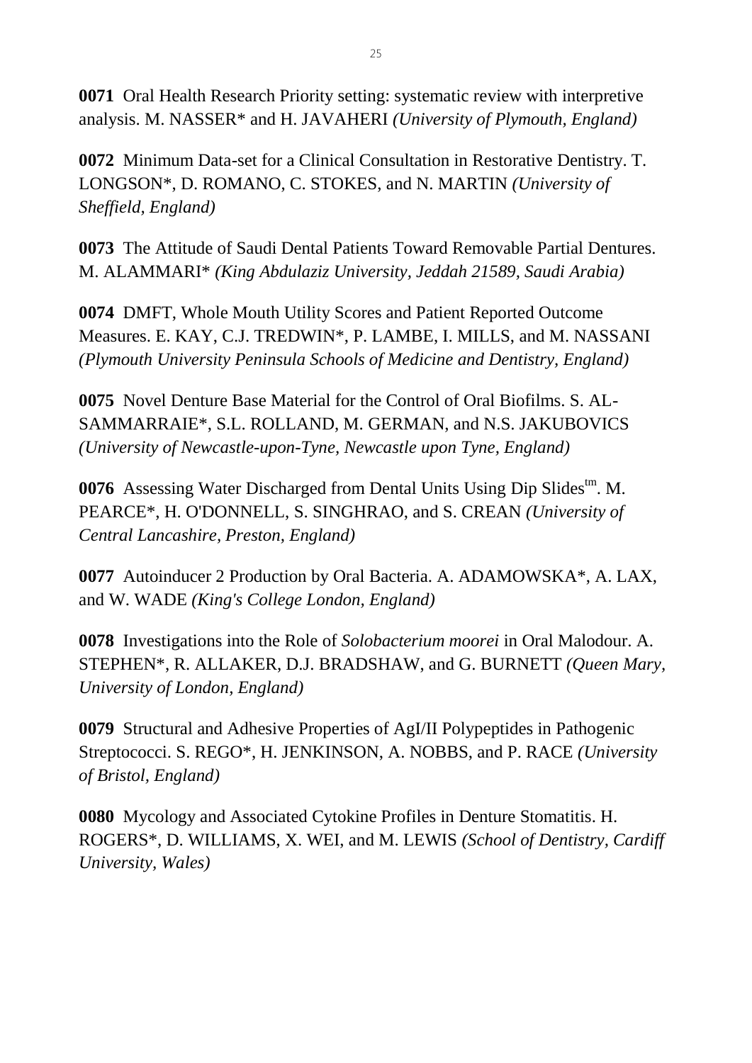**0071** Oral Health Research Priority setting: systematic review with interpretive analysis. M. NASSER* and H. JAVAHERI *(University of Plymouth, England)*

**0072** Minimum Data-set for a Clinical Consultation in Restorative Dentistry. T. LONGSON*, D. ROMANO, C. STOKES, and N. MARTIN *(University of Sheffield, England)*

**0073** The Attitude of Saudi Dental Patients Toward Removable Partial Dentures. M. ALAMMARI* *(King Abdulaziz University, Jeddah 21589, Saudi Arabia)*

**0074** DMFT, Whole Mouth Utility Scores and Patient Reported Outcome Measures. E. KAY, C.J. TREDWIN*, P. LAMBE, I. MILLS, and M. NASSANI *(Plymouth University Peninsula Schools of Medicine and Dentistry, England)*

**0075** Novel Denture Base Material for the Control of Oral Biofilms. S. AL-SAMMARRAIE*, S.L. ROLLAND, M. GERMAN, and N.S. JAKUBOVICS *(University of Newcastle-upon-Tyne, Newcastle upon Tyne, England)*

**0076** Assessing Water Discharged from Dental Units Using Dip Slides™. M. PEARCE*, H. O'DONNELL, S. SINGHRAO, and S. CREAN *(University of Central Lancashire, Preston, England)*

**0077** Autoinducer 2 Production by Oral Bacteria. A. ADAMOWSKA*, A. LAX, and W. WADE *(King's College London, England)*

**0078** Investigations into the Role of *Solobacterium moorei* in Oral Malodour. A. STEPHEN*, R. ALLAKER, D.J. BRADSHAW, and G. BURNETT *(Queen Mary, University of London, England)*

**0079** Structural and Adhesive Properties of AgI/II Polypeptides in Pathogenic Streptococci. S. REGO*, H. JENKINSON, A. NOBBS, and P. RACE *(University of Bristol, England)*

**0080** Mycology and Associated Cytokine Profiles in Denture Stomatitis. H. ROGERS*, D. WILLIAMS, X. WEI, and M. LEWIS *(School of Dentistry, Cardiff University, Wales)*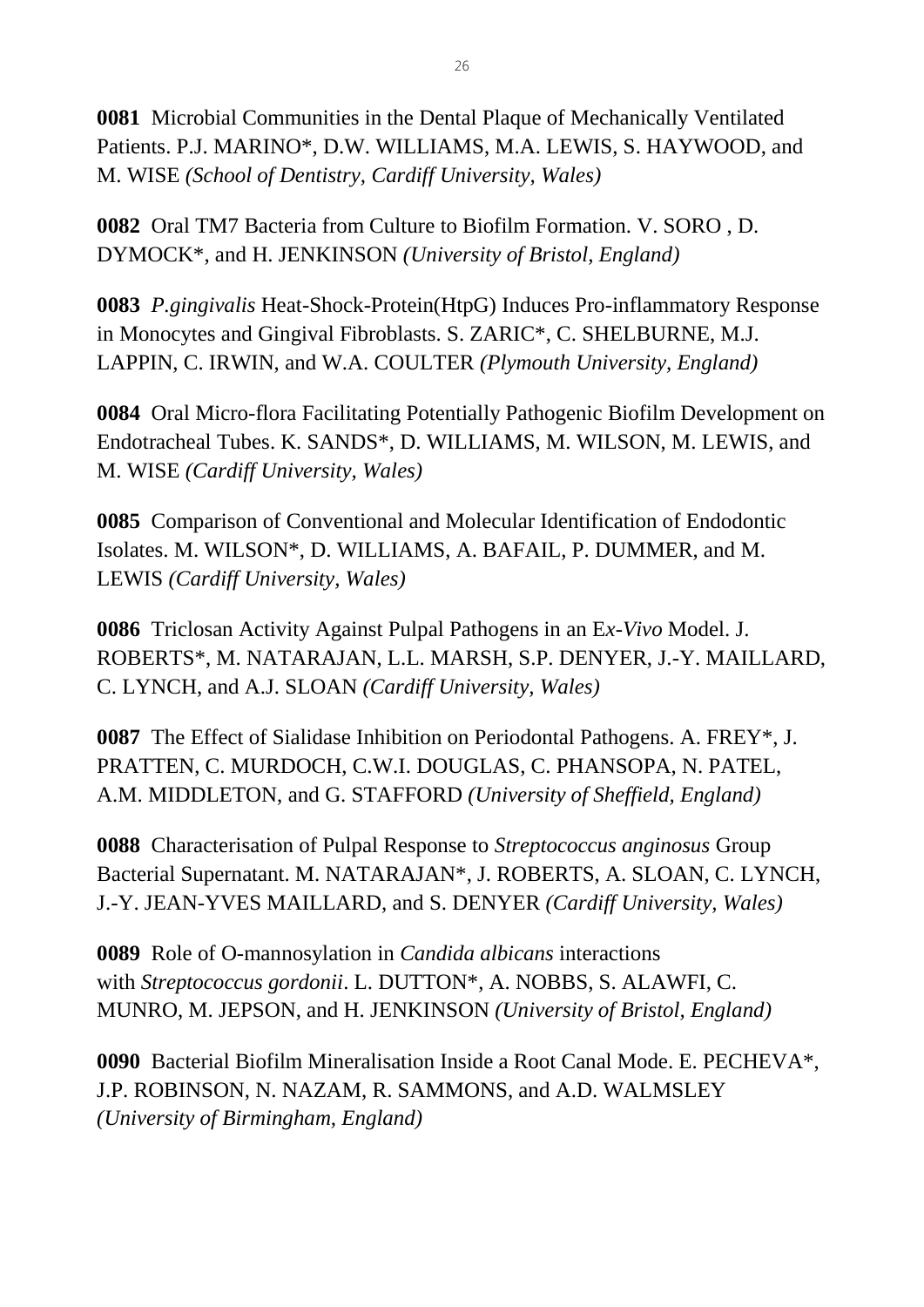**0081** Microbial Communities in the Dental Plaque of Mechanically Ventilated Patients. P.J. MARINO*, D.W. WILLIAMS, M.A. LEWIS, S. HAYWOOD, and M. WISE *(School of Dentistry, Cardiff University, Wales)*

**0082** Oral TM7 Bacteria from Culture to Biofilm Formation. V. SORO , D. DYMOCK*, and H. JENKINSON *(University of Bristol, England)*

**0083** *P.gingivalis* Heat-Shock-Protein(HtpG) Induces Pro-inflammatory Response in Monocytes and Gingival Fibroblasts. S. ZARIC*, C. SHELBURNE, M.J. LAPPIN, C. IRWIN, and W.A. COULTER *(Plymouth University, England)*

**0084** Oral Micro-flora Facilitating Potentially Pathogenic Biofilm Development on Endotracheal Tubes. K. SANDS*, D. WILLIAMS, M. WILSON, M. LEWIS, and M. WISE *(Cardiff University, Wales)*

**0085** Comparison of Conventional and Molecular Identification of Endodontic Isolates. M. WILSON*, D. WILLIAMS, A. BAFAIL, P. DUMMER, and M. LEWIS *(Cardiff University, Wales)*

**0086** Triclosan Activity Against Pulpal Pathogens in an E*x-Vivo* Model. J. ROBERTS*, M. NATARAJAN, L.L. MARSH, S.P. DENYER, J.-Y. MAILLARD, C. LYNCH, and A.J. SLOAN *(Cardiff University, Wales)*

**0087** The Effect of Sialidase Inhibition on Periodontal Pathogens. A. FREY*, J. PRATTEN, C. MURDOCH, C.W.I. DOUGLAS, C. PHANSOPA, N. PATEL, A.M. MIDDLETON, and G. STAFFORD *(University of Sheffield, England)*

**0088** Characterisation of Pulpal Response to *Streptococcus anginosus* Group Bacterial Supernatant. M. NATARAJAN*, J. ROBERTS, A. SLOAN, C. LYNCH, J.-Y. JEAN-YVES MAILLARD, and S. DENYER *(Cardiff University, Wales)*

**0089** Role of O-mannosylation in *Candida albicans* interactions with *Streptococcus gordonii*. L. DUTTON*, A. NOBBS, S. ALAWFI, C. MUNRO, M. JEPSON, and H. JENKINSON *(University of Bristol, England)*

**0090** Bacterial Biofilm Mineralisation Inside a Root Canal Mode. E. PECHEVA*, J.P. ROBINSON, N. NAZAM, R. SAMMONS, and A.D. WALMSLEY *(University of Birmingham, England)*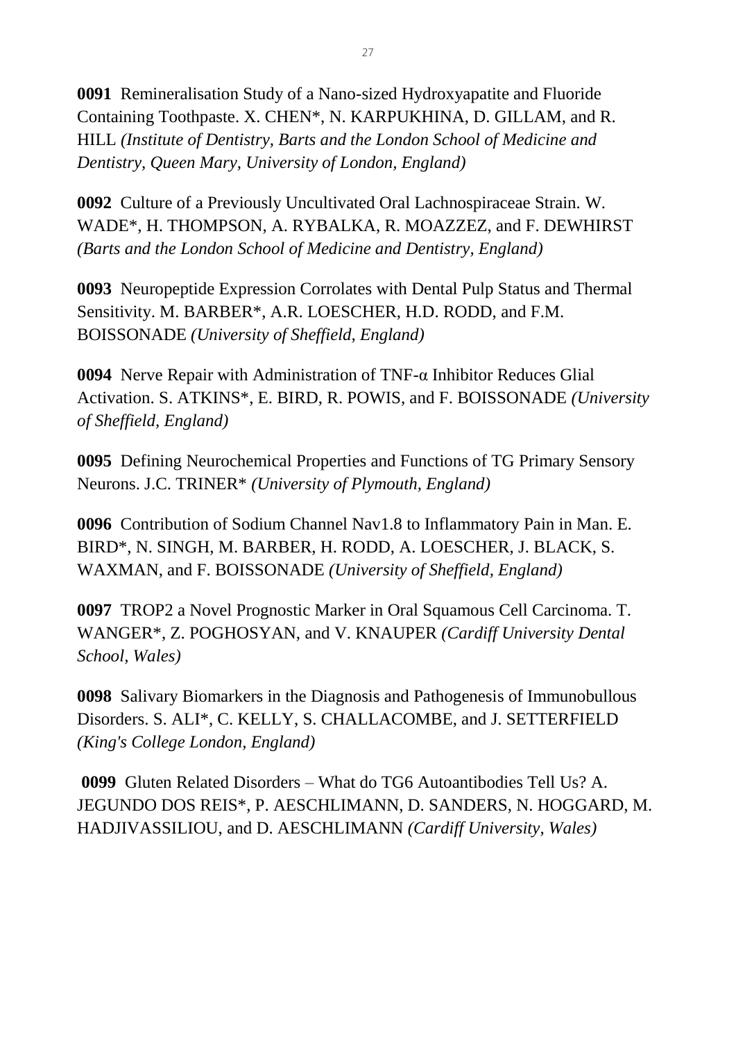**0091** Remineralisation Study of a Nano-sized Hydroxyapatite and Fluoride Containing Toothpaste. X. CHEN*, N. KARPUKHINA, D. GILLAM, and R. HILL *(Institute of Dentistry, Barts and the London School of Medicine and Dentistry, Queen Mary, University of London, England)*

**0092** Culture of a Previously Uncultivated Oral Lachnospiraceae Strain. W. WADE*, H. THOMPSON, A. RYBALKA, R. MOAZZEZ, and F. DEWHIRST *(Barts and the London School of Medicine and Dentistry, England)*

**0093** Neuropeptide Expression Corrolates with Dental Pulp Status and Thermal Sensitivity. M. BARBER*, A.R. LOESCHER, H.D. RODD, and F.M. BOISSONADE *(University of Sheffield, England)*

**0094** Nerve Repair with Administration of TNF-α Inhibitor Reduces Glial Activation. S. ATKINS*, E. BIRD, R. POWIS, and F. BOISSONADE *(University of Sheffield, England)*

**0095** Defining Neurochemical Properties and Functions of TG Primary Sensory Neurons. J.C. TRINER* *(University of Plymouth, England)*

**0096** Contribution of Sodium Channel Nav1.8 to Inflammatory Pain in Man. E. BIRD*, N. SINGH, M. BARBER, H. RODD, A. LOESCHER, J. BLACK, S. WAXMAN, and F. BOISSONADE *(University of Sheffield, England)*

**0097** TROP2 a Novel Prognostic Marker in Oral Squamous Cell Carcinoma. T. WANGER*, Z. POGHOSYAN, and V. KNAUPER *(Cardiff University Dental School, Wales)*

**0098** Salivary Biomarkers in the Diagnosis and Pathogenesis of Immunobullous Disorders. S. ALI*, C. KELLY, S. CHALLACOMBE, and J. SETTERFIELD *(King's College London, England)*

**0099** Gluten Related Disorders – What do TG6 Autoantibodies Tell Us? A. JEGUNDO DOS REIS*, P. AESCHLIMANN, D. SANDERS, N. HOGGARD, M. HADJIVASSILIOU, and D. AESCHLIMANN *(Cardiff University, Wales)*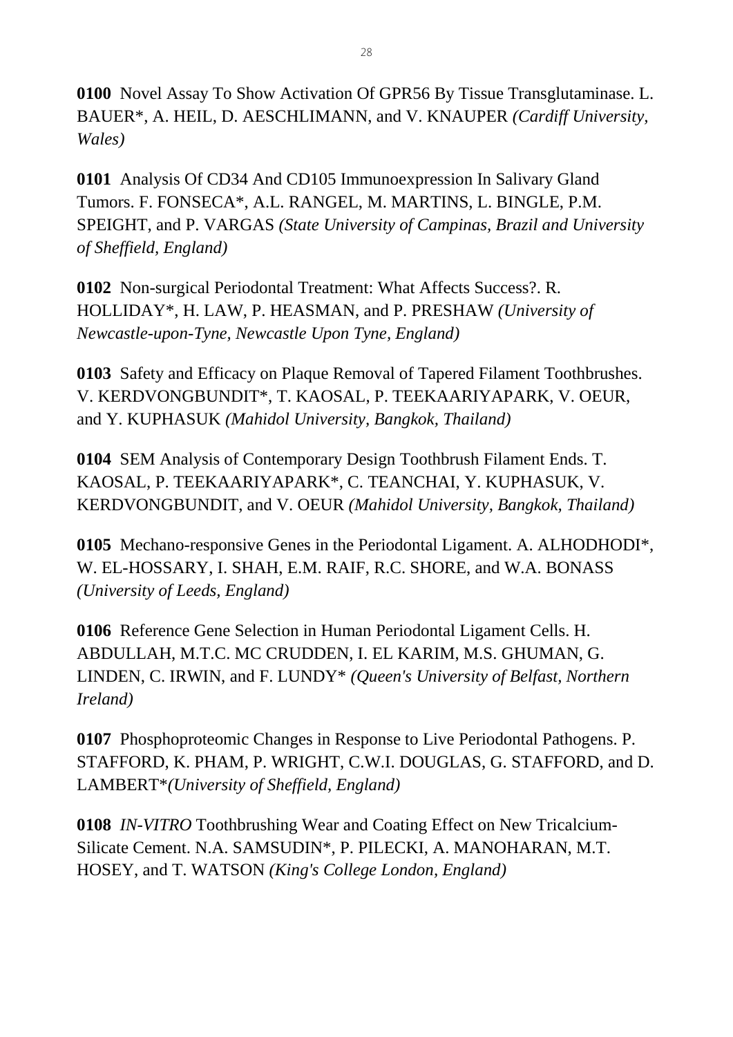**0100** Novel Assay To Show Activation Of GPR56 By Tissue Transglutaminase. L. BAUER*, A. HEIL, D. AESCHLIMANN, and V. KNAUPER *(Cardiff University, Wales)*

**0101** Analysis Of CD34 And CD105 Immunoexpression In Salivary Gland Tumors. F. FONSECA*, A.L. RANGEL, M. MARTINS, L. BINGLE, P.M. SPEIGHT, and P. VARGAS *(State University of Campinas, Brazil and University of Sheffield, England)*

**0102** Non-surgical Periodontal Treatment: What Affects Success?. R. HOLLIDAY*, H. LAW, P. HEASMAN, and P. PRESHAW *(University of Newcastle-upon-Tyne, Newcastle Upon Tyne, England)*

**0103** Safety and Efficacy on Plaque Removal of Tapered Filament Toothbrushes. V. KERDVONGBUNDIT*, T. KAOSAL, P. TEEKAARIYAPARK, V. OEUR, and Y. KUPHASUK *(Mahidol University, Bangkok, Thailand)*

**0104** SEM Analysis of Contemporary Design Toothbrush Filament Ends. T. KAOSAL, P. TEEKAARIYAPARK*, C. TEANCHAI, Y. KUPHASUK, V. KERDVONGBUNDIT, and V. OEUR *(Mahidol University, Bangkok, Thailand)*

**0105** Mechano-responsive Genes in the Periodontal Ligament. A. ALHODHODI*, W. EL-HOSSARY, I. SHAH, E.M. RAIF, R.C. SHORE, and W.A. BONASS *(University of Leeds, England)*

**0106** Reference Gene Selection in Human Periodontal Ligament Cells. H. ABDULLAH, M.T.C. MC CRUDDEN, I. EL KARIM, M.S. GHUMAN, G. LINDEN, C. IRWIN, and F. LUNDY* *(Queen's University of Belfast, Northern Ireland)*

**0107** Phosphoproteomic Changes in Response to Live Periodontal Pathogens. P. STAFFORD, K. PHAM, P. WRIGHT, C.W.I. DOUGLAS, G. STAFFORD, and D. LAMBERT* *(University of Sheffield, England)*

**0108** *IN-VITRO* Toothbrushing Wear and Coating Effect on New Tricalcium-Silicate Cement. N.A. SAMSUDIN*, P. PILECKI, A. MANOHARAN, M.T. HOSEY, and T. WATSON *(King's College London, England)*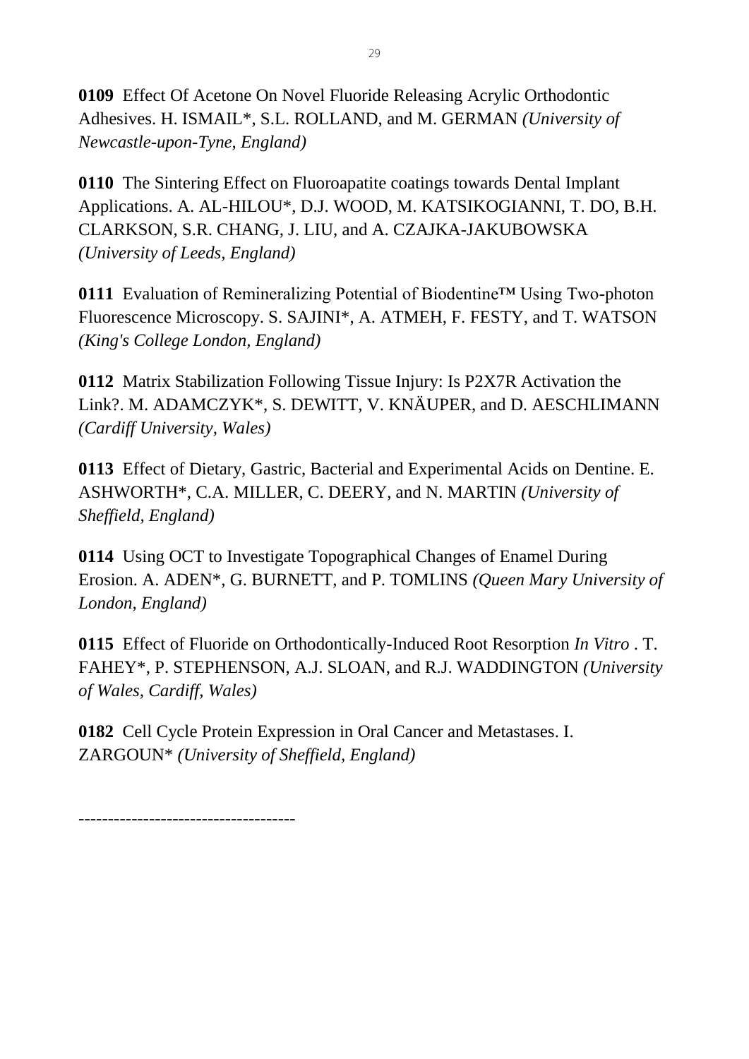**0109** Effect Of Acetone On Novel Fluoride Releasing Acrylic Orthodontic Adhesives. H. ISMAIL*, S.L. ROLLAND, and M. GERMAN *(University of Newcastle-upon-Tyne, England)*

**0110** The Sintering Effect on Fluoroapatite coatings towards Dental Implant Applications. A. AL-HILOU*, D.J. WOOD, M. KATSIKOGIANNI, T. DO, B.H. CLARKSON, S.R. CHANG, J. LIU, and A. CZAJKA-JAKUBOWSKA *(University of Leeds, England)*

**0111** Evaluation of Remineralizing Potential of Biodentine™ Using Two-photon Fluorescence Microscopy. S. SAJINI*, A. ATMEH, F. FESTY, and T. WATSON *(King's College London, England)*

**0112** Matrix Stabilization Following Tissue Injury: Is P2X7R Activation the Link?. M. ADAMCZYK*, S. DEWITT, V. KNÄUPER, and D. AESCHLIMANN *(Cardiff University, Wales)*

**0113** Effect of Dietary, Gastric, Bacterial and Experimental Acids on Dentine. E. ASHWORTH*, C.A. MILLER, C. DEERY, and N. MARTIN *(University of Sheffield, England)*

**0114** Using OCT to Investigate Topographical Changes of Enamel During Erosion. A. ADEN*, G. BURNETT, and P. TOMLINS *(Queen Mary University of London, England)*

**0115** Effect of Fluoride on Orthodontically-Induced Root Resorption *In Vitro* . T. FAHEY*, P. STEPHENSON, A.J. SLOAN, and R.J. WADDINGTON *(University of Wales, Cardiff, Wales)*

**0182** Cell Cycle Protein Expression in Oral Cancer and Metastases. I. ZARGOUN* *(University of Sheffield, England)*

------------------------------------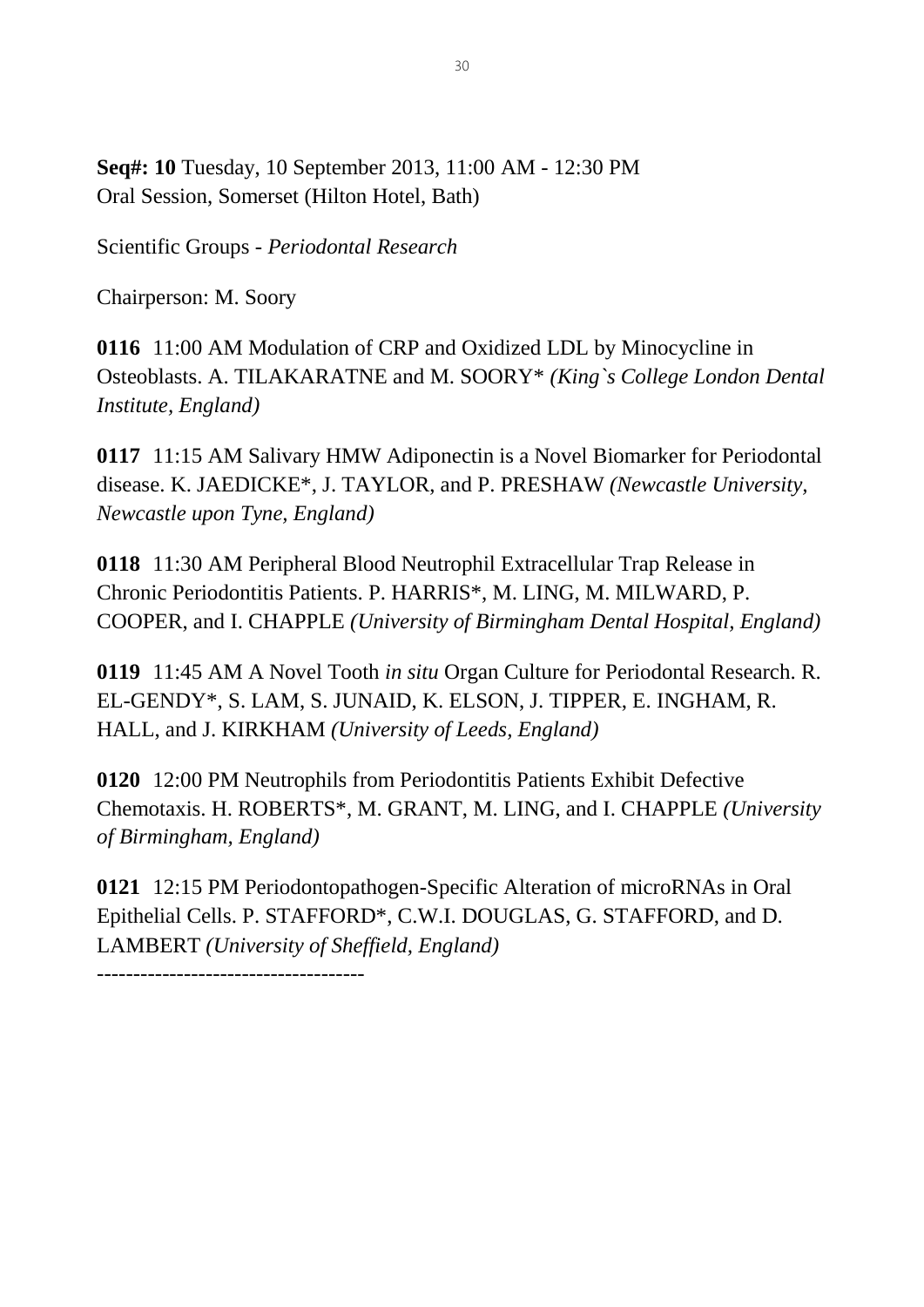**Seq#: 10** Tuesday, 10 September 2013, 11:00 AM - 12:30 PM
Oral Session, Somerset (Hilton Hotel, Bath)

Scientific Groups - *Periodontal Research*

Chairperson: M. Soory

**0116** 11:00 AM Modulation of CRP and Oxidized LDL by Minocycline in Osteoblasts. A. TILAKARATNE and M. SOORY* *(King`s College London Dental Institute, England)*

**0117** 11:15 AM Salivary HMW Adiponectin is a Novel Biomarker for Periodontal disease. K. JAEDICKE*, J. TAYLOR, and P. PRESHAW *(Newcastle University, Newcastle upon Tyne, England)*

**0118** 11:30 AM Peripheral Blood Neutrophil Extracellular Trap Release in Chronic Periodontitis Patients. P. HARRIS*, M. LING, M. MILWARD, P. COOPER, and I. CHAPPLE *(University of Birmingham Dental Hospital, England)*

**0119** 11:45 AM A Novel Tooth *in situ* Organ Culture for Periodontal Research. R. EL-GENDY*, S. LAM, S. JUNAID, K. ELSON, J. TIPPER, E. INGHAM, R. HALL, and J. KIRKHAM *(University of Leeds, England)*

**0120** 12:00 PM Neutrophils from Periodontitis Patients Exhibit Defective Chemotaxis. H. ROBERTS*, M. GRANT, M. LING, and I. CHAPPLE *(University of Birmingham, England)*

**0121** 12:15 PM Periodontopathogen-Specific Alteration of microRNAs in Oral Epithelial Cells. P. STAFFORD*, C.W.I. DOUGLAS, G. STAFFORD, and D. LAMBERT *(University of Sheffield, England)*

------------------------------------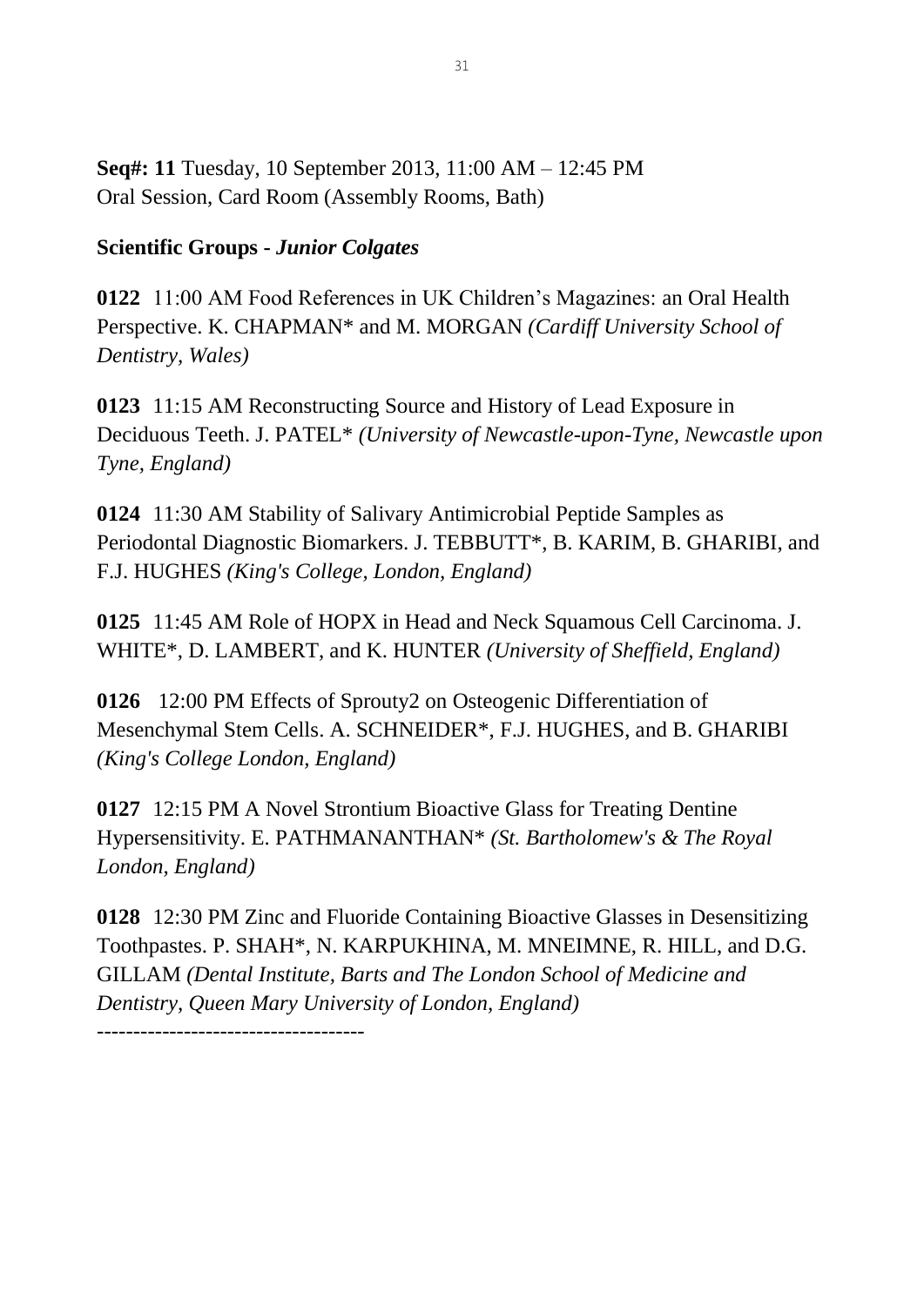**Seq#: 11** Tuesday, 10 September 2013, 11:00 AM – 12:45 PM
Oral Session, Card Room (Assembly Rooms, Bath)

**Scientific Groups -** ***Junior Colgates***

**0122** 11:00 AM Food References in UK Children's Magazines: an Oral Health Perspective. K. CHAPMAN* and M. MORGAN *(Cardiff University School of Dentistry, Wales)*

**0123** 11:15 AM Reconstructing Source and History of Lead Exposure in Deciduous Teeth. J. PATEL* *(University of Newcastle-upon-Tyne, Newcastle upon Tyne, England)*

**0124** 11:30 AM Stability of Salivary Antimicrobial Peptide Samples as Periodontal Diagnostic Biomarkers. J. TEBBUTT*, B. KARIM, B. GHARIBI, and F.J. HUGHES *(King's College, London, England)*

**0125** 11:45 AM Role of HOPX in Head and Neck Squamous Cell Carcinoma. J. WHITE*, D. LAMBERT, and K. HUNTER *(University of Sheffield, England)*

**0126** 12:00 PM Effects of Sprouty2 on Osteogenic Differentiation of Mesenchymal Stem Cells. A. SCHNEIDER*, F.J. HUGHES, and B. GHARIBI *(King's College London, England)*

**0127** 12:15 PM A Novel Strontium Bioactive Glass for Treating Dentine Hypersensitivity. E. PATHMANANTHAN* *(St. Bartholomew's & The Royal London, England)*

**0128** 12:30 PM Zinc and Fluoride Containing Bioactive Glasses in Desensitizing Toothpastes. P. SHAH*, N. KARPUKHINA, M. MNEIMNE, R. HILL, and D.G. GILLAM *(Dental Institute, Barts and The London School of Medicine and Dentistry, Queen Mary University of London, England)*

-------------------------------------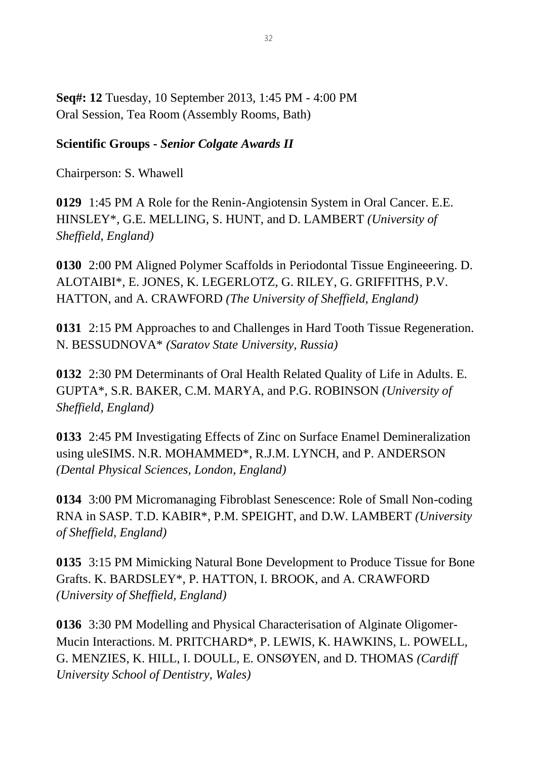**Seq#: 12** Tuesday, 10 September 2013, 1:45 PM - 4:00 PM
Oral Session, Tea Room (Assembly Rooms, Bath)

**Scientific Groups -** ***Senior Colgate Awards II***

Chairperson: S. Whawell

**0129** 1:45 PM A Role for the Renin-Angiotensin System in Oral Cancer. E.E. HINSLEY*, G.E. MELLING, S. HUNT, and D. LAMBERT *(University of Sheffield, England)*

**0130** 2:00 PM Aligned Polymer Scaffolds in Periodontal Tissue Engineeering. D. ALOTAIBI*, E. JONES, K. LEGERLOTZ, G. RILEY, G. GRIFFITHS, P.V. HATTON, and A. CRAWFORD *(The University of Sheffield, England)*

**0131** 2:15 PM Approaches to and Challenges in Hard Tooth Tissue Regeneration. N. BESSUDNOVA* *(Saratov State University, Russia)*

**0132** 2:30 PM Determinants of Oral Health Related Quality of Life in Adults. E. GUPTA*, S.R. BAKER, C.M. MARYA, and P.G. ROBINSON *(University of Sheffield, England)*

**0133** 2:45 PM Investigating Effects of Zinc on Surface Enamel Demineralization using uleSIMS. N.R. MOHAMMED*, R.J.M. LYNCH, and P. ANDERSON *(Dental Physical Sciences, London, England)*

**0134** 3:00 PM Micromanaging Fibroblast Senescence: Role of Small Non-coding RNA in SASP. T.D. KABIR*, P.M. SPEIGHT, and D.W. LAMBERT *(University of Sheffield, England)*

**0135** 3:15 PM Mimicking Natural Bone Development to Produce Tissue for Bone Grafts. K. BARDSLEY*, P. HATTON, I. BROOK, and A. CRAWFORD *(University of Sheffield, England)*

**0136** 3:30 PM Modelling and Physical Characterisation of Alginate Oligomer-Mucin Interactions. M. PRITCHARD*, P. LEWIS, K. HAWKINS, L. POWELL, G. MENZIES, K. HILL, I. DOULL, E. ONSØYEN, and D. THOMAS *(Cardiff University School of Dentistry, Wales)*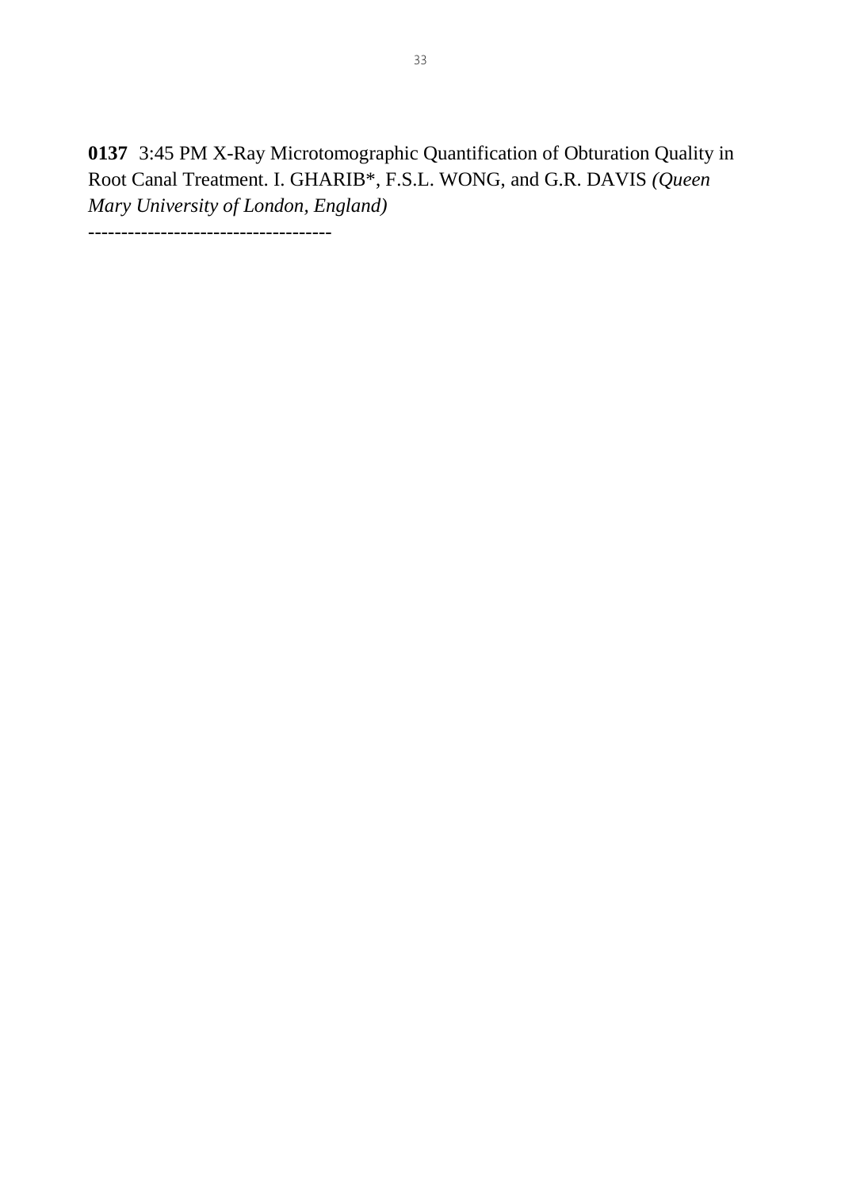**0137** 3:45 PM X-Ray Microtomographic Quantification of Obturation Quality in Root Canal Treatment. I. GHARIB*, F.S.L. WONG, and G.R. DAVIS *(Queen Mary University of London, England)*

-------------------------------------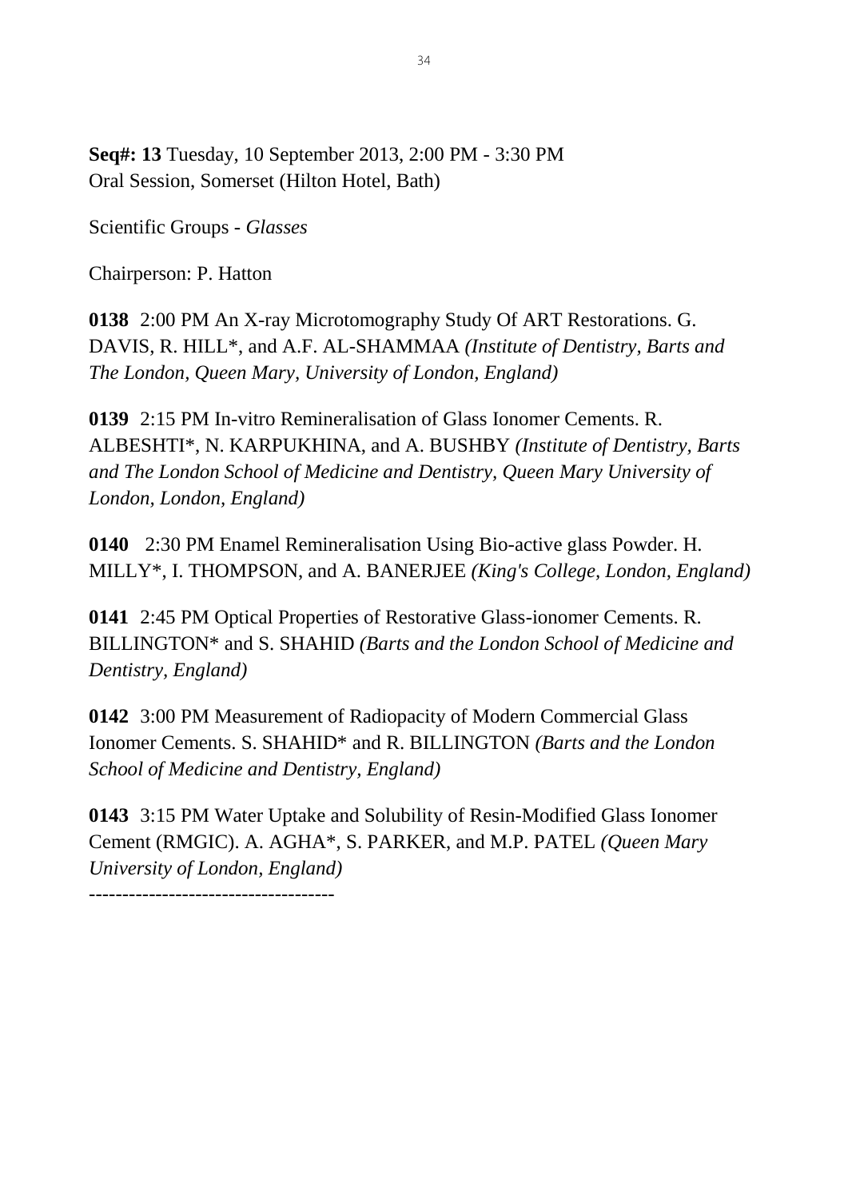**Seq#: 13** Tuesday, 10 September 2013, 2:00 PM - 3:30 PM
Oral Session, Somerset (Hilton Hotel, Bath)

Scientific Groups - *Glasses*

Chairperson: P. Hatton

**0138** 2:00 PM An X-ray Microtomography Study Of ART Restorations. G. DAVIS, R. HILL*, and A.F. AL-SHAMMAA *(Institute of Dentistry, Barts and The London, Queen Mary, University of London, England)*

**0139** 2:15 PM In-vitro Remineralisation of Glass Ionomer Cements. R. ALBESHTI*, N. KARPUKHINA, and A. BUSHBY *(Institute of Dentistry, Barts and The London School of Medicine and Dentistry, Queen Mary University of London, London, England)*

**0140** 2:30 PM Enamel Remineralisation Using Bio-active glass Powder. H. MILLY*, I. THOMPSON, and A. BANERJEE *(King's College, London, England)*

**0141** 2:45 PM Optical Properties of Restorative Glass-ionomer Cements. R. BILLINGTON* and S. SHAHID *(Barts and the London School of Medicine and Dentistry, England)*

**0142** 3:00 PM Measurement of Radiopacity of Modern Commercial Glass Ionomer Cements. S. SHAHID* and R. BILLINGTON *(Barts and the London School of Medicine and Dentistry, England)*

**0143** 3:15 PM Water Uptake and Solubility of Resin-Modified Glass Ionomer Cement (RMGIC). A. AGHA*, S. PARKER, and M.P. PATEL *(Queen Mary University of London, England)*

-------------------------------------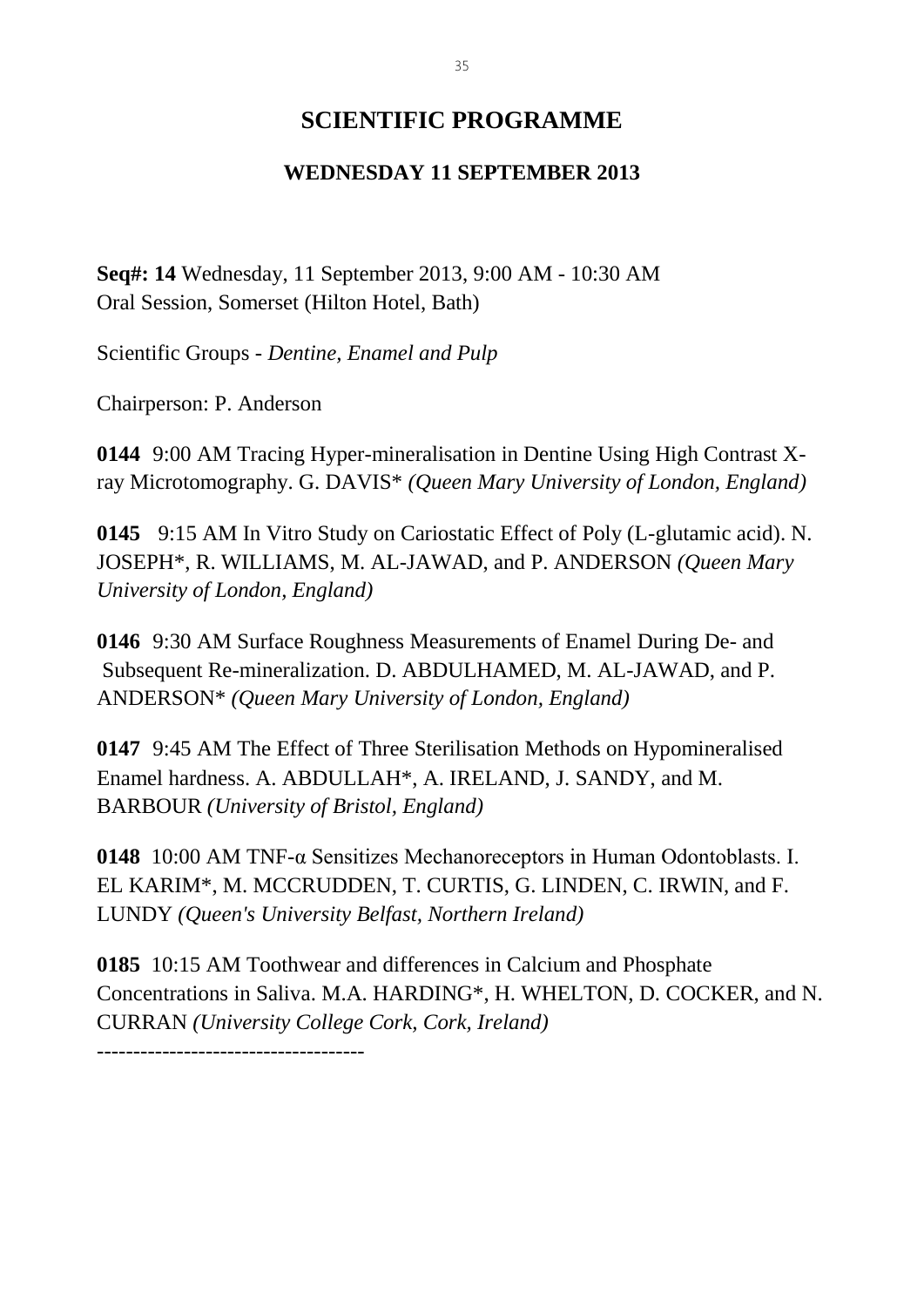# SCIENTIFIC PROGRAMME

## WEDNESDAY 11 SEPTEMBER 2013

**Seq#: 14** Wednesday, 11 September 2013, 9:00 AM - 10:30 AM
Oral Session, Somerset (Hilton Hotel, Bath)

Scientific Groups - *Dentine, Enamel and Pulp*

Chairperson: P. Anderson

**0144** 9:00 AM Tracing Hyper-mineralisation in Dentine Using High Contrast X-ray Microtomography. G. DAVIS* *(Queen Mary University of London, England)*

**0145** 9:15 AM In Vitro Study on Cariostatic Effect of Poly (L-glutamic acid). N. JOSEPH*, R. WILLIAMS, M. AL-JAWAD, and P. ANDERSON *(Queen Mary University of London, England)*

**0146** 9:30 AM Surface Roughness Measurements of Enamel During De- and Subsequent Re-mineralization. D. ABDULHAMED, M. AL-JAWAD, and P. ANDERSON* *(Queen Mary University of London, England)*

**0147** 9:45 AM The Effect of Three Sterilisation Methods on Hypomineralised Enamel hardness. A. ABDULLAH*, A. IRELAND, J. SANDY, and M. BARBOUR *(University of Bristol, England)*

**0148** 10:00 AM TNF-α Sensitizes Mechanoreceptors in Human Odontoblasts. I. EL KARIM*, M. MCCRUDDEN, T. CURTIS, G. LINDEN, C. IRWIN, and F. LUNDY *(Queen's University Belfast, Northern Ireland)*

**0185** 10:15 AM Toothwear and differences in Calcium and Phosphate Concentrations in Saliva. M.A. HARDING*, H. WHELTON, D. COCKER, and N. CURRAN *(University College Cork, Cork, Ireland)*

-------------------------------------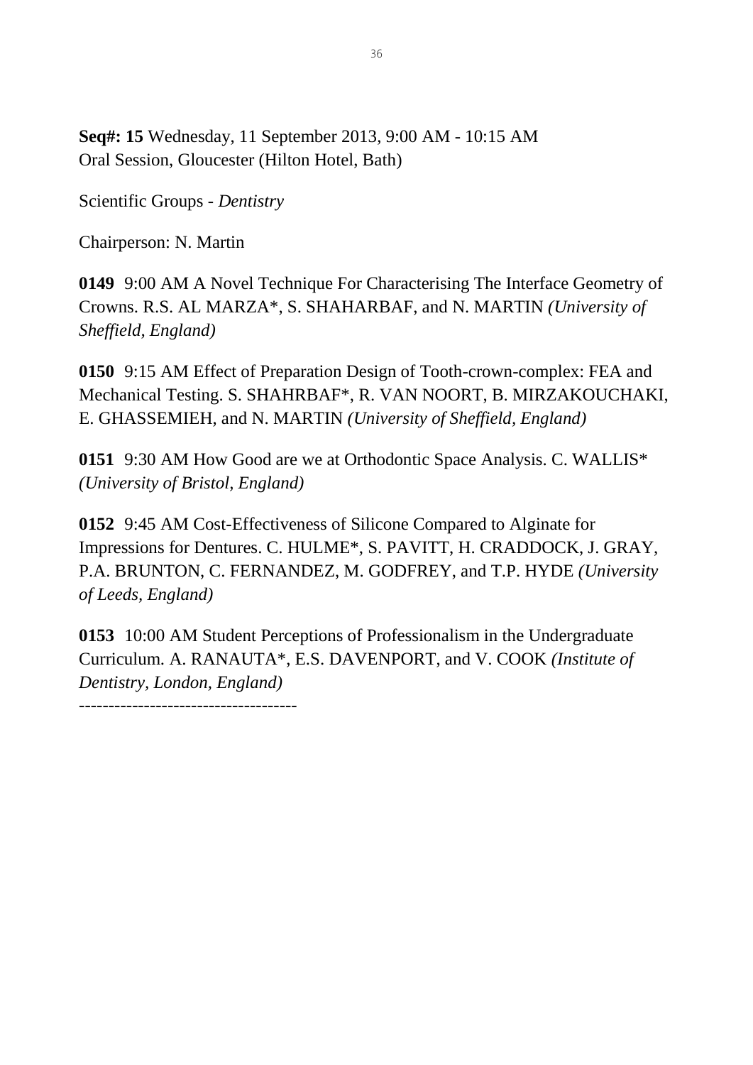**Seq#: 15** Wednesday, 11 September 2013, 9:00 AM - 10:15 AM
Oral Session, Gloucester (Hilton Hotel, Bath)

Scientific Groups - *Dentistry*

Chairperson: N. Martin

**0149** 9:00 AM A Novel Technique For Characterising The Interface Geometry of Crowns. R.S. AL MARZA*, S. SHAHARBAF, and N. MARTIN *(University of Sheffield, England)*

**0150** 9:15 AM Effect of Preparation Design of Tooth-crown-complex: FEA and Mechanical Testing. S. SHAHRBAF*, R. VAN NOORT, B. MIRZAKOUCHAKI, E. GHASSEMIEH, and N. MARTIN *(University of Sheffield, England)*

**0151** 9:30 AM How Good are we at Orthodontic Space Analysis. C. WALLIS* *(University of Bristol, England)*

**0152** 9:45 AM Cost-Effectiveness of Silicone Compared to Alginate for Impressions for Dentures. C. HULME*, S. PAVITT, H. CRADDOCK, J. GRAY, P.A. BRUNTON, C. FERNANDEZ, M. GODFREY, and T.P. HYDE *(University of Leeds, England)*

**0153** 10:00 AM Student Perceptions of Professionalism in the Undergraduate Curriculum. A. RANAUTA*, E.S. DAVENPORT, and V. COOK *(Institute of Dentistry, London, England)*

------------------------------------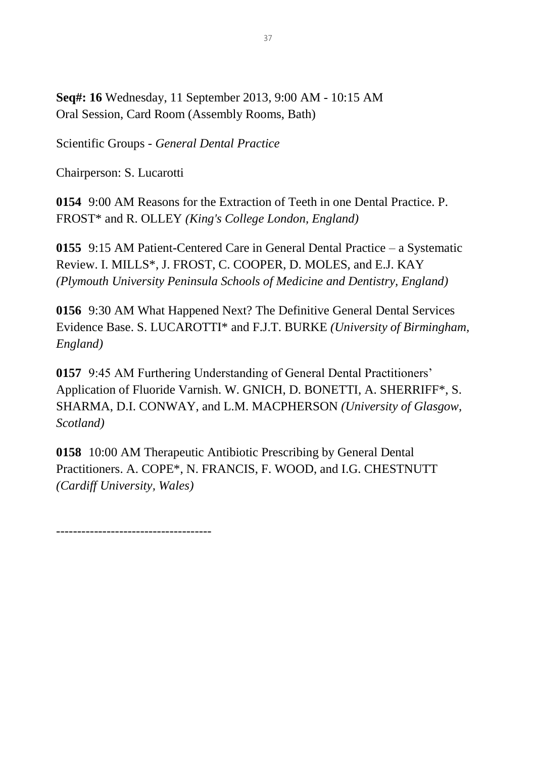**Seq#: 16** Wednesday, 11 September 2013, 9:00 AM - 10:15 AM
Oral Session, Card Room (Assembly Rooms, Bath)

Scientific Groups - *General Dental Practice*

Chairperson: S. Lucarotti

**0154** 9:00 AM Reasons for the Extraction of Teeth in one Dental Practice. P. FROST* and R. OLLEY *(King's College London, England)*

**0155** 9:15 AM Patient-Centered Care in General Dental Practice – a Systematic Review. I. MILLS*, J. FROST, C. COOPER, D. MOLES, and E.J. KAY *(Plymouth University Peninsula Schools of Medicine and Dentistry, England)*

**0156** 9:30 AM What Happened Next? The Definitive General Dental Services Evidence Base. S. LUCAROTTI* and F.J.T. BURKE *(University of Birmingham, England)*

**0157** 9:45 AM Furthering Understanding of General Dental Practitioners' Application of Fluoride Varnish. W. GNICH, D. BONETTI, A. SHERRIFF*, S. SHARMA, D.I. CONWAY, and L.M. MACPHERSON *(University of Glasgow, Scotland)*

**0158** 10:00 AM Therapeutic Antibiotic Prescribing by General Dental Practitioners. A. COPE*, N. FRANCIS, F. WOOD, and I.G. CHESTNUTT *(Cardiff University, Wales)*

------------------------------------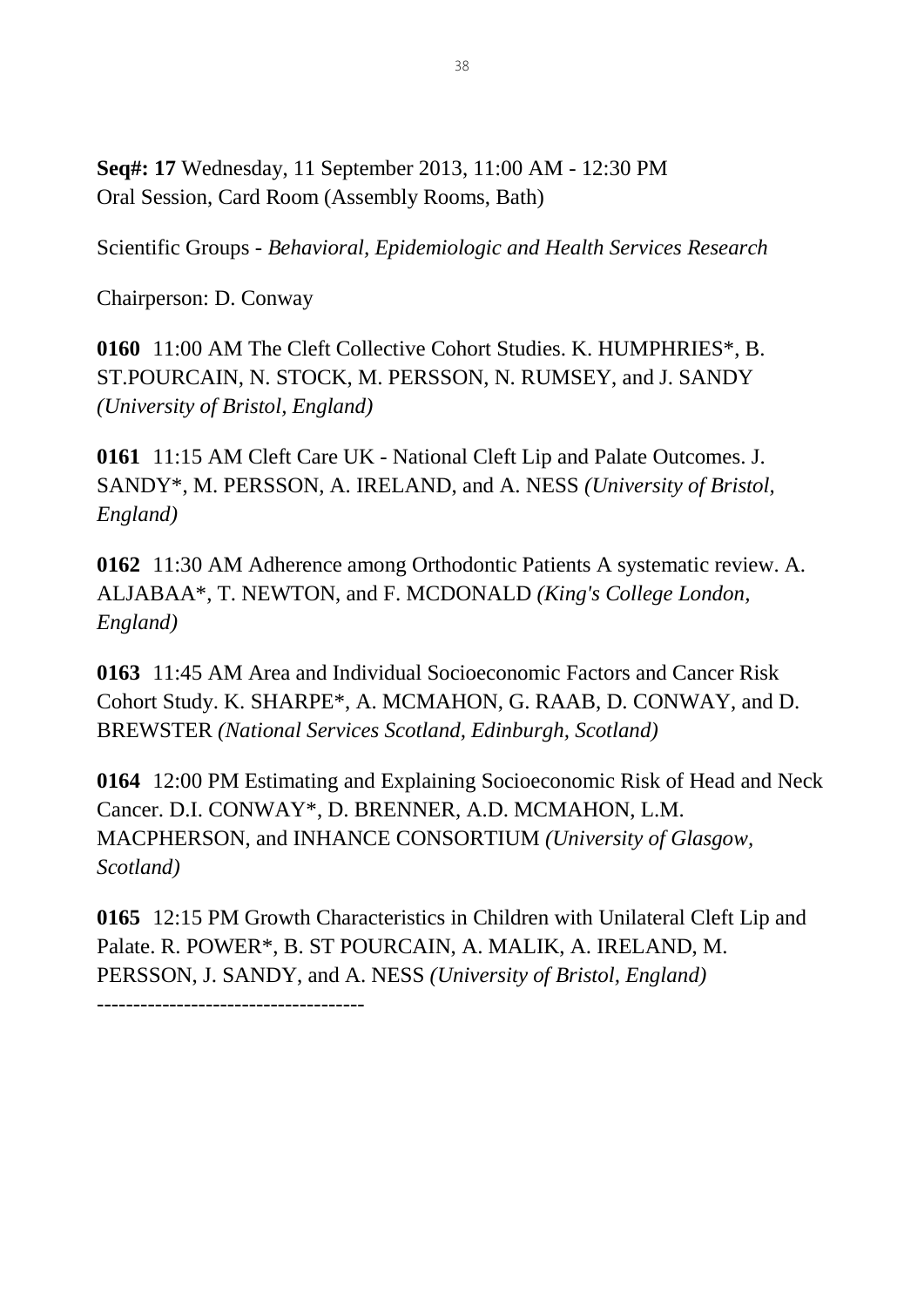**Seq#: 17** Wednesday, 11 September 2013, 11:00 AM - 12:30 PM
Oral Session, Card Room (Assembly Rooms, Bath)

Scientific Groups - *Behavioral, Epidemiologic and Health Services Research*

Chairperson: D. Conway

**0160** 11:00 AM The Cleft Collective Cohort Studies. K. HUMPHRIES*, B. ST.POURCAIN, N. STOCK, M. PERSSON, N. RUMSEY, and J. SANDY *(University of Bristol, England)*

**0161** 11:15 AM Cleft Care UK - National Cleft Lip and Palate Outcomes. J. SANDY*, M. PERSSON, A. IRELAND, and A. NESS *(University of Bristol, England)*

**0162** 11:30 AM Adherence among Orthodontic Patients A systematic review. A. ALJABAA*, T. NEWTON, and F. MCDONALD *(King's College London, England)*

**0163** 11:45 AM Area and Individual Socioeconomic Factors and Cancer Risk Cohort Study. K. SHARPE*, A. MCMAHON, G. RAAB, D. CONWAY, and D. BREWSTER *(National Services Scotland, Edinburgh, Scotland)*

**0164** 12:00 PM Estimating and Explaining Socioeconomic Risk of Head and Neck Cancer. D.I. CONWAY*, D. BRENNER, A.D. MCMAHON, L.M. MACPHERSON, and INHANCE CONSORTIUM *(University of Glasgow, Scotland)*

**0165** 12:15 PM Growth Characteristics in Children with Unilateral Cleft Lip and Palate. R. POWER*, B. ST POURCAIN, A. MALIK, A. IRELAND, M. PERSSON, J. SANDY, and A. NESS *(University of Bristol, England)*

------------------------------------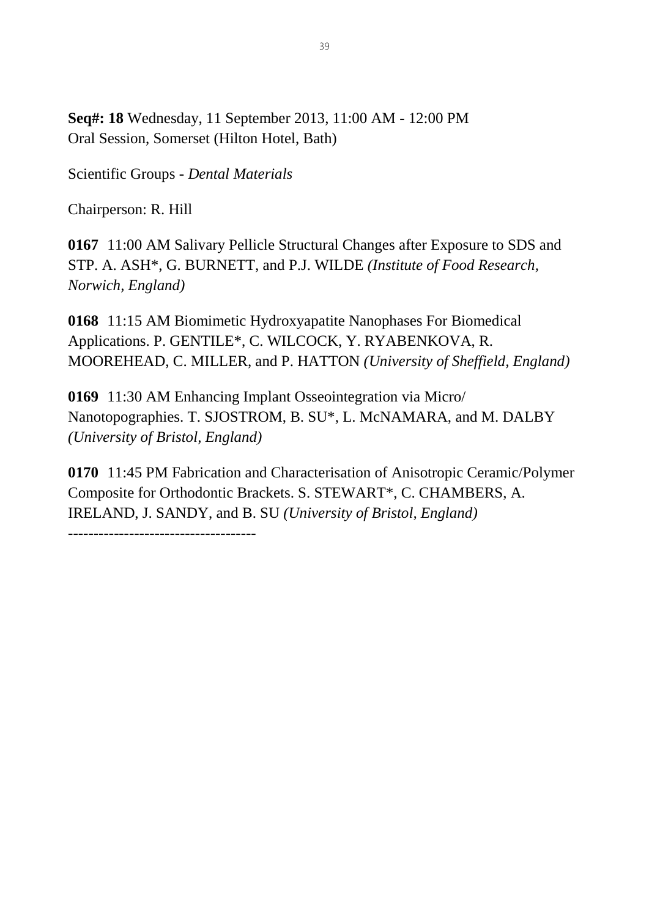**Seq#: 18** Wednesday, 11 September 2013, 11:00 AM - 12:00 PM
Oral Session, Somerset (Hilton Hotel, Bath)

Scientific Groups - *Dental Materials*

Chairperson: R. Hill

**0167** 11:00 AM Salivary Pellicle Structural Changes after Exposure to SDS and STP. A. ASH*, G. BURNETT, and P.J. WILDE *(Institute of Food Research, Norwich, England)*

**0168** 11:15 AM Biomimetic Hydroxyapatite Nanophases For Biomedical Applications. P. GENTILE*, C. WILCOCK, Y. RYABENKOVA, R. MOOREHEAD, C. MILLER, and P. HATTON *(University of Sheffield, England)*

**0169** 11:30 AM Enhancing Implant Osseointegration via Micro/ Nanotopographies. T. SJOSTROM, B. SU*, L. McNAMARA, and M. DALBY *(University of Bristol, England)*

**0170** 11:45 PM Fabrication and Characterisation of Anisotropic Ceramic/Polymer Composite for Orthodontic Brackets. S. STEWART*, C. CHAMBERS, A. IRELAND, J. SANDY, and B. SU *(University of Bristol, England)*

------------------------------------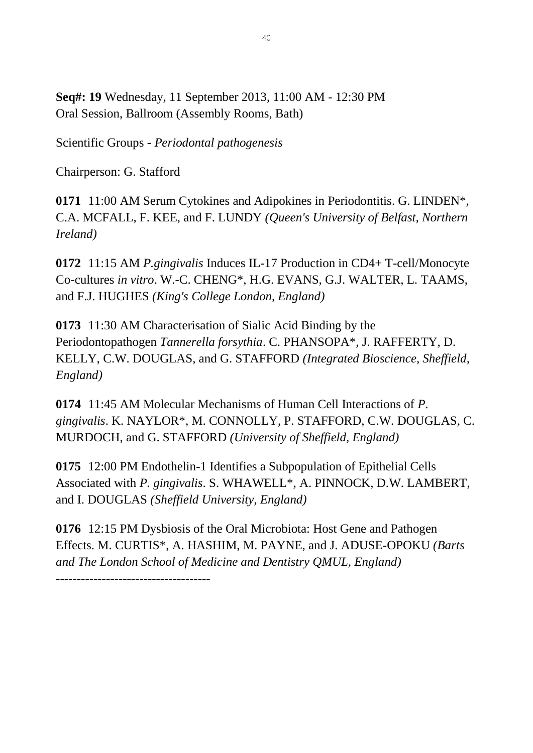**Seq#: 19** Wednesday, 11 September 2013, 11:00 AM - 12:30 PM
Oral Session, Ballroom (Assembly Rooms, Bath)

Scientific Groups - *Periodontal pathogenesis*

Chairperson: G. Stafford

**0171** 11:00 AM Serum Cytokines and Adipokines in Periodontitis. G. LINDEN*, C.A. MCFALL, F. KEE, and F. LUNDY *(Queen's University of Belfast, Northern Ireland)*

**0172** 11:15 AM *P.gingivalis* Induces IL-17 Production in CD4+ T-cell/Monocyte Co-cultures *in vitro*. W.-C. CHENG*, H.G. EVANS, G.J. WALTER, L. TAAMS, and F.J. HUGHES *(King's College London, England)*

**0173** 11:30 AM Characterisation of Sialic Acid Binding by the Periodontopathogen *Tannerella forsythia*. C. PHANSOPA*, J. RAFFERTY, D. KELLY, C.W. DOUGLAS, and G. STAFFORD *(Integrated Bioscience, Sheffield, England)*

**0174** 11:45 AM Molecular Mechanisms of Human Cell Interactions of *P. gingivalis*. K. NAYLOR*, M. CONNOLLY, P. STAFFORD, C.W. DOUGLAS, C. MURDOCH, and G. STAFFORD *(University of Sheffield, England)*

**0175** 12:00 PM Endothelin-1 Identifies a Subpopulation of Epithelial Cells Associated with *P. gingivalis*. S. WHAWELL*, A. PINNOCK, D.W. LAMBERT, and I. DOUGLAS *(Sheffield University, England)*

**0176** 12:15 PM Dysbiosis of the Oral Microbiota: Host Gene and Pathogen Effects. M. CURTIS*, A. HASHIM, M. PAYNE, and J. ADUSE-OPOKU *(Barts and The London School of Medicine and Dentistry QMUL, England)*

-------------------------------------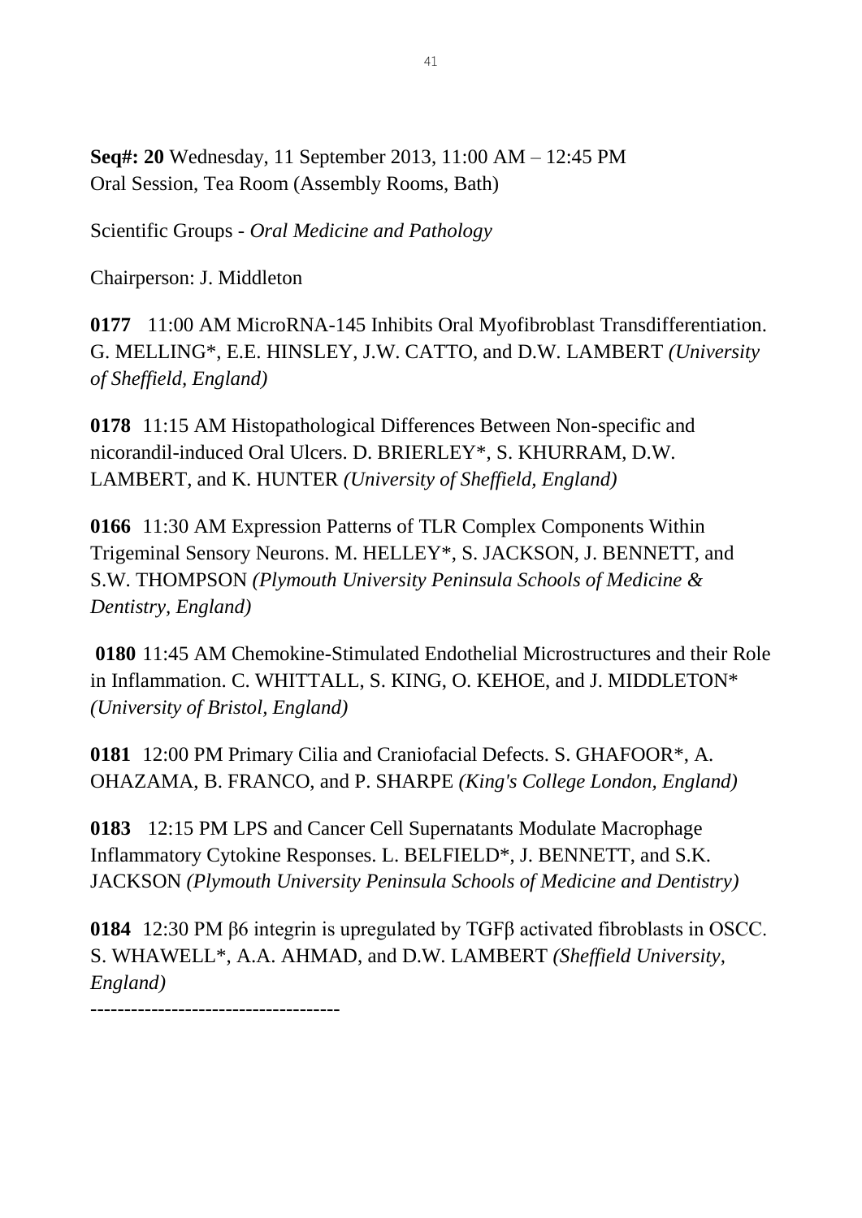**Seq#: 20** Wednesday, 11 September 2013, 11:00 AM – 12:45 PM
Oral Session, Tea Room (Assembly Rooms, Bath)

Scientific Groups - *Oral Medicine and Pathology*

Chairperson: J. Middleton

**0177** 11:00 AM MicroRNA-145 Inhibits Oral Myofibroblast Transdifferentiation. G. MELLING*, E.E. HINSLEY, J.W. CATTO, and D.W. LAMBERT *(University of Sheffield, England)*

**0178** 11:15 AM Histopathological Differences Between Non-specific and nicorandil-induced Oral Ulcers. D. BRIERLEY*, S. KHURRAM, D.W. LAMBERT, and K. HUNTER *(University of Sheffield, England)*

**0166** 11:30 AM Expression Patterns of TLR Complex Components Within Trigeminal Sensory Neurons. M. HELLEY*, S. JACKSON, J. BENNETT, and S.W. THOMPSON *(Plymouth University Peninsula Schools of Medicine & Dentistry, England)*

**0180** 11:45 AM Chemokine-Stimulated Endothelial Microstructures and their Role in Inflammation. C. WHITTALL, S. KING, O. KEHOE, and J. MIDDLETON* *(University of Bristol, England)*

**0181** 12:00 PM Primary Cilia and Craniofacial Defects. S. GHAFOOR*, A. OHAZAMA, B. FRANCO, and P. SHARPE *(King's College London, England)*

**0183** 12:15 PM LPS and Cancer Cell Supernatants Modulate Macrophage Inflammatory Cytokine Responses. L. BELFIELD*, J. BENNETT, and S.K. JACKSON *(Plymouth University Peninsula Schools of Medicine and Dentistry)*

**0184** 12:30 PM β6 integrin is upregulated by TGFβ activated fibroblasts in OSCC. S. WHAWELL*, A.A. AHMAD, and D.W. LAMBERT *(Sheffield University, England)*

-------------------------------------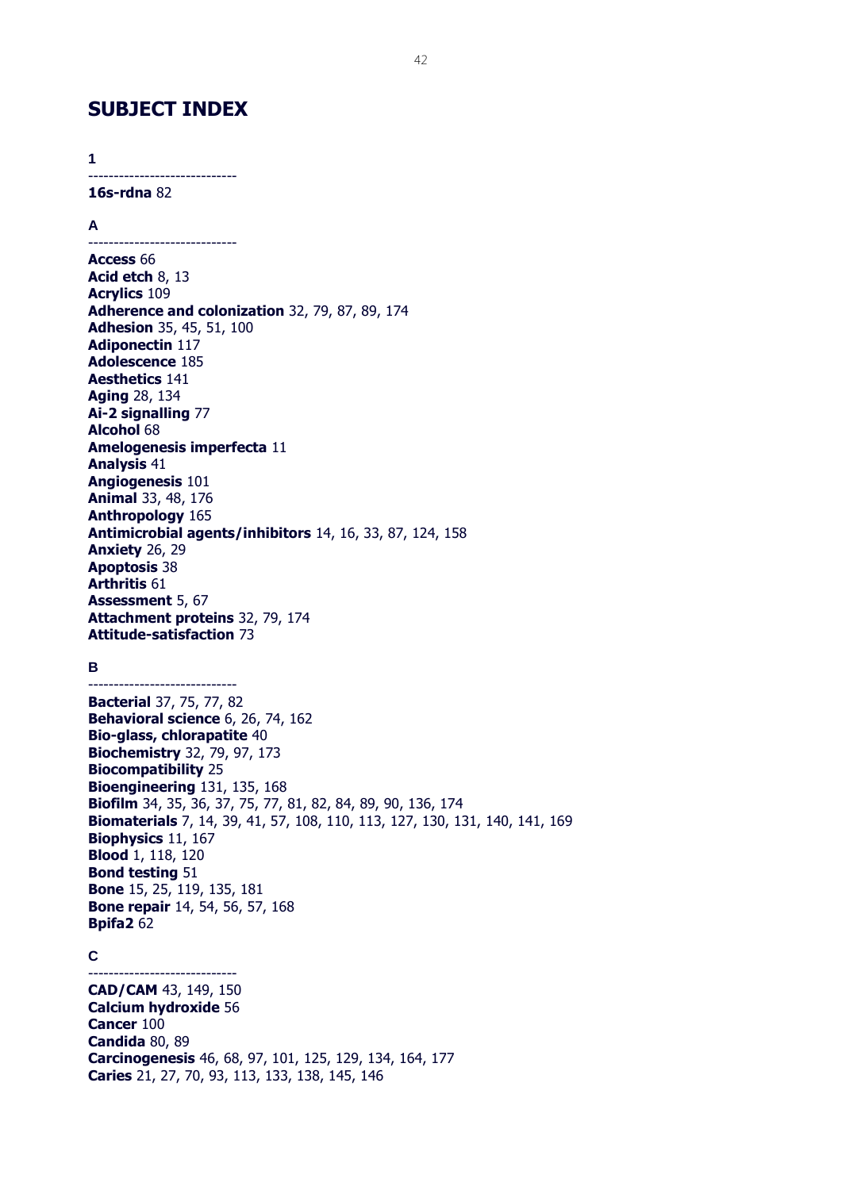# SUBJECT INDEX

**1**

-----------------------------

**16s-rdna** 82

**A**

-----------------------------

**Access** 66
**Acid etch** 8, 13
**Acrylics** 109
**Adherence and colonization** 32, 79, 87, 89, 174
**Adhesion** 35, 45, 51, 100
**Adiponectin** 117
**Adolescence** 185
**Aesthetics** 141
**Aging** 28, 134
**Ai-2 signalling** 77
**Alcohol** 68
**Amelogenesis imperfecta** 11
**Analysis** 41
**Angiogenesis** 101
**Animal** 33, 48, 176
**Anthropology** 165
**Antimicrobial agents/inhibitors** 14, 16, 33, 87, 124, 158
**Anxiety** 26, 29
**Apoptosis** 38
**Arthritis** 61
**Assessment** 5, 67
**Attachment proteins** 32, 79, 174
**Attitude-satisfaction** 73

**B**

-----------------------------

**Bacterial** 37, 75, 77, 82
**Behavioral science** 6, 26, 74, 162
**Bio-glass, chlorapatite** 40
**Biochemistry** 32, 79, 97, 173
**Biocompatibility** 25
**Bioengineering** 131, 135, 168
**Biofilm** 34, 35, 36, 37, 75, 77, 81, 82, 84, 89, 90, 136, 174
**Biomaterials** 7, 14, 39, 41, 57, 108, 110, 113, 127, 130, 131, 140, 141, 169
**Biophysics** 11, 167
**Blood** 1, 118, 120
**Bond testing** 51
**Bone** 15, 25, 119, 135, 181
**Bone repair** 14, 54, 56, 57, 168
**Bpifa2** 62

**C**

-----------------------------

**CAD/CAM** 43, 149, 150
**Calcium hydroxide** 56
**Cancer** 100
**Candida** 80, 89
**Carcinogenesis** 46, 68, 97, 101, 125, 129, 134, 164, 177
**Caries** 21, 27, 70, 93, 113, 133, 138, 145, 146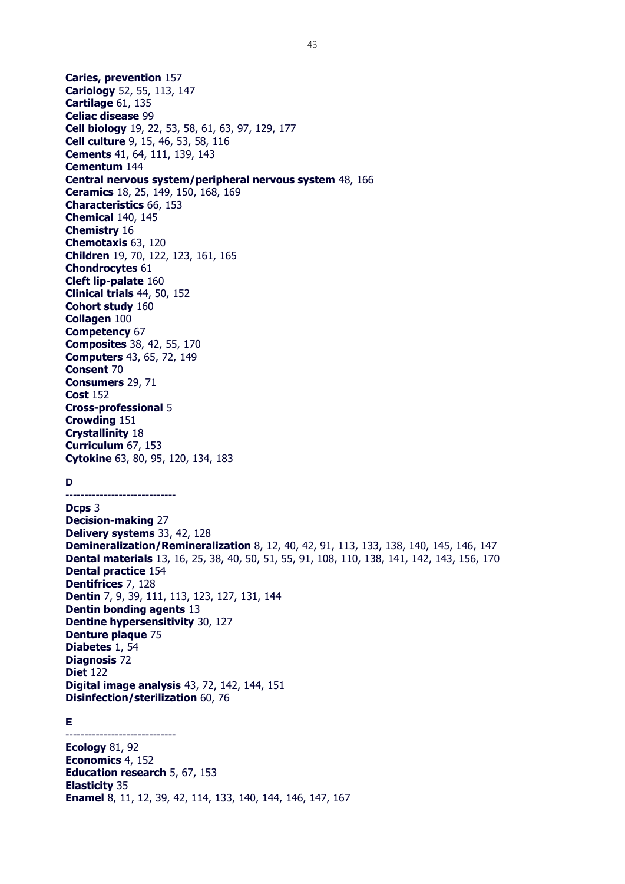**Caries, prevention** 157
**Cariology** 52, 55, 113, 147
**Cartilage** 61, 135
**Celiac disease** 99
**Cell biology** 19, 22, 53, 58, 61, 63, 97, 129, 177
**Cell culture** 9, 15, 46, 53, 58, 116
**Cements** 41, 64, 111, 139, 143
**Cementum** 144
**Central nervous system/peripheral nervous system** 48, 166
**Ceramics** 18, 25, 149, 150, 168, 169
**Characteristics** 66, 153
**Chemical** 140, 145
**Chemistry** 16
**Chemotaxis** 63, 120
**Children** 19, 70, 122, 123, 161, 165
**Chondrocytes** 61
**Cleft lip-palate** 160
**Clinical trials** 44, 50, 152
**Cohort study** 160
**Collagen** 100
**Competency** 67
**Composites** 38, 42, 55, 170
**Computers** 43, 65, 72, 149
**Consent** 70
**Consumers** 29, 71
**Cost** 152
**Cross-professional** 5
**Crowding** 151
**Crystallinity** 18
**Curriculum** 67, 153
**Cytokine** 63, 80, 95, 120, 134, 183

## D

-----------------------------

**Dcps** 3
**Decision-making** 27
**Delivery systems** 33, 42, 128
**Demineralization/Remineralization** 8, 12, 40, 42, 91, 113, 133, 138, 140, 145, 146, 147
**Dental materials** 13, 16, 25, 38, 40, 50, 51, 55, 91, 108, 110, 138, 141, 142, 143, 156, 170
**Dental practice** 154
**Dentifrices** 7, 128
**Dentin** 7, 9, 39, 111, 113, 123, 127, 131, 144
**Dentin bonding agents** 13
**Dentine hypersensitivity** 30, 127
**Denture plaque** 75
**Diabetes** 1, 54
**Diagnosis** 72
**Diet** 122
**Digital image analysis** 43, 72, 142, 144, 151
**Disinfection/sterilization** 60, 76

## E

-----------------------------

**Ecology** 81, 92
**Economics** 4, 152
**Education research** 5, 67, 153
**Elasticity** 35
**Enamel** 8, 11, 12, 39, 42, 114, 133, 140, 144, 146, 147, 167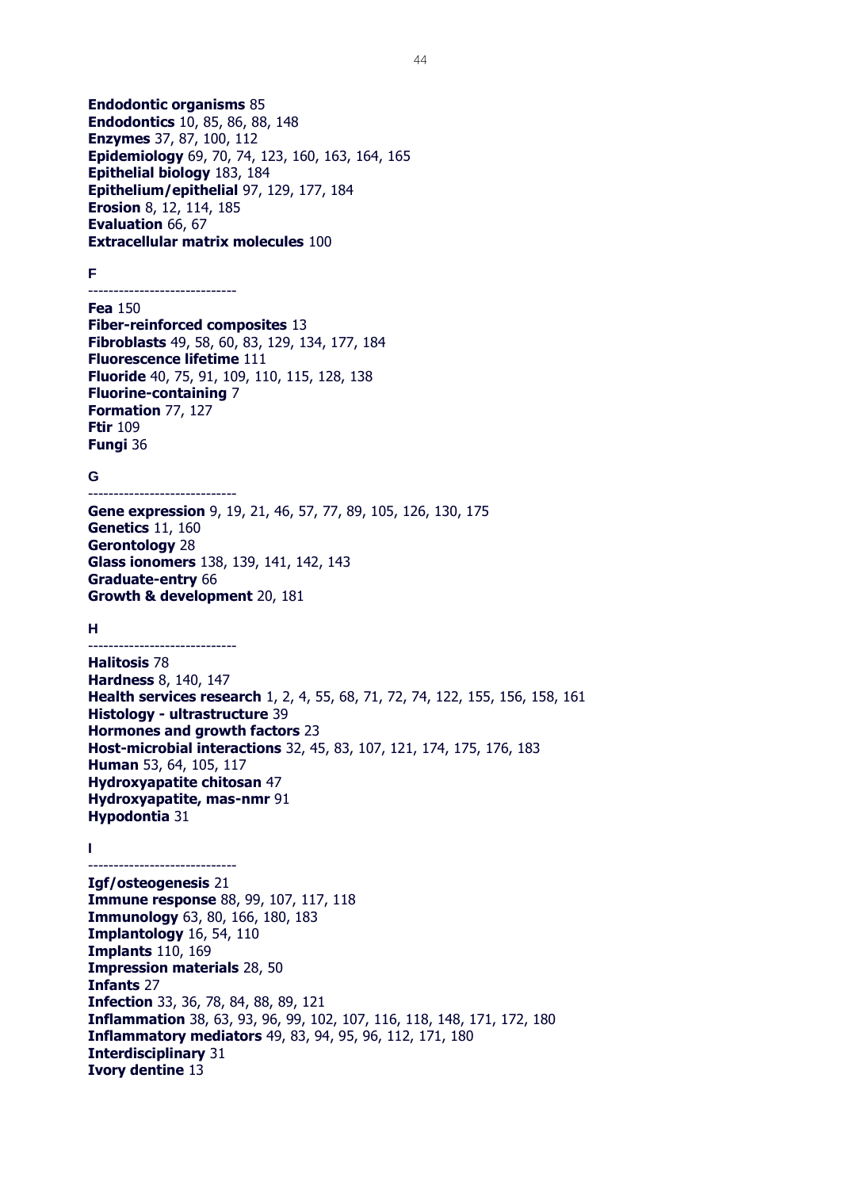**Endodontic organisms** 85
**Endodontics** 10, 85, 86, 88, 148
**Enzymes** 37, 87, 100, 112
**Epidemiology** 69, 70, 74, 123, 160, 163, 164, 165
**Epithelial biology** 183, 184
**Epithelium/epithelial** 97, 129, 177, 184
**Erosion** 8, 12, 114, 185
**Evaluation** 66, 67
**Extracellular matrix molecules** 100

**F**

-----------------------------

**Fea** 150
**Fiber-reinforced composites** 13
**Fibroblasts** 49, 58, 60, 83, 129, 134, 177, 184
**Fluorescence lifetime** 111
**Fluoride** 40, 75, 91, 109, 110, 115, 128, 138
**Fluorine-containing** 7
**Formation** 77, 127
**Ftir** 109
**Fungi** 36

**G**

-----------------------------

**Gene expression** 9, 19, 21, 46, 57, 77, 89, 105, 126, 130, 175
**Genetics** 11, 160
**Gerontology** 28
**Glass ionomers** 138, 139, 141, 142, 143
**Graduate-entry** 66
**Growth & development** 20, 181

**H**

-----------------------------

**Halitosis** 78
**Hardness** 8, 140, 147
**Health services research** 1, 2, 4, 55, 68, 71, 72, 74, 122, 155, 156, 158, 161
**Histology - ultrastructure** 39
**Hormones and growth factors** 23
**Host-microbial interactions** 32, 45, 83, 107, 121, 174, 175, 176, 183
**Human** 53, 64, 105, 117
**Hydroxyapatite chitosan** 47
**Hydroxyapatite, mas-nmr** 91
**Hypodontia** 31

**I**

-----------------------------

**Igf/osteogenesis** 21
**Immune response** 88, 99, 107, 117, 118
**Immunology** 63, 80, 166, 180, 183
**Implantology** 16, 54, 110
**Implants** 110, 169
**Impression materials** 28, 50
**Infants** 27
**Infection** 33, 36, 78, 84, 88, 89, 121
**Inflammation** 38, 63, 93, 96, 99, 102, 107, 116, 118, 148, 171, 172, 180
**Inflammatory mediators** 49, 83, 94, 95, 96, 112, 171, 180
**Interdisciplinary** 31
**Ivory dentine** 13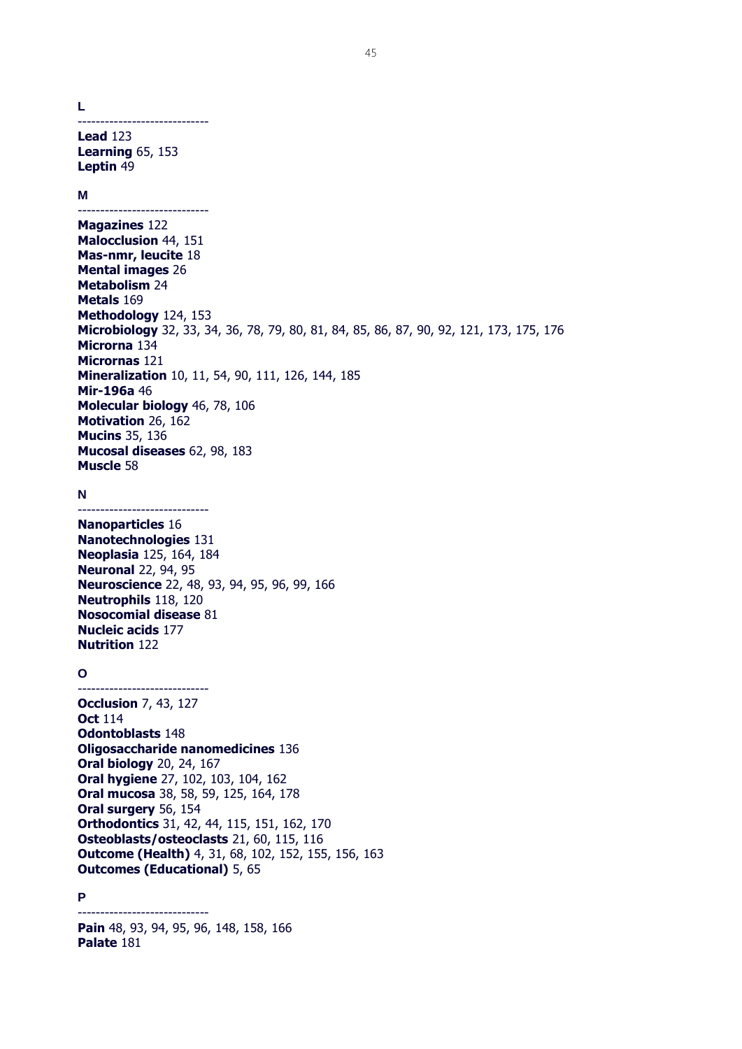**L**

-----------------------------

**Lead** 123
**Learning** 65, 153
**Leptin** 49

**M**

-----------------------------

**Magazines** 122
**Malocclusion** 44, 151
**Mas-nmr, leucite** 18
**Mental images** 26
**Metabolism** 24
**Metals** 169
**Methodology** 124, 153
**Microbiology** 32, 33, 34, 36, 78, 79, 80, 81, 84, 85, 86, 87, 90, 92, 121, 173, 175, 176
**Microrna** 134
**Micrornas** 121
**Mineralization** 10, 11, 54, 90, 111, 126, 144, 185
**Mir-196a** 46
**Molecular biology** 46, 78, 106
**Motivation** 26, 162
**Mucins** 35, 136
**Mucosal diseases** 62, 98, 183
**Muscle** 58

**N**

-----------------------------

**Nanoparticles** 16
**Nanotechnologies** 131
**Neoplasia** 125, 164, 184
**Neuronal** 22, 94, 95
**Neuroscience** 22, 48, 93, 94, 95, 96, 99, 166
**Neutrophils** 118, 120
**Nosocomial disease** 81
**Nucleic acids** 177
**Nutrition** 122

**O**

-----------------------------

**Occlusion** 7, 43, 127
**Oct** 114
**Odontoblasts** 148
**Oligosaccharide nanomedicines** 136
**Oral biology** 20, 24, 167
**Oral hygiene** 27, 102, 103, 104, 162
**Oral mucosa** 38, 58, 59, 125, 164, 178
**Oral surgery** 56, 154
**Orthodontics** 31, 42, 44, 115, 151, 162, 170
**Osteoblasts/osteoclasts** 21, 60, 115, 116
**Outcome (Health)** 4, 31, 68, 102, 152, 155, 156, 163
**Outcomes (Educational)** 5, 65

**P**

-----------------------------

**Pain** 48, 93, 94, 95, 96, 148, 158, 166
**Palate** 181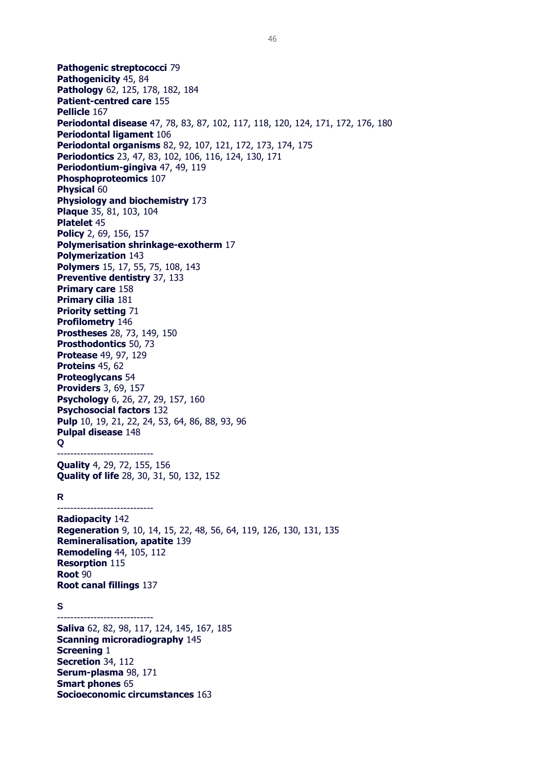**Pathogenic streptococci** 79
**Pathogenicity** 45, 84
**Pathology** 62, 125, 178, 182, 184
**Patient-centred care** 155
**Pellicle** 167
**Periodontal disease** 47, 78, 83, 87, 102, 117, 118, 120, 124, 171, 172, 176, 180
**Periodontal ligament** 106
**Periodontal organisms** 82, 92, 107, 121, 172, 173, 174, 175
**Periodontics** 23, 47, 83, 102, 106, 116, 124, 130, 171
**Periodontium-gingiva** 47, 49, 119
**Phosphoproteomics** 107
**Physical** 60
**Physiology and biochemistry** 173
**Plaque** 35, 81, 103, 104
**Platelet** 45
**Policy** 2, 69, 156, 157
**Polymerisation shrinkage-exotherm** 17
**Polymerization** 143
**Polymers** 15, 17, 55, 75, 108, 143
**Preventive dentistry** 37, 133
**Primary care** 158
**Primary cilia** 181
**Priority setting** 71
**Profilometry** 146
**Prostheses** 28, 73, 149, 150
**Prosthodontics** 50, 73
**Protease** 49, 97, 129
**Proteins** 45, 62
**Proteoglycans** 54
**Providers** 3, 69, 157
**Psychology** 6, 26, 27, 29, 157, 160
**Psychosocial factors** 132
**Pulp** 10, 19, 21, 22, 24, 53, 64, 86, 88, 93, 96
**Pulpal disease** 148

**Q**

-----------------------------

**Quality** 4, 29, 72, 155, 156
**Quality of life** 28, 30, 31, 50, 132, 152

**R**

-----------------------------

**Radiopacity** 142
**Regeneration** 9, 10, 14, 15, 22, 48, 56, 64, 119, 126, 130, 131, 135
**Remineralisation, apatite** 139
**Remodeling** 44, 105, 112
**Resorption** 115
**Root** 90
**Root canal fillings** 137

**S**

-----------------------------

**Saliva** 62, 82, 98, 117, 124, 145, 167, 185
**Scanning microradiography** 145
**Screening** 1
**Secretion** 34, 112
**Serum-plasma** 98, 171
**Smart phones** 65
**Socioeconomic circumstances** 163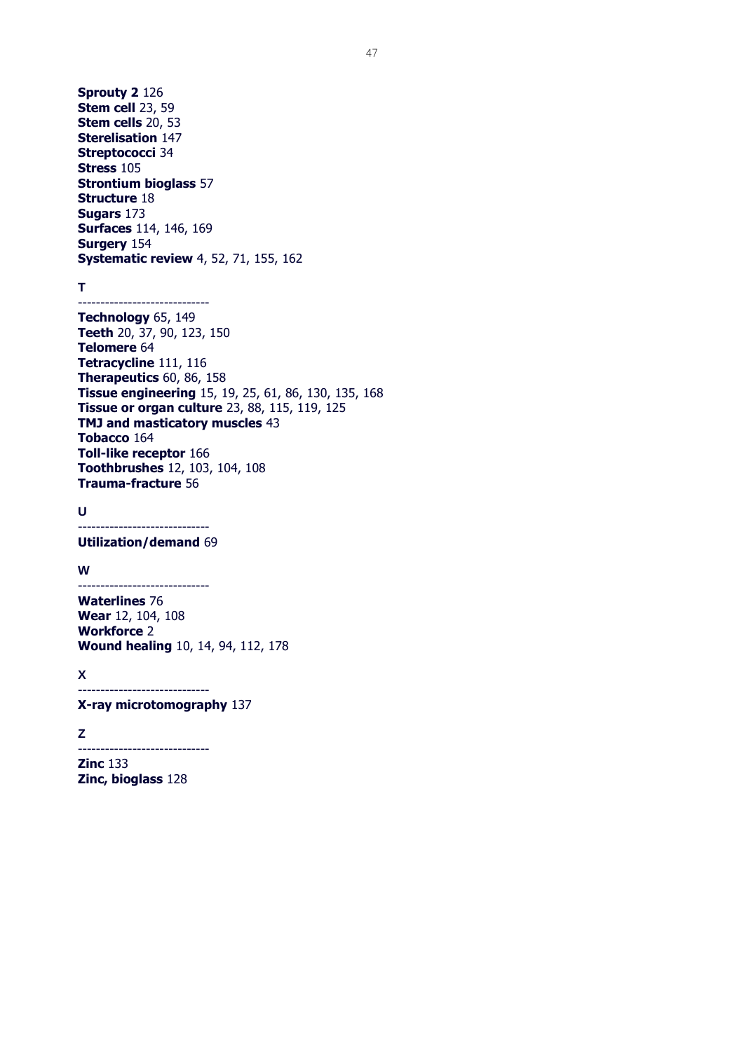**Sprouty 2** 126
**Stem cell** 23, 59
**Stem cells** 20, 53
**Sterelisation** 147
**Streptococci** 34
**Stress** 105
**Strontium bioglass** 57
**Structure** 18
**Sugars** 173
**Surfaces** 114, 146, 169
**Surgery** 154
**Systematic review** 4, 52, 71, 155, 162

**T**

----------------------------

**Technology** 65, 149
**Teeth** 20, 37, 90, 123, 150
**Telomere** 64
**Tetracycline** 111, 116
**Therapeutics** 60, 86, 158
**Tissue engineering** 15, 19, 25, 61, 86, 130, 135, 168
**Tissue or organ culture** 23, 88, 115, 119, 125
**TMJ and masticatory muscles** 43
**Tobacco** 164
**Toll-like receptor** 166
**Toothbrushes** 12, 103, 104, 108
**Trauma-fracture** 56

**U**

----------------------------

**Utilization/demand** 69

**W**

----------------------------

**Waterlines** 76
**Wear** 12, 104, 108
**Workforce** 2
**Wound healing** 10, 14, 94, 112, 178

**X**

----------------------------

**X-ray microtomography** 137

**Z**

----------------------------

**Zinc** 133
**Zinc, bioglass** 128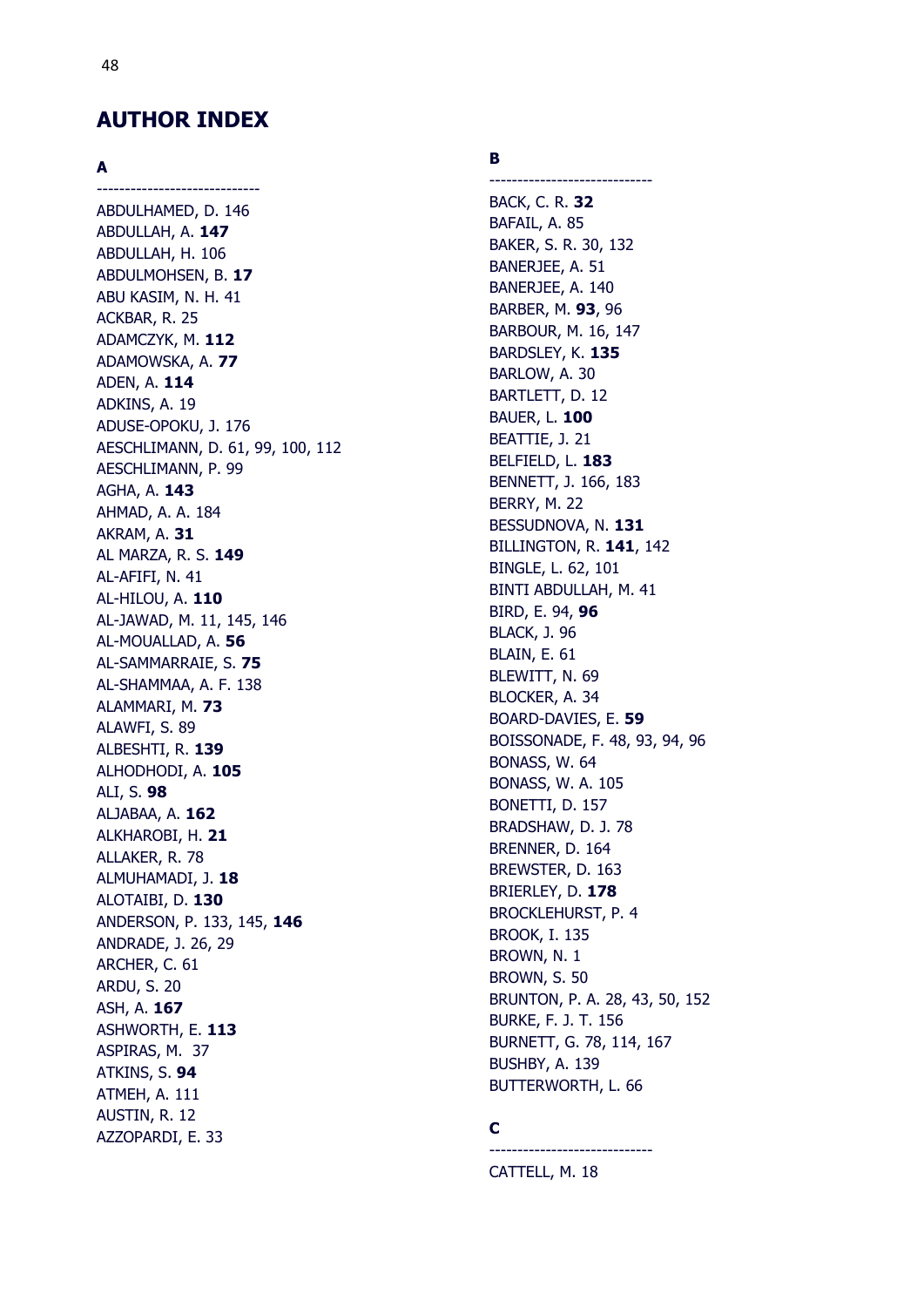# AUTHOR INDEX

### A

-----------------------------

ABDULHAMED, D. 146
ABDULLAH, A. **147**
ABDULLAH, H. 106
ABDULMOHSEN, B. **17**
ABU KASIM, N. H. 41
ACKBAR, R. 25
ADAMCZYK, M. **112**
ADAMOWSKA, A. **77**
ADEN, A. **114**
ADKINS, A. 19
ADUSE-OPOKU, J. 176
AESCHLIMANN, D. 61, 99, 100, 112
AESCHLIMANN, P. 99
AGHA, A. **143**
AHMAD, A. A. 184
AKRAM, A. **31**
AL MARZA, R. S. **149**
AL-AFIFI, N. 41
AL-HILOU, A. **110**
AL-JAWAD, M. 11, 145, 146
AL-MOUALLAD, A. **56**
AL-SAMMARRAIE, S. **75**
AL-SHAMMAA, A. F. 138
ALAMMARI, M. **73**
ALAWFI, S. 89
ALBESHTI, R. **139**
ALHODHODI, A. **105**
ALI, S. **98**
ALJABAA, A. **162**
ALKHAROBI, H. **21**
ALLAKER, R. 78
ALMUHAMADI, J. **18**
ALOTAIBI, D. **130**
ANDERSON, P. 133, 145, **146**
ANDRADE, J. 26, 29
ARCHER, C. 61
ARDU, S. 20
ASH, A. **167**
ASHWORTH, E. **113**
ASPIRAS, M. 37
ATKINS, S. **94**
ATMEH, A. 111
AUSTIN, R. 12
AZZOPARDI, E. 33

### B

-----------------------------

BACK, C. R. **32**
BAFAIL, A. 85
BAKER, S. R. 30, 132
BANERJEE, A. 51
BANERJEE, A. 140
BARBER, M. **93**, 96
BARBOUR, M. 16, 147
BARDSLEY, K. **135**
BARLOW, A. 30
BARTLETT, D. 12
BAUER, L. **100**
BEATTIE, J. 21
BELFIELD, L. **183**
BENNETT, J. 166, 183
BERRY, M. 22
BESSUDNOVA, N. **131**
BILLINGTON, R. **141**, 142
BINGLE, L. 62, 101
BINTI ABDULLAH, M. 41
BIRD, E. 94, **96**
BLACK, J. 96
BLAIN, E. 61
BLEWITT, N. 69
BLOCKER, A. 34
BOARD-DAVIES, E. **59**
BOISSONADE, F. 48, 93, 94, 96
BONASS, W. 64
BONASS, W. A. 105
BONETTI, D. 157
BRADSHAW, D. J. 78
BRENNER, D. 164
BREWSTER, D. 163
BRIERLEY, D. **178**
BROCKLEHURST, P. 4
BROOK, I. 135
BROWN, N. 1
BROWN, S. 50
BRUNTON, P. A. 28, 43, 50, 152
BURKE, F. J. T. 156
BURNETT, G. 78, 114, 167
BUSHBY, A. 139
BUTTERWORTH, L. 66

### C

-----------------------------

CATTELL, M. 18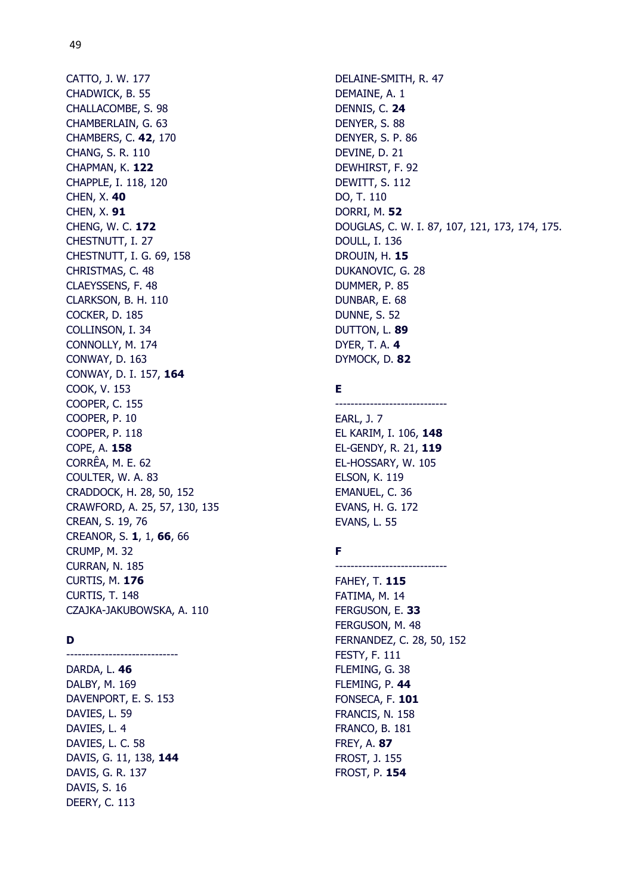CATTO, J. W. 177
CHADWICK, B. 55
CHALLACOMBE, S. 98
CHAMBERLAIN, G. 63
CHAMBERS, C. **42**, 170
CHANG, S. R. 110
CHAPMAN, K. **122**
CHAPPLE, I. 118, 120
CHEN, X. **40**
CHEN, X. **91**
CHENG, W. C. **172**
CHESTNUTT, I. 27
CHESTNUTT, I. G. 69, 158
CHRISTMAS, C. 48
CLAEYSSENS, F. 48
CLARKSON, B. H. 110
COCKER, D. 185
COLLINSON, I. 34
CONNOLLY, M. 174
CONWAY, D. 163
CONWAY, D. I. 157, **164**
COOK, V. 153
COOPER, C. 155
COOPER, P. 10
COOPER, P. 118
COPE, A. **158**
CORRÊA, M. E. 62
COULTER, W. A. 83
CRADDOCK, H. 28, 50, 152
CRAWFORD, A. 25, 57, 130, 135
CREAN, S. 19, 76
CREANOR, S. **1**, 1, **66**, 66
CRUMP, M. 32
CURRAN, N. 185
CURTIS, M. **176**
CURTIS, T. 148
CZAJKA-JAKUBOWSKA, A. 110

**D**

----------------------------

DARDA, L. **46**
DALBY, M. 169
DAVENPORT, E. S. 153
DAVIES, L. 59
DAVIES, L. 4
DAVIES, L. C. 58
DAVIS, G. 11, 138, **144**
DAVIS, G. R. 137
DAVIS, S. 16
DEERY, C. 113
DELAINE-SMITH, R. 47
DEMAINE, A. 1
DENNIS, C. **24**
DENYER, S. 88
DENYER, S. P. 86
DEVINE, D. 21
DEWHIRST, F. 92
DEWITT, S. 112
DO, T. 110
DORRI, M. **52**
DOUGLAS, C. W. I. 87, 107, 121, 173, 174, 175.
DOULL, I. 136
DROUIN, H. **15**
DUKANOVIC, G. 28
DUMMER, P. 85
DUNBAR, E. 68
DUNNE, S. 52
DUTTON, L. **89**
DYER, T. A. **4**
DYMOCK, D. **82**

**E**

----------------------------

EARL, J. 7
EL KARIM, I. 106, **148**
EL-GENDY, R. 21, **119**
EL-HOSSARY, W. 105
ELSON, K. 119
EMANUEL, C. 36
EVANS, H. G. 172
EVANS, L. 55

**F**

----------------------------

FAHEY, T. **115**
FATIMA, M. 14
FERGUSON, E. **33**
FERGUSON, M. 48
FERNANDEZ, C. 28, 50, 152
FESTY, F. 111
FLEMING, G. 38
FLEMING, P. **44**
FONSECA, F. **101**
FRANCIS, N. 158
FRANCO, B. 181
FREY, A. **87**
FROST, J. 155
FROST, P. **154**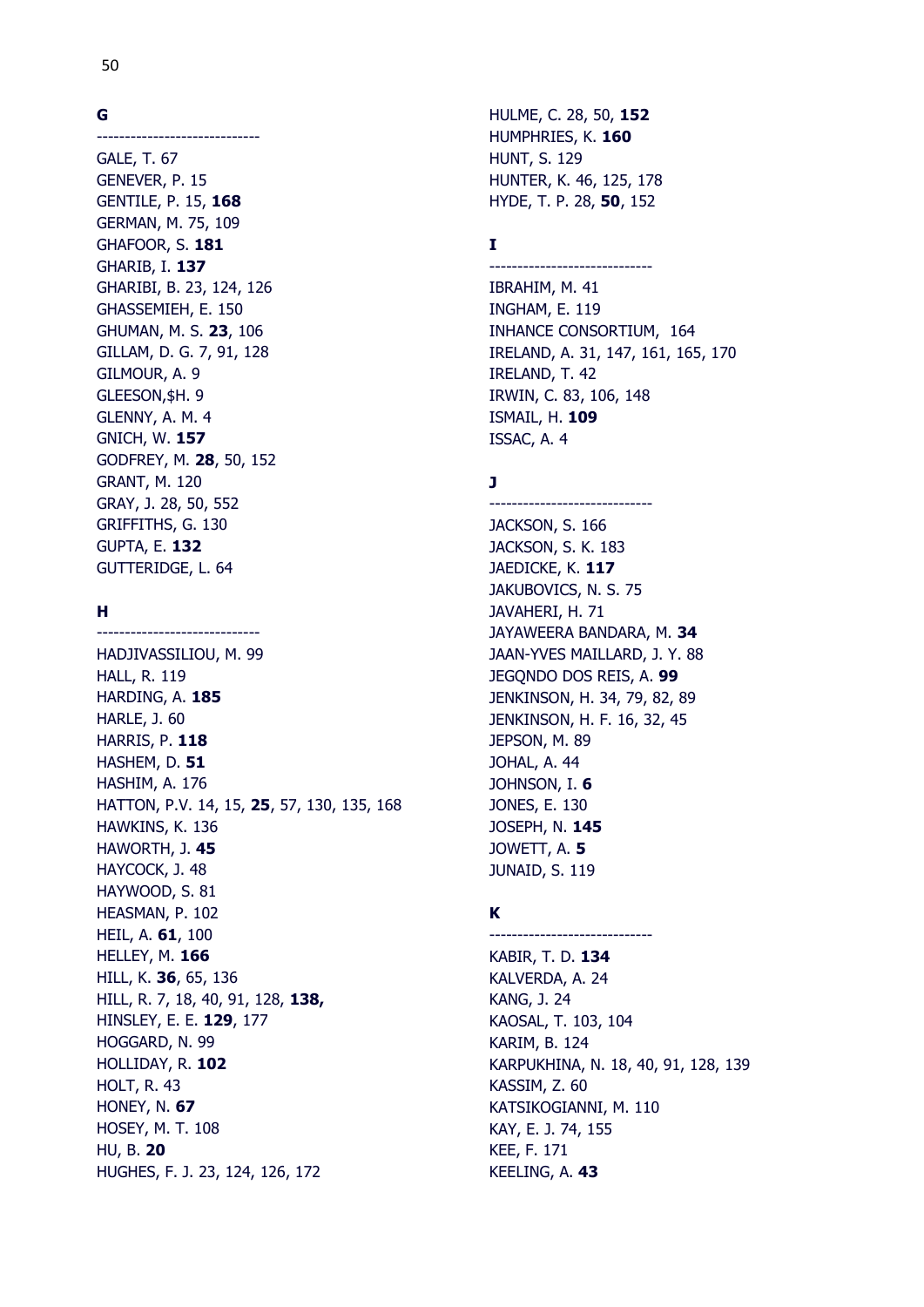**G**

-----------------------------

GALE, T. 67
GENEVER, P. 15
GENTILE, P. 15, **168**
GERMAN, M. 75, 109
GHAFOOR, S. **181**
GHARIB, I. **137**
GHARIBI, B. 23, 124, 126
GHASSEMIEH, E. 150
GHUMAN, M. S. **23**, 106
GILLAM, D. G. 7, 91, 128
GILMOUR, A. 9
GLEESON,$H. 9
GLENNY, A. M. 4
GNICH, W. **157**
GODFREY, M. **28**, 50, 152
GRANT, M. 120
GRAY, J. 28, 50, 552
GRIFFITHS, G. 130
GUPTA, E. **132**
GUTTERIDGE, L. 64

**H**

-----------------------------

HADJIVASSILIOU, M. 99
HALL, R. 119
HARDING, A. **185**
HARLE, J. 60
HARRIS, P. **118**
HASHEM, D. **51**
HASHIM, A. 176
HATTON, P.V. 14, 15, **25**, 57, 130, 135, 168
HAWKINS, K. 136
HAWORTH, J. **45**
HAYCOCK, J. 48
HAYWOOD, S. 81
HEASMAN, P. 102
HEIL, A. **61**, 100
HELLEY, M. **166**
HILL, K. **36**, 65, 136
HILL, R. 7, 18, 40, 91, 128, **138,**
HINSLEY, E. E. **129**, 177
HOGGARD, N. 99
HOLLIDAY, R. **102**
HOLT, R. 43
HONEY, N. **67**
HOSEY, M. T. 108
HU, B. **20**
HUGHES, F. J. 23, 124, 126, 172
HULME, C. 28, 50, **152**
HUMPHRIES, K. **160**
HUNT, S. 129
HUNTER, K. 46, 125, 178
HYDE, T. P. 28, **50**, 152

**I**

-----------------------------

IBRAHIM, M. 41
INGHAM, E. 119
INHANCE CONSORTIUM, 164
IRELAND, A. 31, 147, 161, 165, 170
IRELAND, T. 42
IRWIN, C. 83, 106, 148
ISMAIL, H. **109**
ISSAC, A. 4

**J**

-----------------------------

JACKSON, S. 166
JACKSON, S. K. 183
JAEDICKE, K. **117**
JAKUBOVICS, N. S. 75
JAVAHERI, H. 71
JAYAWEERA BANDARA, M. **34**
JAAN-YVES MAILLARD, J. Y. 88
JEGQNDO DOS REIS, A. **99**
JENKINSON, H. 34, 79, 82, 89
JENKINSON, H. F. 16, 32, 45
JEPSON, M. 89
JOHAL, A. 44
JOHNSON, I. **6**
JONES, E. 130
JOSEPH, N. **145**
JOWETT, A. **5**
JUNAID, S. 119

**K**

-----------------------------

KABIR, T. D. **134**
KALVERDA, A. 24
KANG, J. 24
KAOSAL, T. 103, 104
KARIM, B. 124
KARPUKHINA, N. 18, 40, 91, 128, 139
KASSIM, Z. 60
KATSIKOGIANNI, M. 110
KAY, E. J. 74, 155
KEE, F. 171
KEELING, A. **43**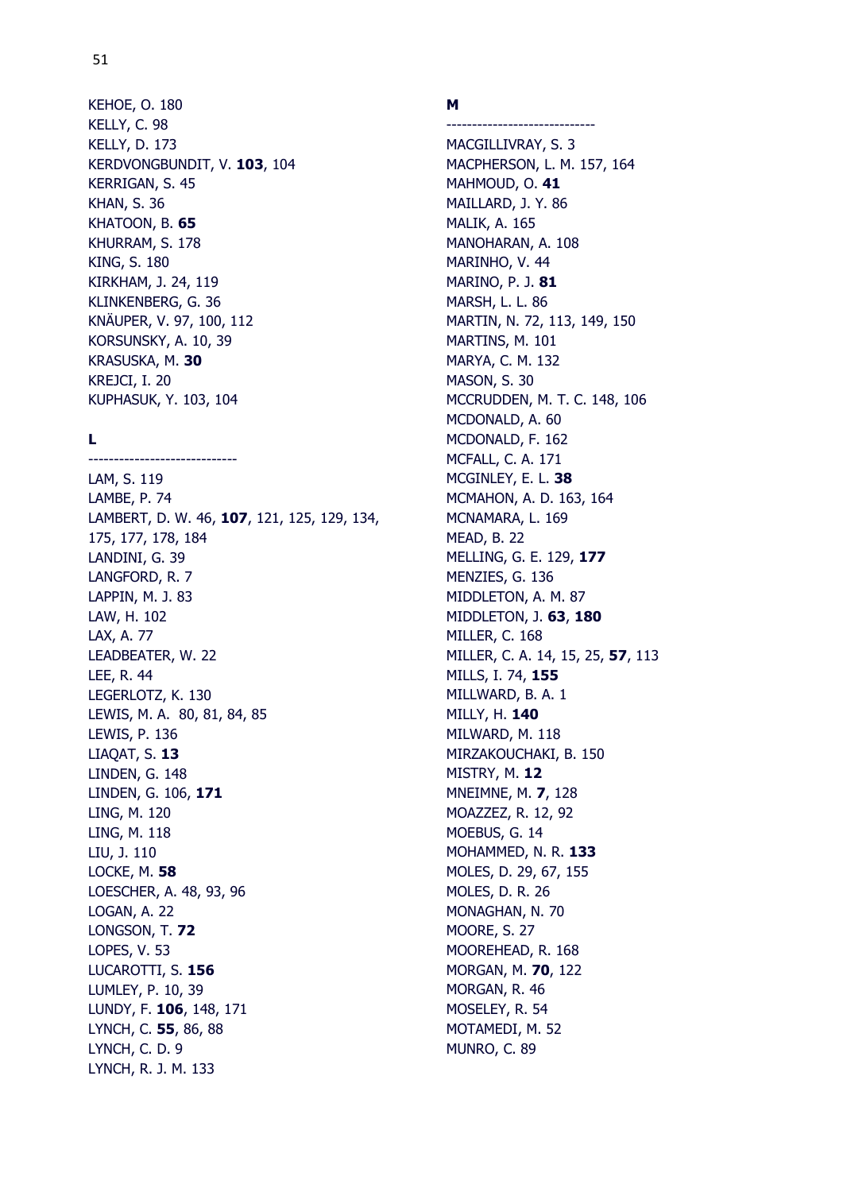KEHOE, O. 180
KELLY, C. 98
KELLY, D. 173
KERDVONGBUNDIT, V. **103**, 104
KERRIGAN, S. 45
KHAN, S. 36
KHATOON, B. **65**
KHURRAM, S. 178
KING, S. 180
KIRKHAM, J. 24, 119
KLINKENBERG, G. 36
KNÄUPER, V. 97, 100, 112
KORSUNSKY, A. 10, 39
KRASUSKA, M. **30**
KREJCI, I. 20
KUPHASUK, Y. 103, 104

**L**

-----------------------------

LAM, S. 119
LAMBE, P. 74
LAMBERT, D. W. 46, **107**, 121, 125, 129, 134, 175, 177, 178, 184
LANDINI, G. 39
LANGFORD, R. 7
LAPPIN, M. J. 83
LAW, H. 102
LAX, A. 77
LEADBEATER, W. 22
LEE, R. 44
LEGERLOTZ, K. 130
LEWIS, M. A. 80, 81, 84, 85
LEWIS, P. 136
LIAQAT, S. **13**
LINDEN, G. 148
LINDEN, G. 106, **171**
LING, M. 120
LING, M. 118
LIU, J. 110
LOCKE, M. **58**
LOESCHER, A. 48, 93, 96
LOGAN, A. 22
LONGSON, T. **72**
LOPES, V. 53
LUCAROTTI, S. **156**
LUMLEY, P. 10, 39
LUNDY, F. **106**, 148, 171
LYNCH, C. **55**, 86, 88
LYNCH, C. D. 9
LYNCH, R. J. M. 133

**M**

-----------------------------

MACGILLIVRAY, S. 3
MACPHERSON, L. M. 157, 164
MAHMOUD, O. **41**
MAILLARD, J. Y. 86
MALIK, A. 165
MANOHARAN, A. 108
MARINHO, V. 44
MARINO, P. J. **81**
MARSH, L. L. 86
MARTIN, N. 72, 113, 149, 150
MARTINS, M. 101
MARYA, C. M. 132
MASON, S. 30
MCCRUDDEN, M. T. C. 148, 106
MCDONALD, A. 60
MCDONALD, F. 162
MCFALL, C. A. 171
MCGINLEY, E. L. **38**
MCMAHON, A. D. 163, 164
MCNAMARA, L. 169
MEAD, B. 22
MELLING, G. E. 129, **177**
MENZIES, G. 136
MIDDLETON, A. M. 87
MIDDLETON, J. **63**, **180**
MILLER, C. 168
MILLER, C. A. 14, 15, 25, **57**, 113
MILLS, I. 74, **155**
MILLWARD, B. A. 1
MILLY, H. **140**
MILWARD, M. 118
MIRZAKOUCHAKI, B. 150
MISTRY, M. **12**
MNEIMNE, M. **7**, 128
MOAZZEZ, R. 12, 92
MOEBUS, G. 14
MOHAMMED, N. R. **133**
MOLES, D. 29, 67, 155
MOLES, D. R. 26
MONAGHAN, N. 70
MOORE, S. 27
MOOREHEAD, R. 168
MORGAN, M. **70**, 122
MORGAN, R. 46
MOSELEY, R. 54
MOTAMEDI, M. 52
MUNRO, C. 89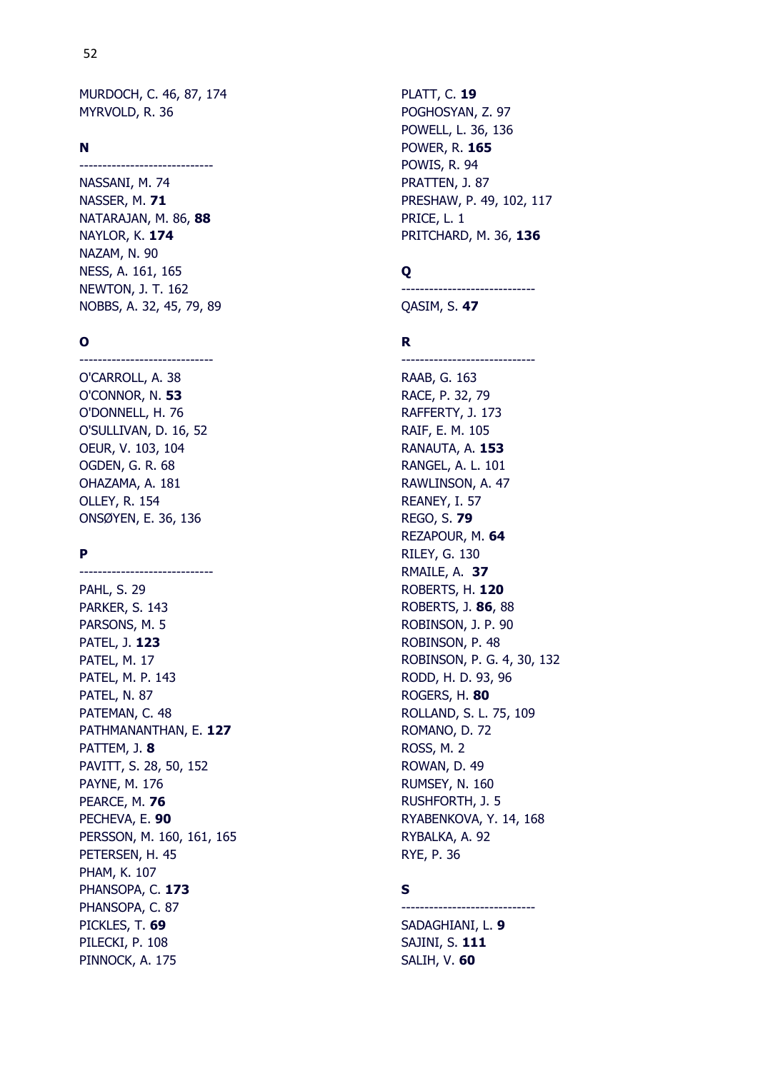MURDOCH, C. 46, 87, 174
MYRVOLD, R. 36

**N**

-----------------------------

NASSANI, M. 74
NASSER, M. **71**
NATARAJAN, M. 86, **88**
NAYLOR, K. **174**
NAZAM, N. 90
NESS, A. 161, 165
NEWTON, J. T. 162
NOBBS, A. 32, 45, 79, 89

**O**

-----------------------------

O'CARROLL, A. 38
O'CONNOR, N. **53**
O'DONNELL, H. 76
O'SULLIVAN, D. 16, 52
OEUR, V. 103, 104
OGDEN, G. R. 68
OHAZAMA, A. 181
OLLEY, R. 154
ONSØYEN, E. 36, 136

**P**

-----------------------------

PAHL, S. 29
PARKER, S. 143
PARSONS, M. 5
PATEL, J. **123**
PATEL, M. 17
PATEL, M. P. 143
PATEL, N. 87
PATEMAN, C. 48
PATHMANANTHAN, E. **127**
PATTEM, J. **8**
PAVITT, S. 28, 50, 152
PAYNE, M. 176
PEARCE, M. **76**
PECHEVA, E. **90**
PERSSON, M. 160, 161, 165
PETERSEN, H. 45
PHAM, K. 107
PHANSOPA, C. **173**
PHANSOPA, C. 87
PICKLES, T. **69**
PILECKI, P. 108
PINNOCK, A. 175
PLATT, C. **19**
POGHOSYAN, Z. 97
POWELL, L. 36, 136
POWER, R. **165**
POWIS, R. 94
PRATTEN, J. 87
PRESHAW, P. 49, 102, 117
PRICE, L. 1
PRITCHARD, M. 36, **136**

**Q**

-----------------------------

QASIM, S. **47**

**R**

-----------------------------

RAAB, G. 163
RACE, P. 32, 79
RAFFERTY, J. 173
RAIF, E. M. 105
RANAUTA, A. **153**
RANGEL, A. L. 101
RAWLINSON, A. 47
REANEY, I. 57
REGO, S. **79**
REZAPOUR, M. **64**
RILEY, G. 130
RMAILE, A. **37**
ROBERTS, H. **120**
ROBERTS, J. **86**, 88
ROBINSON, J. P. 90
ROBINSON, P. 48
ROBINSON, P. G. 4, 30, 132
RODD, H. D. 93, 96
ROGERS, H. **80**
ROLLAND, S. L. 75, 109
ROMANO, D. 72
ROSS, M. 2
ROWAN, D. 49
RUMSEY, N. 160
RUSHFORTH, J. 5
RYABENKOVA, Y. 14, 168
RYBALKA, A. 92
RYE, P. 36

**S**

-----------------------------

SADAGHIANI, L. **9**
SAJINI, S. **111**
SALIH, V. **60**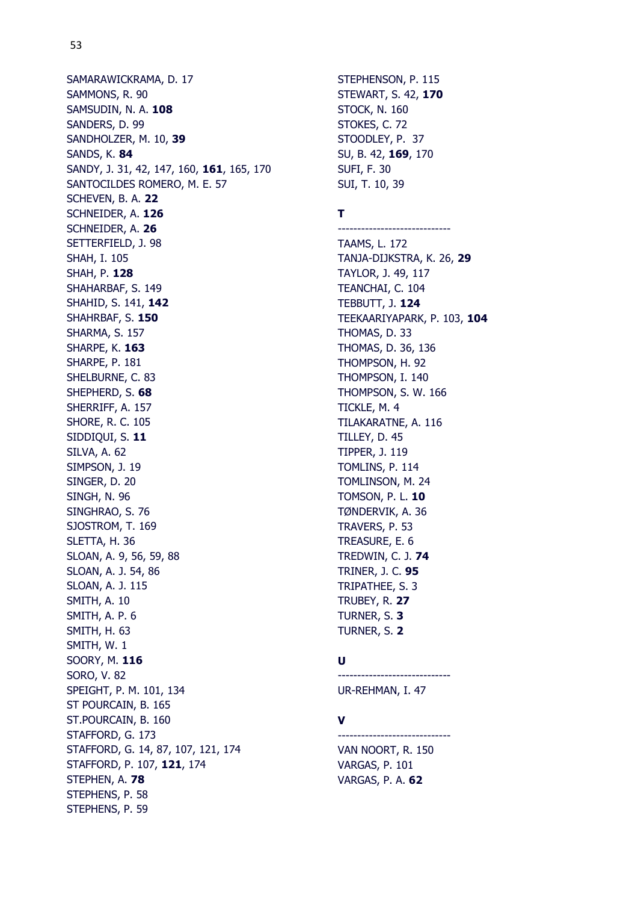SAMARAWICKRAMA, D. 17  
SAMMONS, R. 90  
SAMSUDIN, N. A. **108**  
SANDERS, D. 99  
SANDHOLZER, M. 10, **39**  
SANDS, K. **84**  
SANDY, J. 31, 42, 147, 160, **161**, 165, 170  
SANTOCILDES ROMERO, M. E. 57  
SCHEVEN, B. A. **22**  
SCHNEIDER, A. **126**  
SCHNEIDER, A. **26**  
SETTERFIELD, J. 98  
SHAH, I. 105  
SHAH, P. **128**  
SHAHARBAF, S. 149  
SHAHID, S. 141, **142**  
SHAHRBAF, S. **150**  
SHARMA, S. 157  
SHARPE, K. **163**  
SHARPE, P. 181  
SHELBURNE, C. 83  
SHEPHERD, S. **68**  
SHERRIFF, A. 157  
SHORE, R. C. 105  
SIDDIQUI, S. **11**  
SILVA, A. 62  
SIMPSON, J. 19  
SINGER, D. 20  
SINGH, N. 96  
SINGHRAO, S. 76  
SJOSTROM, T. 169  
SLETTA, H. 36  
SLOAN, A. 9, 56, 59, 88  
SLOAN, A. J. 54, 86  
SLOAN, A. J. 115  
SMITH, A. 10  
SMITH, A. P. 6  
SMITH, H. 63  
SMITH, W. 1  
SOORY, M. **116**  
SORO, V. 82  
SPEIGHT, P. M. 101, 134  
ST POURCAIN, B. 165  
ST.POURCAIN, B. 160  
STAFFORD, G. 173  
STAFFORD, G. 14, 87, 107, 121, 174  
STAFFORD, P. 107, **121**, 174  
STEPHEN, A. **78**  
STEPHENS, P. 58  
STEPHENS, P. 59  
STEPHENSON, P. 115  
STEWART, S. 42, **170**  
STOCK, N. 160  
STOKES, C. 72  
STOODLEY, P. 37  
SU, B. 42, **169**, 170  
SUFI, F. 30  
SUI, T. 10, 39  

**T**

-----------------------------

TAAMS, L. 172  
TANJA-DIJKSTRA, K. 26, **29**  
TAYLOR, J. 49, 117  
TEANCHAI, C. 104  
TEBBUTT, J. **124**  
TEEKAARIYAPARK, P. 103, **104**  
THOMAS, D. 33  
THOMAS, D. 36, 136  
THOMPSON, H. 92  
THOMPSON, I. 140  
THOMPSON, S. W. 166  
TICKLE, M. 4  
TILAKARATNE, A. 116  
TILLEY, D. 45  
TIPPER, J. 119  
TOMLINS, P. 114  
TOMLINSON, M. 24  
TOMSON, P. L. **10**  
TØNDERVIK, A. 36  
TRAVERS, P. 53  
TREASURE, E. 6  
TREDWIN, C. J. **74**  
TRINER, J. C. **95**  
TRIPATHEE, S. 3  
TRUBEY, R. **27**  
TURNER, S. **3**  
TURNER, S. **2**  

**U**

-----------------------------

UR-REHMAN, I. 47  

**V**

-----------------------------

VAN NOORT, R. 150  
VARGAS, P. 101  
VARGAS, P. A. **62**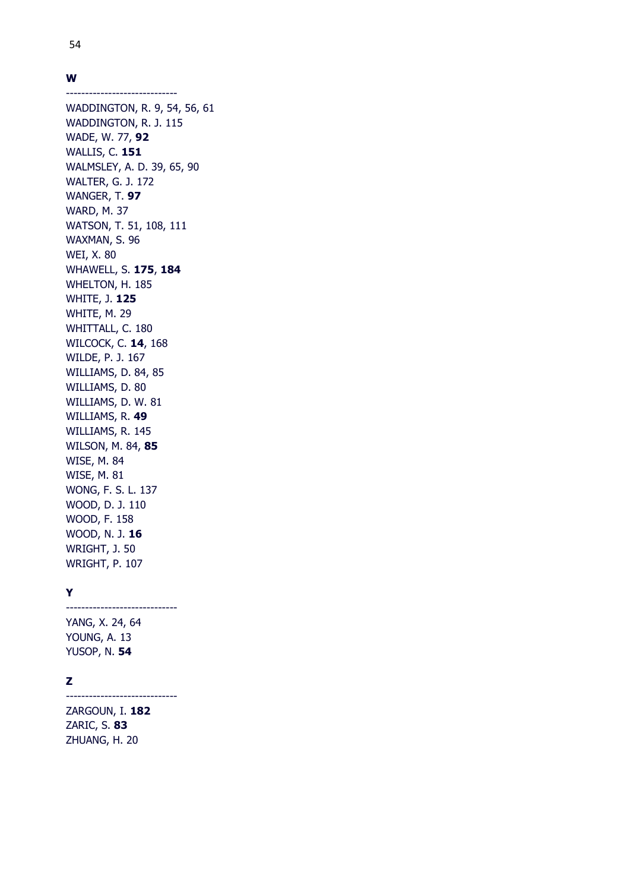**W**

----------------------------

WADDINGTON, R. 9, 54, 56, 61
WADDINGTON, R. J. 115
WADE, W. 77, **92**
WALLIS, C. **151**
WALMSLEY, A. D. 39, 65, 90
WALTER, G. J. 172
WANGER, T. **97**
WARD, M. 37
WATSON, T. 51, 108, 111
WAXMAN, S. 96
WEI, X. 80
WHAWELL, S. **175**, **184**
WHELTON, H. 185
WHITE, J. **125**
WHITE, M. 29
WHITTALL, C. 180
WILCOCK, C. **14**, 168
WILDE, P. J. 167
WILLIAMS, D. 84, 85
WILLIAMS, D. 80
WILLIAMS, D. W. 81
WILLIAMS, R. **49**
WILLIAMS, R. 145
WILSON, M. 84, **85**
WISE, M. 84
WISE, M. 81
WONG, F. S. L. 137
WOOD, D. J. 110
WOOD, F. 158
WOOD, N. J. **16**
WRIGHT, J. 50
WRIGHT, P. 107

**Y**

----------------------------

YANG, X. 24, 64
YOUNG, A. 13
YUSOP, N. **54**

**Z**

----------------------------

ZARGOUN, I. **182**
ZARIC, S. **83**
ZHUANG, H. 20